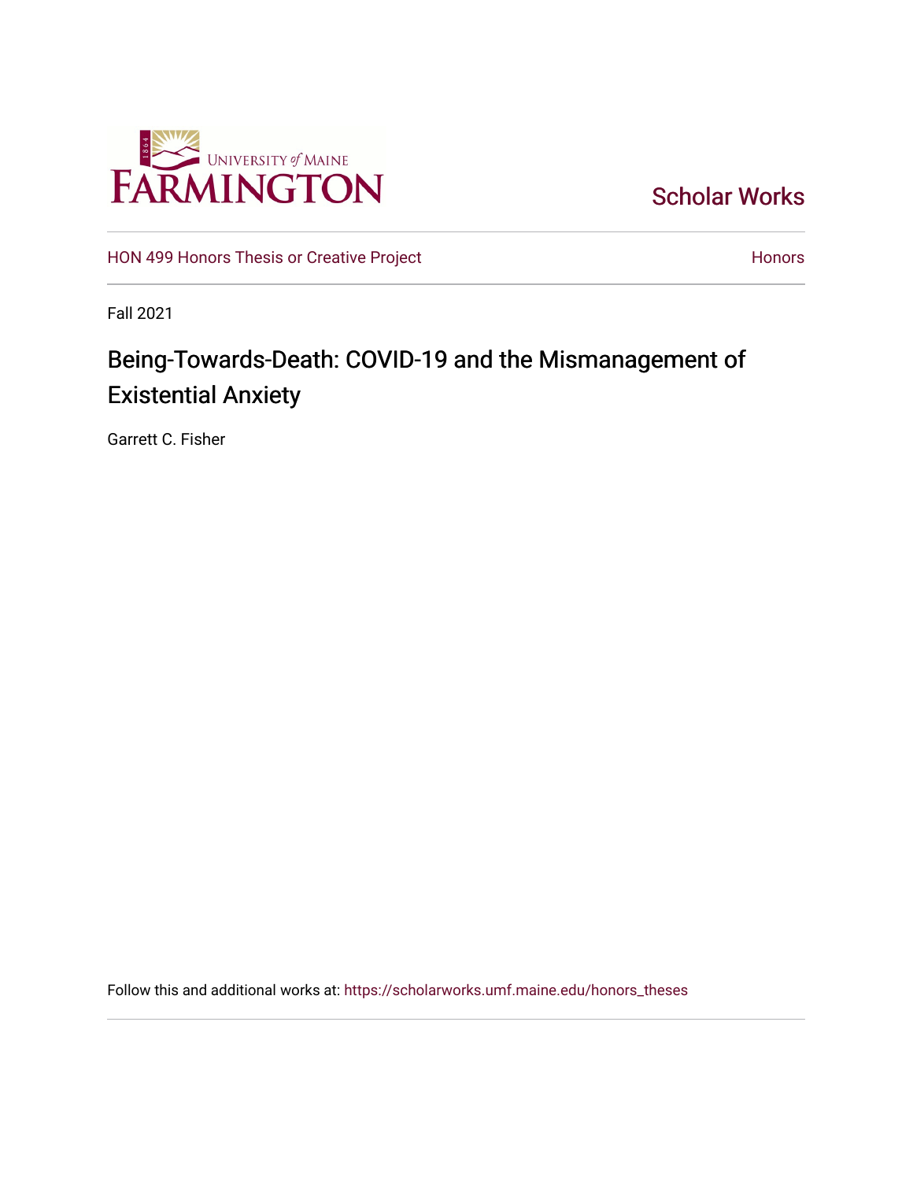University of Maine Farmington

Scholar Works

HON 499 Honors Thesis or Creative Project

Honors

Fall 2021

# Being-Towards-Death: COVID-19 and the Mismanagement of Existential Anxiety

Garrett C. Fisher

Follow this and additional works at: https://scholarworks.umf.maine.edu/honors_theses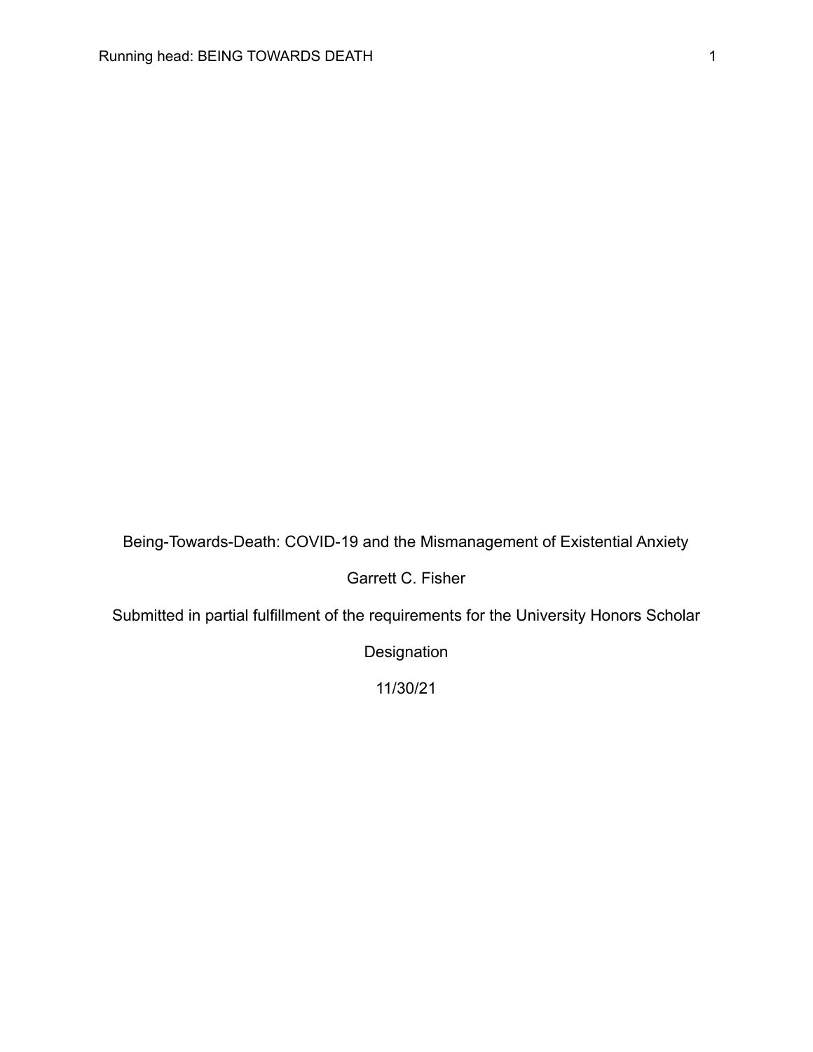Being-Towards-Death: COVID-19 and the Mismanagement of Existential Anxiety

Garrett C. Fisher

Submitted in partial fulfillment of the requirements for the University Honors Scholar Designation

11/30/21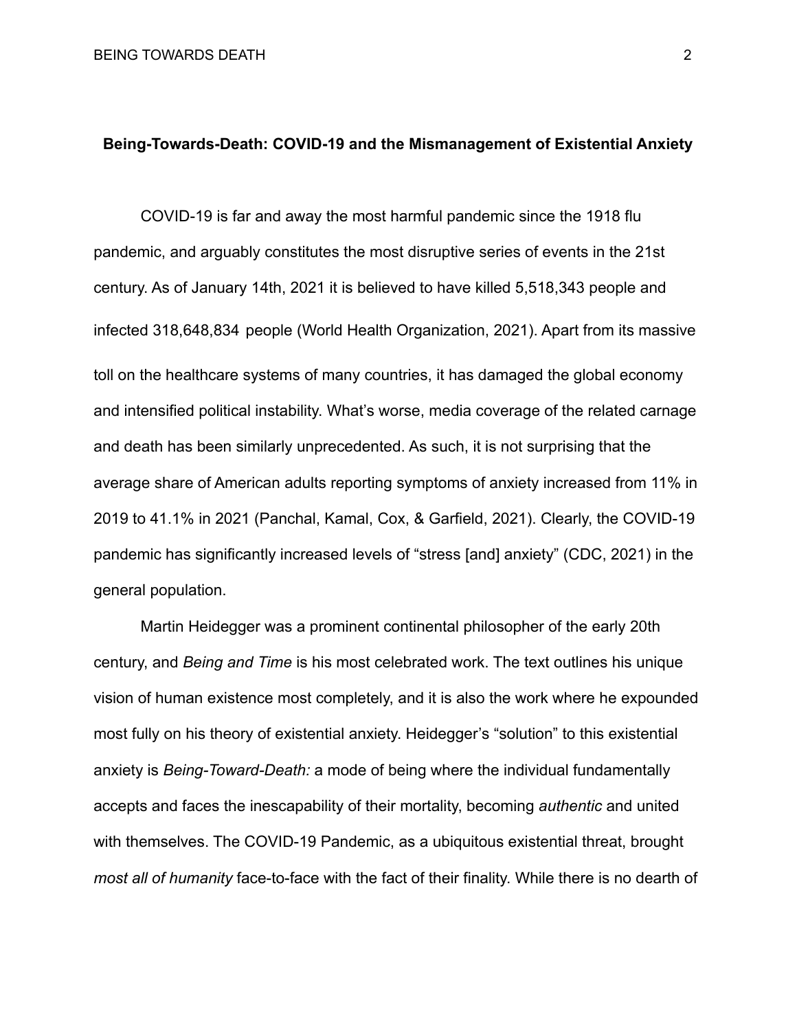**Being-Towards-Death: COVID-19 and the Mismanagement of Existential Anxiety**

COVID-19 is far and away the most harmful pandemic since the 1918 flu pandemic, and arguably constitutes the most disruptive series of events in the 21st century. As of January 14th, 2021 it is believed to have killed 5,518,343 people and infected 318,648,834 people (World Health Organization, 2021). Apart from its massive toll on the healthcare systems of many countries, it has damaged the global economy and intensified political instability. What's worse, media coverage of the related carnage and death has been similarly unprecedented. As such, it is not surprising that the average share of American adults reporting symptoms of anxiety increased from 11% in 2019 to 41.1% in 2021 (Panchal, Kamal, Cox, & Garfield, 2021). Clearly, the COVID-19 pandemic has significantly increased levels of "stress [and] anxiety" (CDC, 2021) in the general population.

Martin Heidegger was a prominent continental philosopher of the early 20th century, and *Being and Time* is his most celebrated work. The text outlines his unique vision of human existence most completely, and it is also the work where he expounded most fully on his theory of existential anxiety. Heidegger's "solution" to this existential anxiety is *Being-Toward-Death:* a mode of being where the individual fundamentally accepts and faces the inescapability of their mortality, becoming *authentic* and united with themselves. The COVID-19 Pandemic, as a ubiquitous existential threat, brought *most all of humanity* face-to-face with the fact of their finality. While there is no dearth of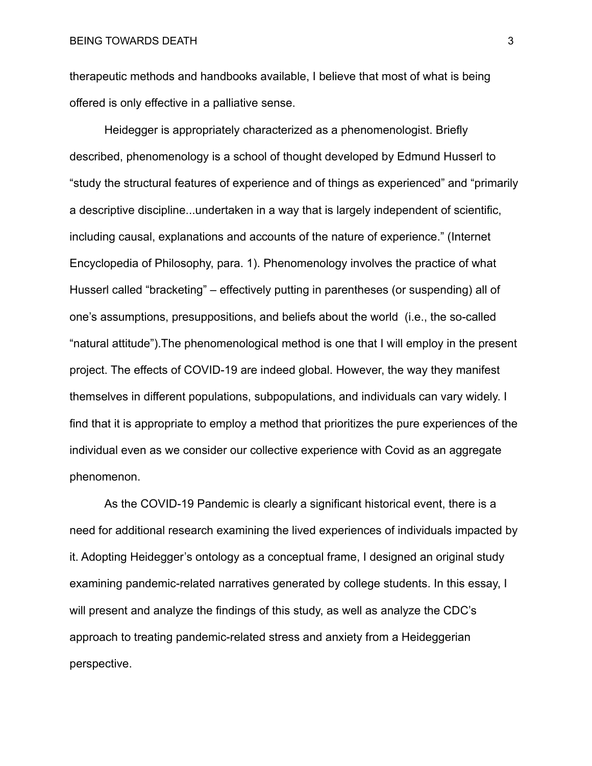therapeutic methods and handbooks available, I believe that most of what is being offered is only effective in a palliative sense.

Heidegger is appropriately characterized as a phenomenologist. Briefly described, phenomenology is a school of thought developed by Edmund Husserl to "study the structural features of experience and of things as experienced" and "primarily a descriptive discipline...undertaken in a way that is largely independent of scientific, including causal, explanations and accounts of the nature of experience." (Internet Encyclopedia of Philosophy, para. 1). Phenomenology involves the practice of what Husserl called "bracketing" – effectively putting in parentheses (or suspending) all of one's assumptions, presuppositions, and beliefs about the world (i.e., the so-called "natural attitude").The phenomenological method is one that I will employ in the present project. The effects of COVID-19 are indeed global. However, the way they manifest themselves in different populations, subpopulations, and individuals can vary widely. I find that it is appropriate to employ a method that prioritizes the pure experiences of the individual even as we consider our collective experience with Covid as an aggregate phenomenon.

As the COVID-19 Pandemic is clearly a significant historical event, there is a need for additional research examining the lived experiences of individuals impacted by it. Adopting Heidegger's ontology as a conceptual frame, I designed an original study examining pandemic-related narratives generated by college students. In this essay, I will present and analyze the findings of this study, as well as analyze the CDC's approach to treating pandemic-related stress and anxiety from a Heideggerian perspective.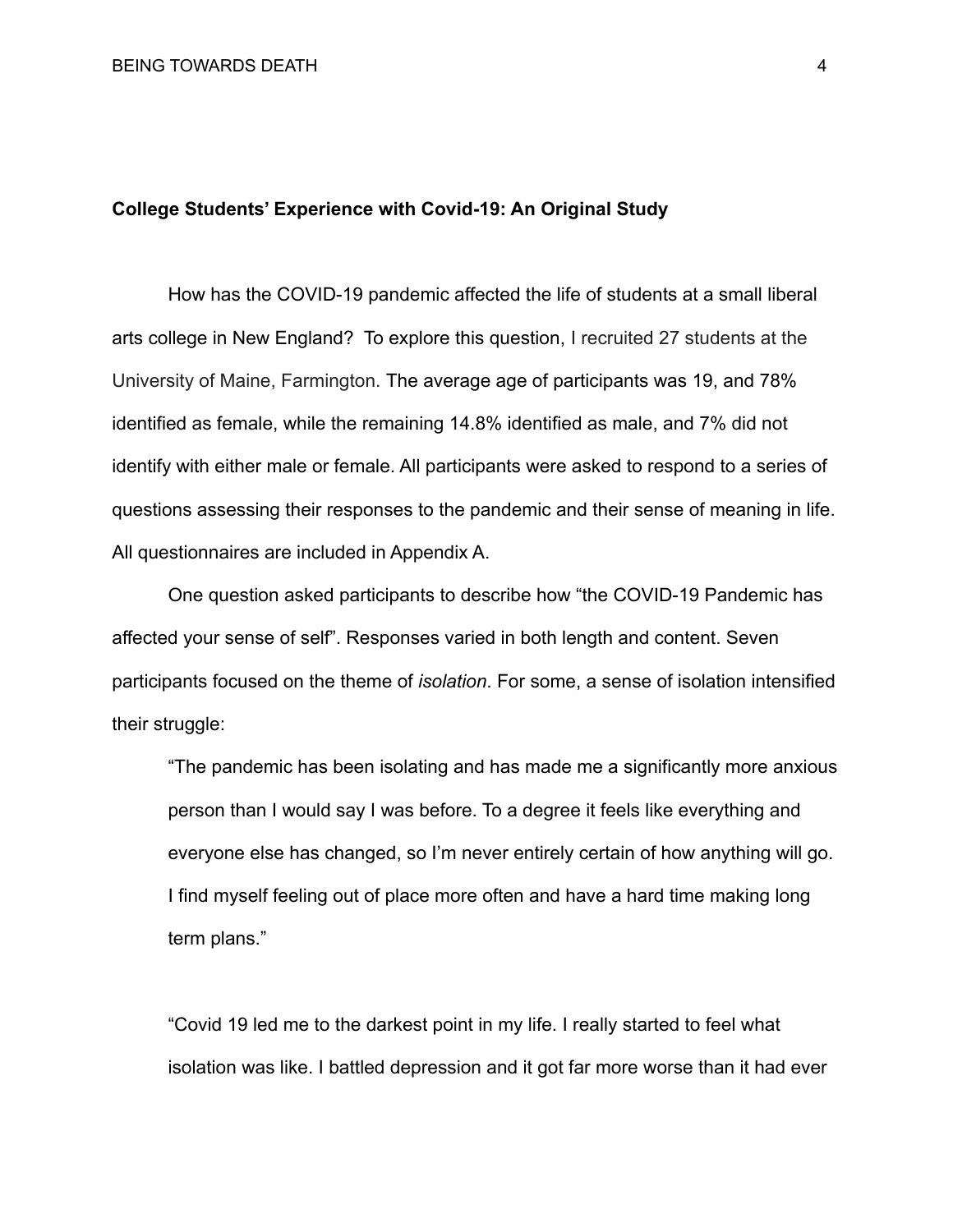**College Students' Experience with Covid-19: An Original Study**

How has the COVID-19 pandemic affected the life of students at a small liberal arts college in New England? To explore this question, I recruited 27 students at the University of Maine, Farmington. The average age of participants was 19, and 78% identified as female, while the remaining 14.8% identified as male, and 7% did not identify with either male or female. All participants were asked to respond to a series of questions assessing their responses to the pandemic and their sense of meaning in life. All questionnaires are included in Appendix A.

One question asked participants to describe how "the COVID-19 Pandemic has affected your sense of self". Responses varied in both length and content. Seven participants focused on the theme of *isolation*. For some, a sense of isolation intensified their struggle:

> "The pandemic has been isolating and has made me a significantly more anxious person than I would say I was before. To a degree it feels like everything and everyone else has changed, so I'm never entirely certain of how anything will go. I find myself feeling out of place more often and have a hard time making long term plans."

> "Covid 19 led me to the darkest point in my life. I really started to feel what isolation was like. I battled depression and it got far more worse than it had ever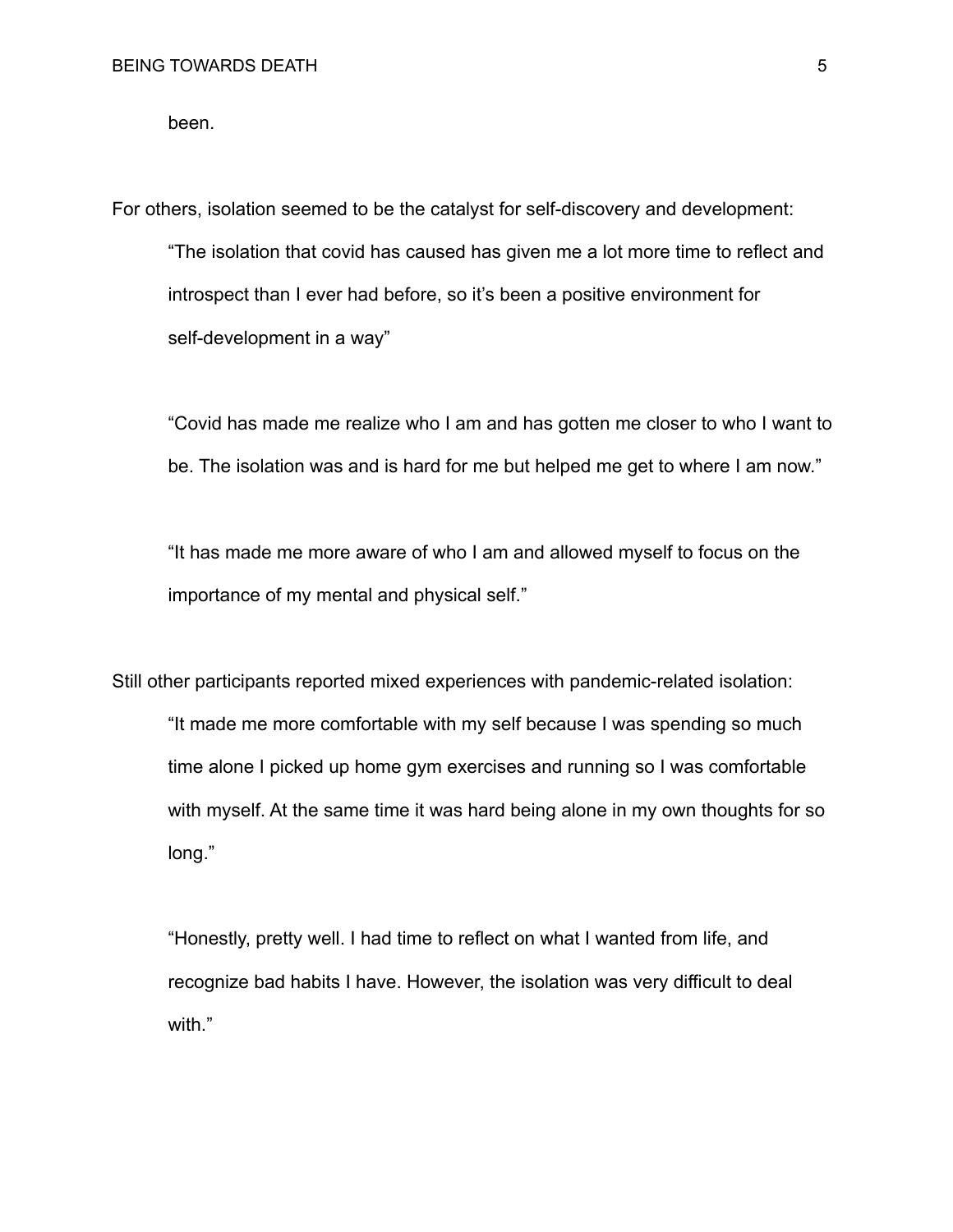been.

For others, isolation seemed to be the catalyst for self-discovery and development:

> "The isolation that covid has caused has given me a lot more time to reflect and introspect than I ever had before, so it's been a positive environment for self-development in a way"
>
> "Covid has made me realize who I am and has gotten me closer to who I want to be. The isolation was and is hard for me but helped me get to where I am now."
>
> "It has made me more aware of who I am and allowed myself to focus on the importance of my mental and physical self."

Still other participants reported mixed experiences with pandemic-related isolation:

> "It made me more comfortable with my self because I was spending so much time alone I picked up home gym exercises and running so I was comfortable with myself. At the same time it was hard being alone in my own thoughts for so long."
>
> "Honestly, pretty well. I had time to reflect on what I wanted from life, and recognize bad habits I have. However, the isolation was very difficult to deal with."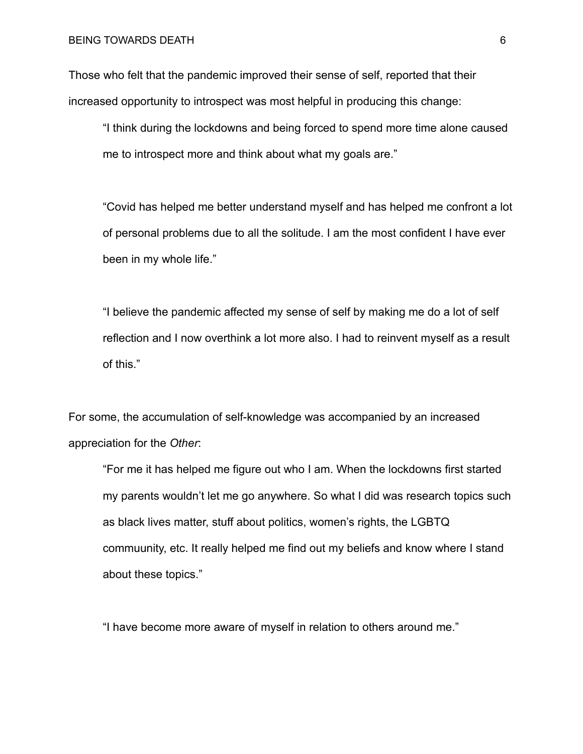Those who felt that the pandemic improved their sense of self, reported that their increased opportunity to introspect was most helpful in producing this change:

> "I think during the lockdowns and being forced to spend more time alone caused me to introspect more and think about what my goals are."
>
> "Covid has helped me better understand myself and has helped me confront a lot of personal problems due to all the solitude. I am the most confident I have ever been in my whole life."
>
> "I believe the pandemic affected my sense of self by making me do a lot of self reflection and I now overthink a lot more also. I had to reinvent myself as a result of this."

For some, the accumulation of self-knowledge was accompanied by an increased appreciation for the *Other*:

> "For me it has helped me figure out who I am. When the lockdowns first started my parents wouldn't let me go anywhere. So what I did was research topics such as black lives matter, stuff about politics, women's rights, the LGBTQ commuunity, etc. It really helped me find out my beliefs and know where I stand about these topics."
>
> "I have become more aware of myself in relation to others around me."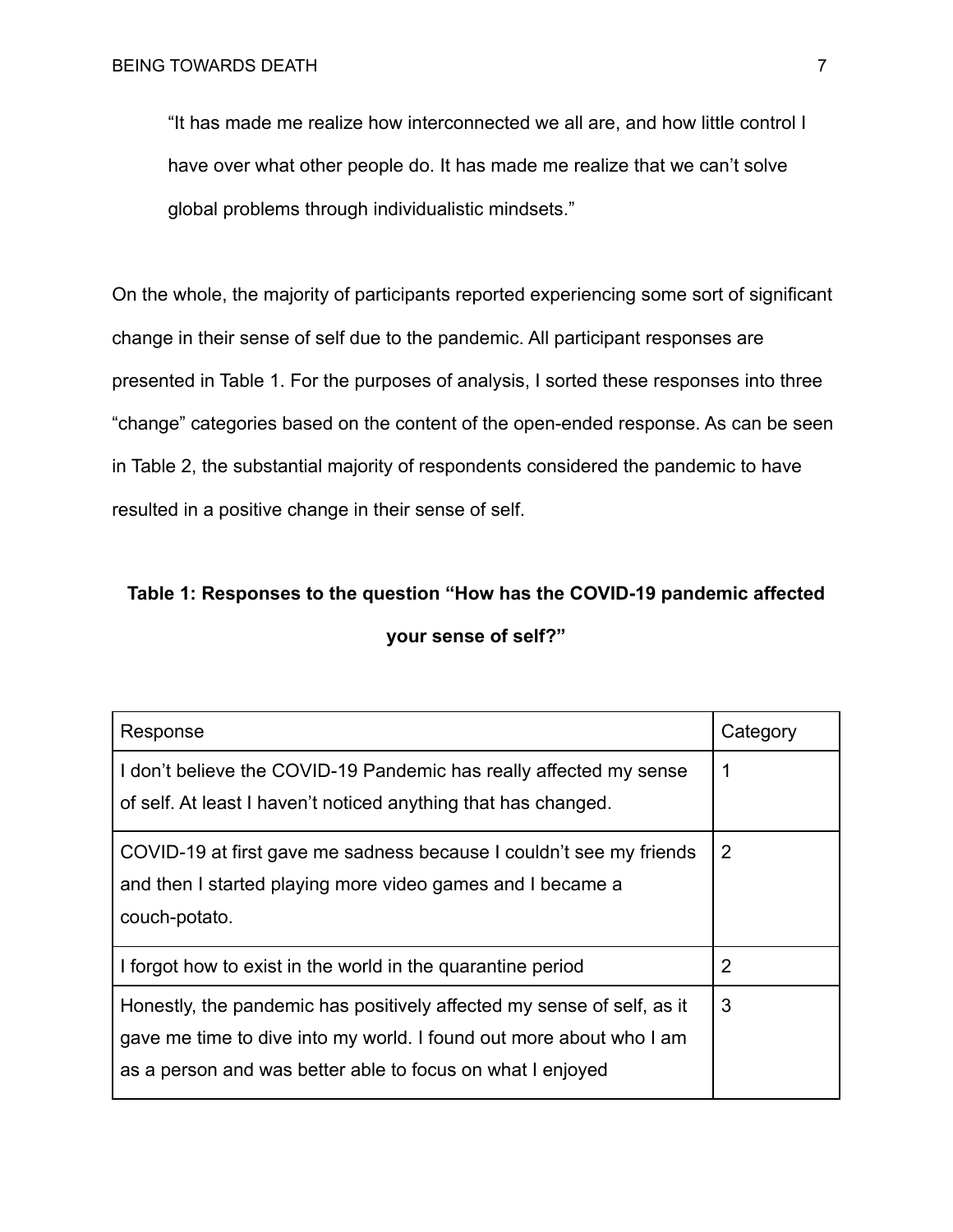> "It has made me realize how interconnected we all are, and how little control I have over what other people do. It has made me realize that we can't solve global problems through individualistic mindsets."

On the whole, the majority of participants reported experiencing some sort of significant change in their sense of self due to the pandemic. All participant responses are presented in Table 1. For the purposes of analysis, I sorted these responses into three "change" categories based on the content of the open-ended response. As can be seen in Table 2, the substantial majority of respondents considered the pandemic to have resulted in a positive change in their sense of self.

**Table 1: Responses to the question "How has the COVID-19 pandemic affected your sense of self?"**

| Response | Category |
| --- | --- |
| I don't believe the COVID-19 Pandemic has really affected my sense of self. At least I haven't noticed anything that has changed. | 1 |
| COVID-19 at first gave me sadness because I couldn't see my friends and then I started playing more video games and I became a couch-potato. | 2 |
| I forgot how to exist in the world in the quarantine period | 2 |
| Honestly, the pandemic has positively affected my sense of self, as it gave me time to dive into my world. I found out more about who I am as a person and was better able to focus on what I enjoyed | 3 |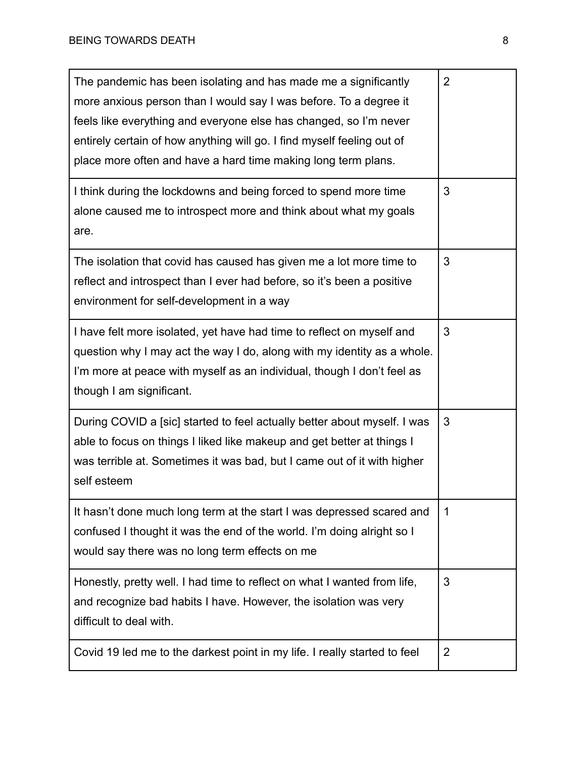| | |
|---|---|
| The pandemic has been isolating and has made me a significantly more anxious person than I would say I was before. To a degree it feels like everything and everyone else has changed, so I'm never entirely certain of how anything will go. I find myself feeling out of place more often and have a hard time making long term plans. | 2 |
| I think during the lockdowns and being forced to spend more time alone caused me to introspect more and think about what my goals are. | 3 |
| The isolation that covid has caused has given me a lot more time to reflect and introspect than I ever had before, so it's been a positive environment for self-development in a way | 3 |
| I have felt more isolated, yet have had time to reflect on myself and question why I may act the way I do, along with my identity as a whole. I'm more at peace with myself as an individual, though I don't feel as though I am significant. | 3 |
| During COVID a [sic] started to feel actually better about myself. I was able to focus on things I liked like makeup and get better at things I was terrible at. Sometimes it was bad, but I came out of it with higher self esteem | 3 |
| It hasn't done much long term at the start I was depressed scared and confused I thought it was the end of the world. I'm doing alright so I would say there was no long term effects on me | 1 |
| Honestly, pretty well. I had time to reflect on what I wanted from life, and recognize bad habits I have. However, the isolation was very difficult to deal with. | 3 |
| Covid 19 led me to the darkest point in my life. I really started to feel | 2 |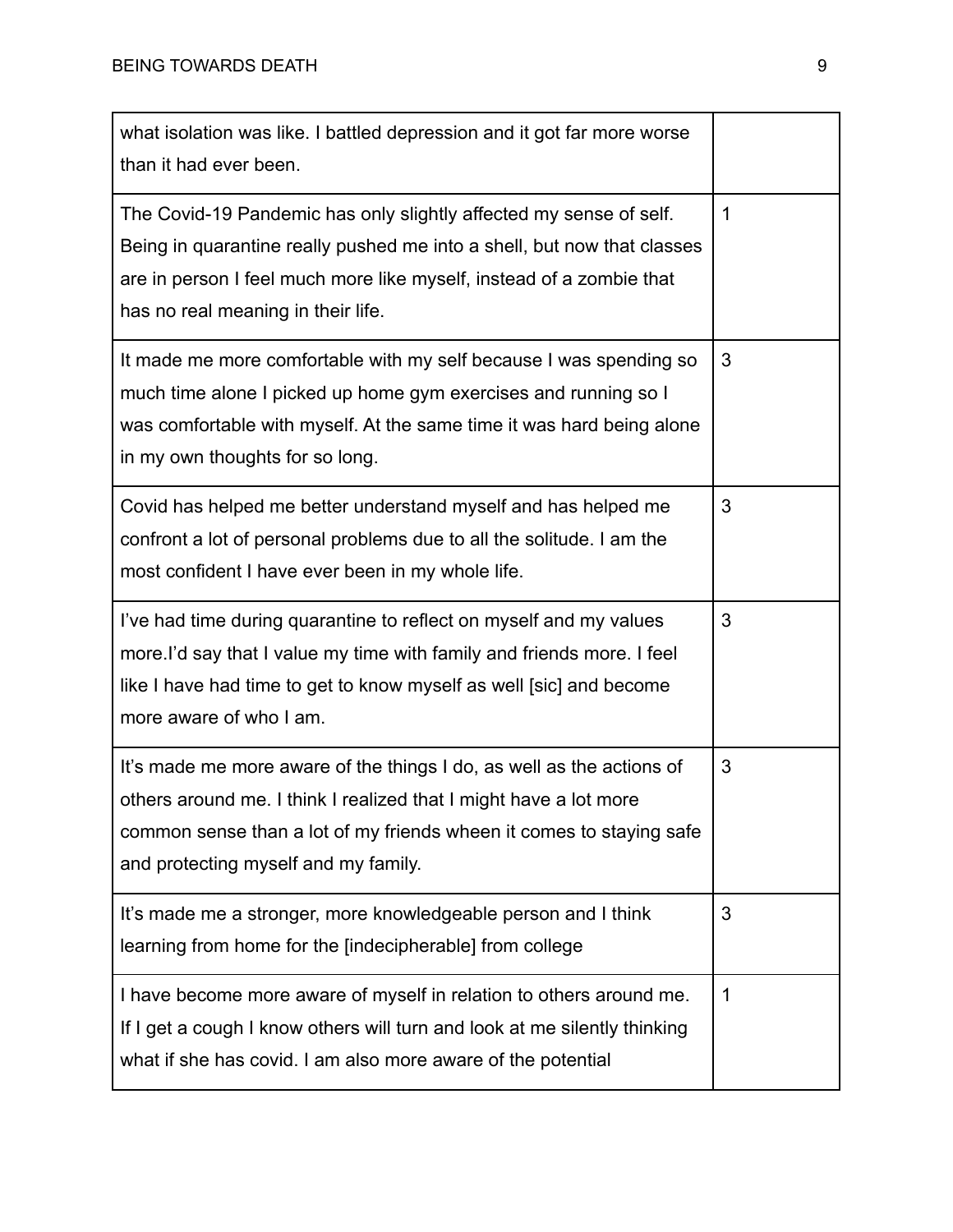| | |
|---|---|
| what isolation was like. I battled depression and it got far more worse than it had ever been. | |
| The Covid-19 Pandemic has only slightly affected my sense of self. Being in quarantine really pushed me into a shell, but now that classes are in person I feel much more like myself, instead of a zombie that has no real meaning in their life. | 1 |
| It made me more comfortable with my self because I was spending so much time alone I picked up home gym exercises and running so I was comfortable with myself. At the same time it was hard being alone in my own thoughts for so long. | 3 |
| Covid has helped me better understand myself and has helped me confront a lot of personal problems due to all the solitude. I am the most confident I have ever been in my whole life. | 3 |
| I've had time during quarantine to reflect on myself and my values more.I'd say that I value my time with family and friends more. I feel like I have had time to get to know myself as well [sic] and become more aware of who I am. | 3 |
| It's made me more aware of the things I do, as well as the actions of others around me. I think I realized that I might have a lot more common sense than a lot of my friends wheen it comes to staying safe and protecting myself and my family. | 3 |
| It's made me a stronger, more knowledgeable person and I think learning from home for the [indecipherable] from college | 3 |
| I have become more aware of myself in relation to others around me. If I get a cough I know others will turn and look at me silently thinking what if she has covid. I am also more aware of the potential | 1 |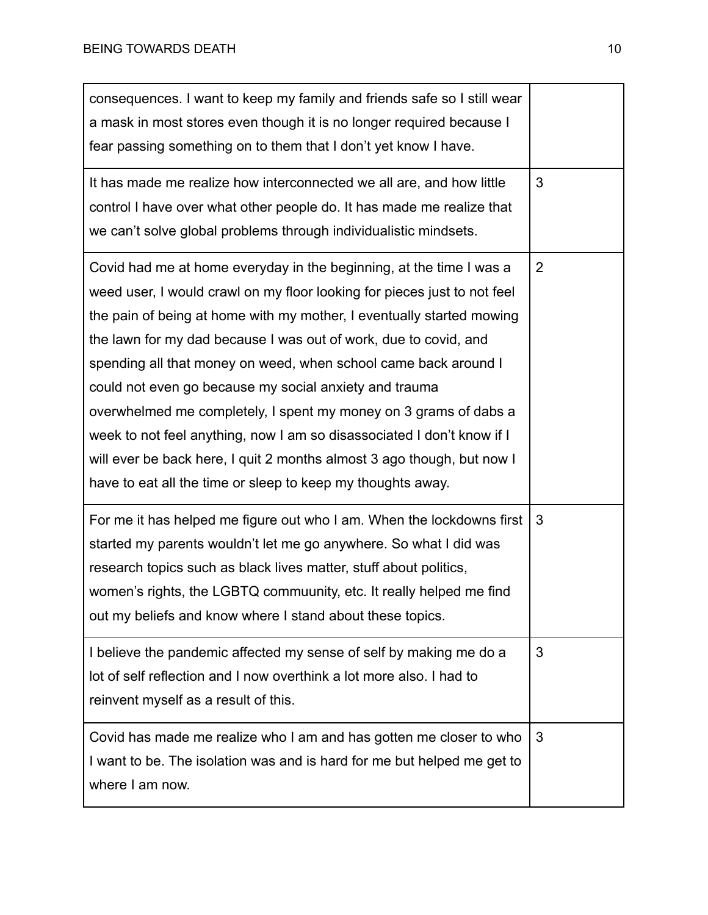| | |
|---|---|
| consequences. I want to keep my family and friends safe so I still wear a mask in most stores even though it is no longer required because I fear passing something on to them that I don't yet know I have. | |
| It has made me realize how interconnected we all are, and how little control I have over what other people do. It has made me realize that we can't solve global problems through individualistic mindsets. | 3 |
| Covid had me at home everyday in the beginning, at the time I was a weed user, I would crawl on my floor looking for pieces just to not feel the pain of being at home with my mother, I eventually started mowing the lawn for my dad because I was out of work, due to covid, and spending all that money on weed, when school came back around I could not even go because my social anxiety and trauma overwhelmed me completely, I spent my money on 3 grams of dabs a week to not feel anything, now I am so disassociated I don't know if I will ever be back here, I quit 2 months almost 3 ago though, but now I have to eat all the time or sleep to keep my thoughts away. | 2 |
| For me it has helped me figure out who I am. When the lockdowns first started my parents wouldn't let me go anywhere. So what I did was research topics such as black lives matter, stuff about politics, women's rights, the LGBTQ commuuunity, etc. It really helped me find out my beliefs and know where I stand about these topics. | 3 |
| I believe the pandemic affected my sense of self by making me do a lot of self reflection and I now overthink a lot more also. I had to reinvent myself as a result of this. | 3 |
| Covid has made me realize who I am and has gotten me closer to who I want to be. The isolation was and is hard for me but helped me get to where I am now. | 3 |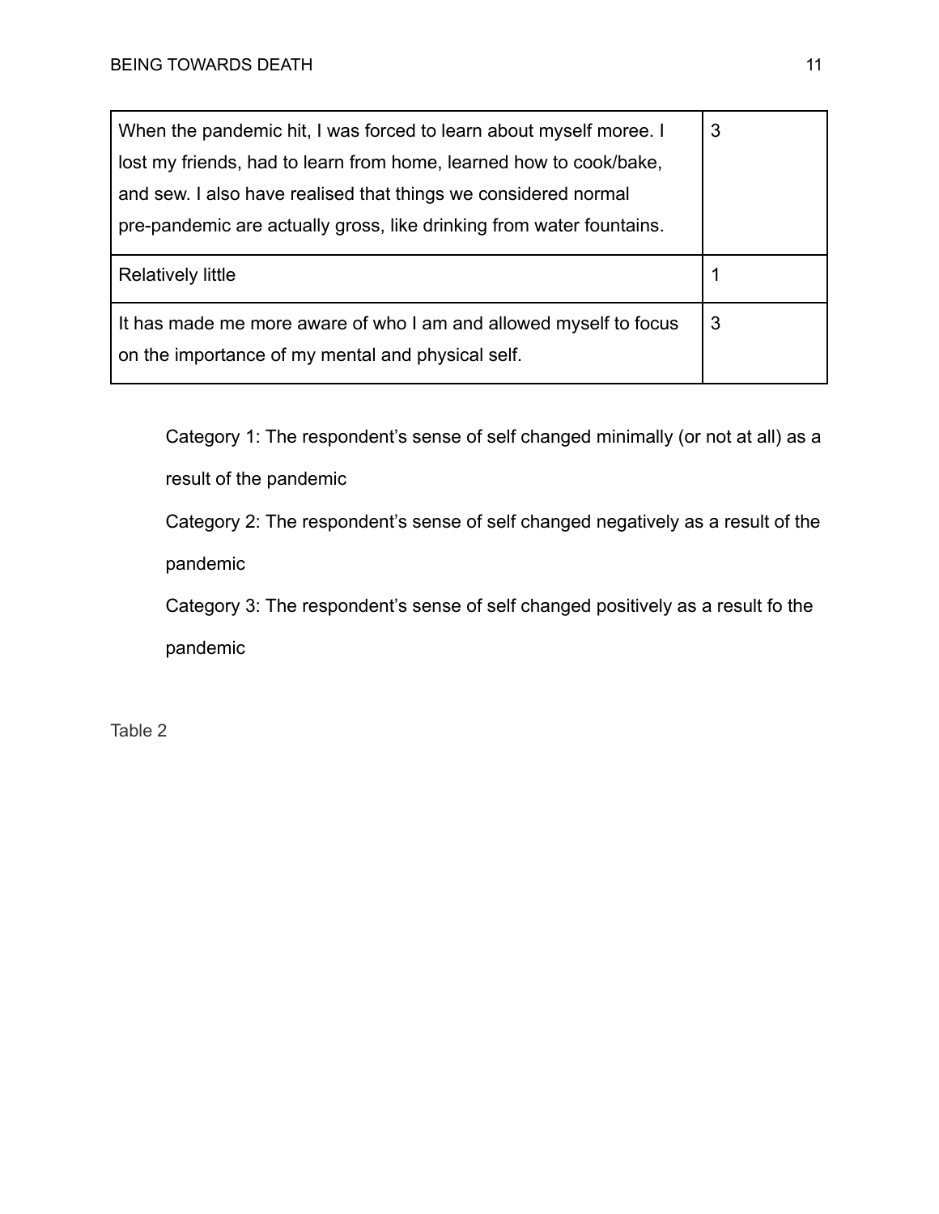| | |
|---|---|
| When the pandemic hit, I was forced to learn about myself moree. I lost my friends, had to learn from home, learned how to cook/bake, and sew. I also have realised that things we considered normal pre-pandemic are actually gross, like drinking from water fountains. | 3 |
| Relatively little | 1 |
| It has made me more aware of who I am and allowed myself to focus on the importance of my mental and physical self. | 3 |

Category 1: The respondent's sense of self changed minimally (or not at all) as a result of the pandemic

Category 2: The respondent's sense of self changed negatively as a result of the pandemic

Category 3: The respondent's sense of self changed positively as a result fo the pandemic

Table 2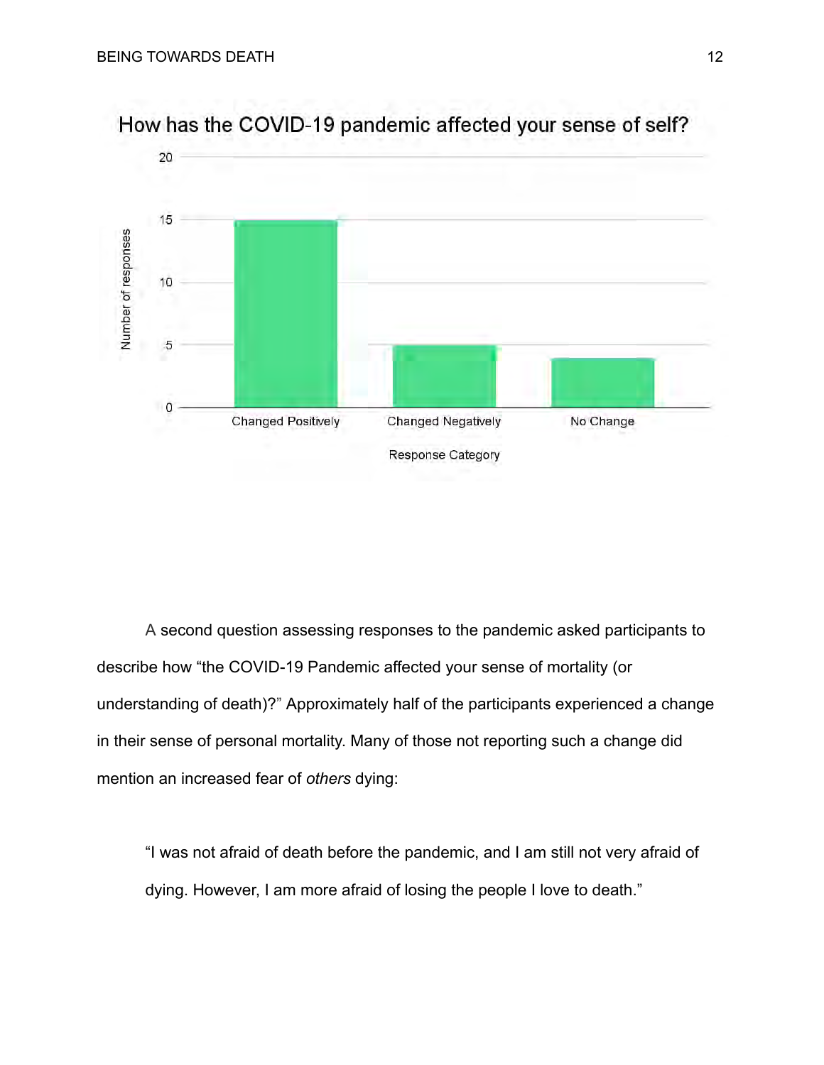**How has the COVID-19 pandemic affected your sense of self?**

A second question assessing responses to the pandemic asked participants to describe how "the COVID-19 Pandemic affected your sense of mortality (or understanding of death)?" Approximately half of the participants experienced a change in their sense of personal mortality. Many of those not reporting such a change did mention an increased fear of *others* dying:

> "I was not afraid of death before the pandemic, and I am still not very afraid of dying. However, I am more afraid of losing the people I love to death."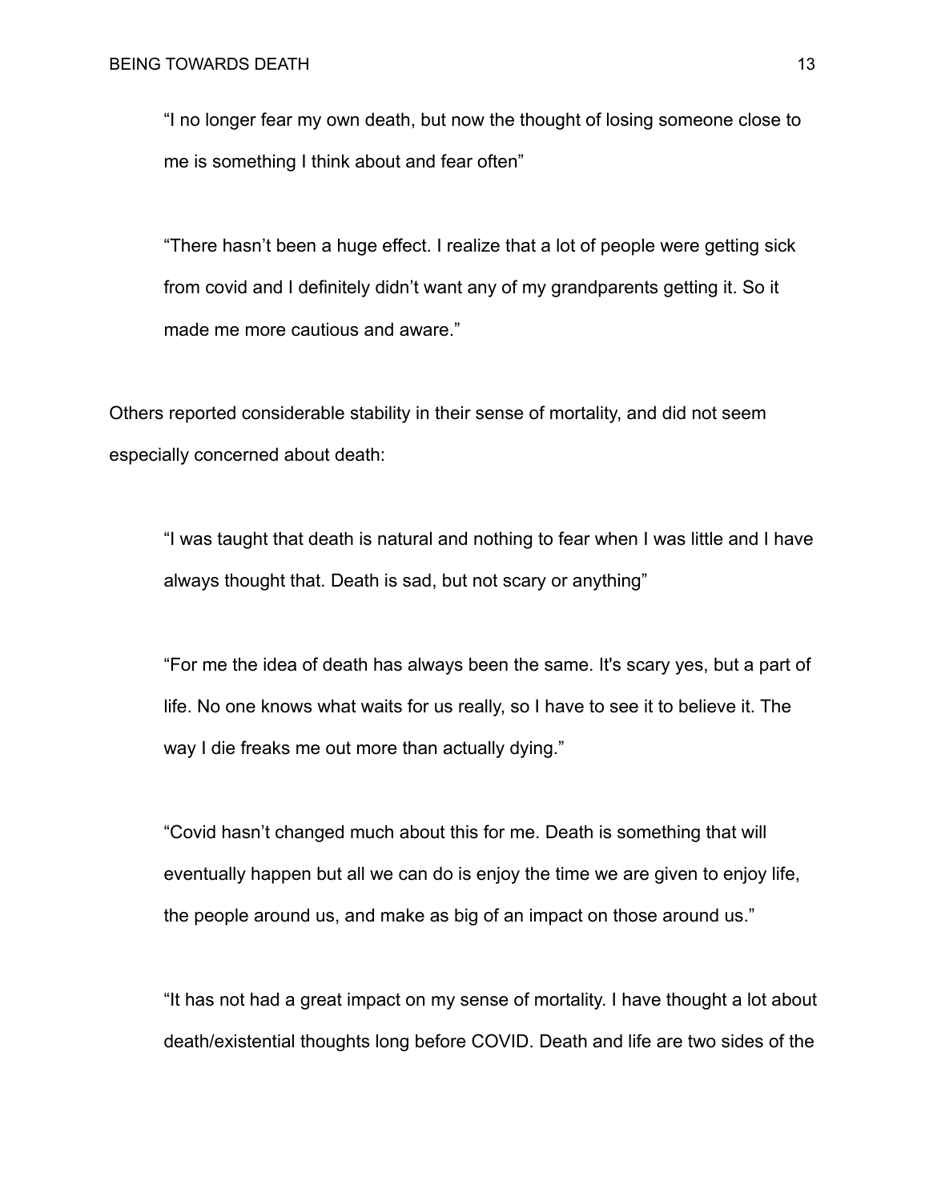> "I no longer fear my own death, but now the thought of losing someone close to me is something I think about and fear often"

> "There hasn't been a huge effect. I realize that a lot of people were getting sick from covid and I definitely didn't want any of my grandparents getting it. So it made me more cautious and aware."

Others reported considerable stability in their sense of mortality, and did not seem especially concerned about death:

> "I was taught that death is natural and nothing to fear when I was little and I have always thought that. Death is sad, but not scary or anything"

> "For me the idea of death has always been the same. It's scary yes, but a part of life. No one knows what waits for us really, so I have to see it to believe it. The way I die freaks me out more than actually dying."

> "Covid hasn't changed much about this for me. Death is something that will eventually happen but all we can do is enjoy the time we are given to enjoy life, the people around us, and make as big of an impact on those around us."

> "It has not had a great impact on my sense of mortality. I have thought a lot about death/existential thoughts long before COVID. Death and life are two sides of the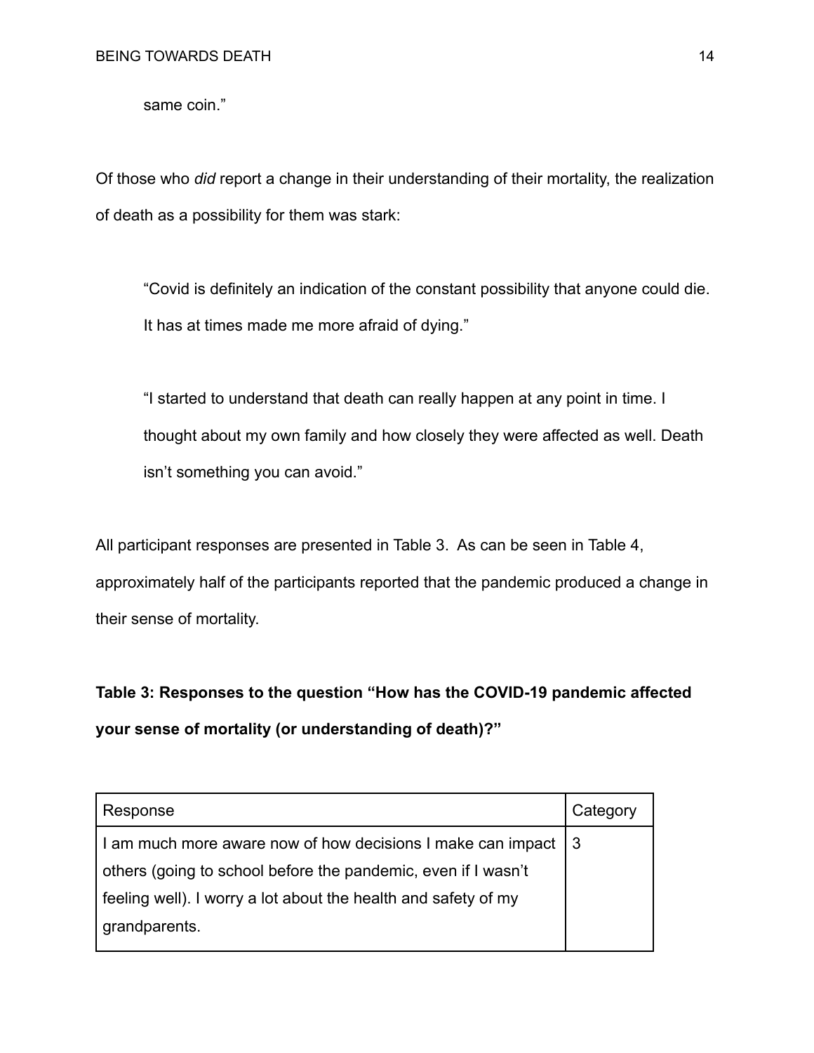same coin."

Of those who *did* report a change in their understanding of their mortality, the realization of death as a possibility for them was stark:

> "Covid is definitely an indication of the constant possibility that anyone could die. It has at times made me more afraid of dying."

> "I started to understand that death can really happen at any point in time. I thought about my own family and how closely they were affected as well. Death isn't something you can avoid."

All participant responses are presented in Table 3. As can be seen in Table 4, approximately half of the participants reported that the pandemic produced a change in their sense of mortality.

**Table 3: Responses to the question "How has the COVID-19 pandemic affected your sense of mortality (or understanding of death)?"**

| Response | Category |
| --- | --- |
| I am much more aware now of how decisions I make can impact others (going to school before the pandemic, even if I wasn't feeling well). I worry a lot about the health and safety of my grandparents. | 3 |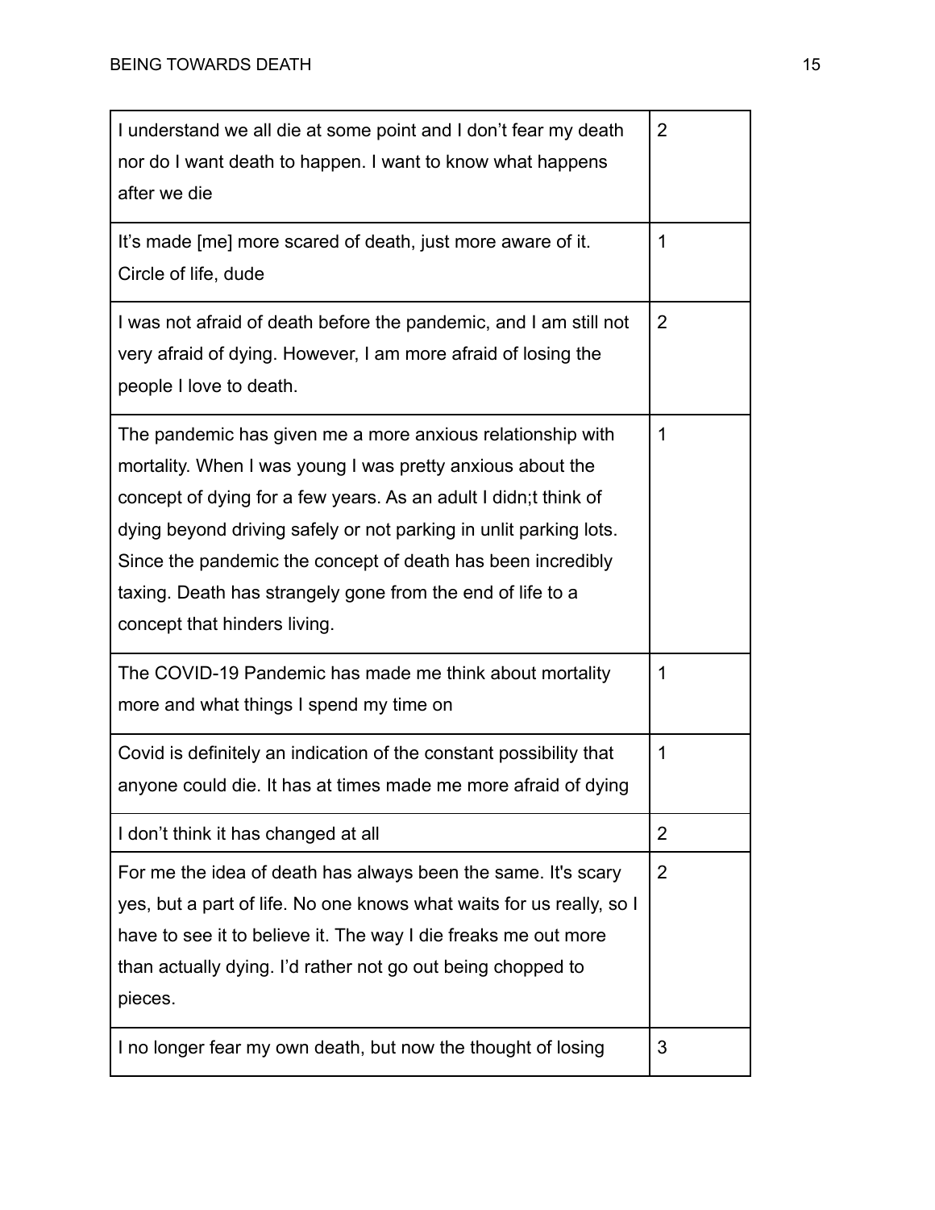| | |
|---|---|
| I understand we all die at some point and I don't fear my death nor do I want death to happen. I want to know what happens after we die | 2 |
| It's made [me] more scared of death, just more aware of it. Circle of life, dude | 1 |
| I was not afraid of death before the pandemic, and I am still not very afraid of dying. However, I am more afraid of losing the people I love to death. | 2 |
| The pandemic has given me a more anxious relationship with mortality. When I was young I was pretty anxious about the concept of dying for a few years. As an adult I didn;t think of dying beyond driving safely or not parking in unlit parking lots. Since the pandemic the concept of death has been incredibly taxing. Death has strangely gone from the end of life to a concept that hinders living. | 1 |
| The COVID-19 Pandemic has made me think about mortality more and what things I spend my time on | 1 |
| Covid is definitely an indication of the constant possibility that anyone could die. It has at times made me more afraid of dying | 1 |
| I don't think it has changed at all | 2 |
| For me the idea of death has always been the same. It's scary yes, but a part of life. No one knows what waits for us really, so I have to see it to believe it. The way I die freaks me out more than actually dying. I'd rather not go out being chopped to pieces. | 2 |
| I no longer fear my own death, but now the thought of losing | 3 |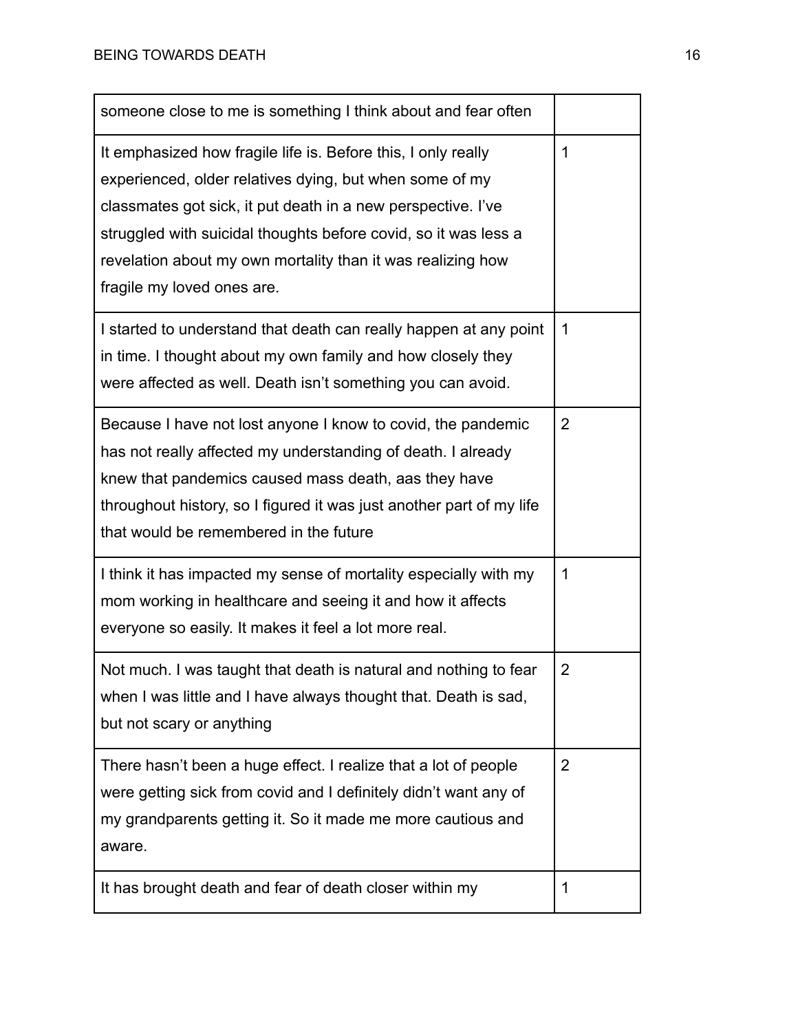| | |
|---|---|
| someone close to me is something I think about and fear often | |
| It emphasized how fragile life is. Before this, I only really experienced, older relatives dying, but when some of my classmates got sick, it put death in a new perspective. I've struggled with suicidal thoughts before covid, so it was less a revelation about my own mortality than it was realizing how fragile my loved ones are. | 1 |
| I started to understand that death can really happen at any point in time. I thought about my own family and how closely they were affected as well. Death isn't something you can avoid. | 1 |
| Because I have not lost anyone I know to covid, the pandemic has not really affected my understanding of death. I already knew that pandemics caused mass death, aas they have throughout history, so I figured it was just another part of my life that would be remembered in the future | 2 |
| I think it has impacted my sense of mortality especially with my mom working in healthcare and seeing it and how it affects everyone so easily. It makes it feel a lot more real. | 1 |
| Not much. I was taught that death is natural and nothing to fear when I was little and I have always thought that. Death is sad, but not scary or anything | 2 |
| There hasn't been a huge effect. I realize that a lot of people were getting sick from covid and I definitely didn't want any of my grandparents getting it. So it made me more cautious and aware. | 2 |
| It has brought death and fear of death closer within my | 1 |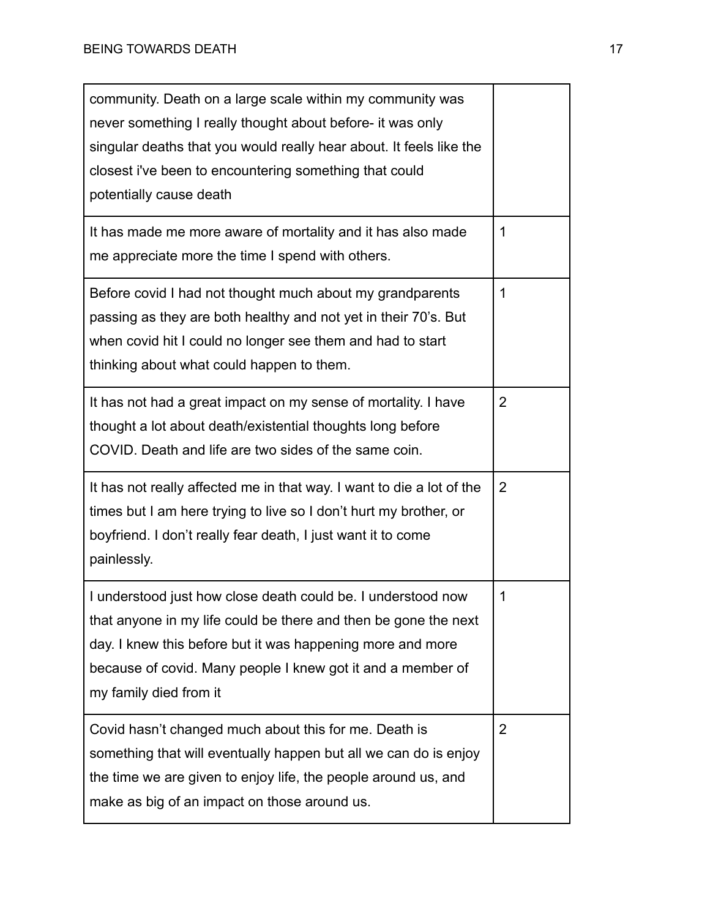| | |
|---|---|
| community. Death on a large scale within my community was never something I really thought about before- it was only singular deaths that you would really hear about. It feels like the closest i've been to encountering something that could potentially cause death | |
| It has made me more aware of mortality and it has also made me appreciate more the time I spend with others. | 1 |
| Before covid I had not thought much about my grandparents passing as they are both healthy and not yet in their 70's. But when covid hit I could no longer see them and had to start thinking about what could happen to them. | 1 |
| It has not had a great impact on my sense of mortality. I have thought a lot about death/existential thoughts long before COVID. Death and life are two sides of the same coin. | 2 |
| It has not really affected me in that way. I want to die a lot of the times but I am here trying to live so I don't hurt my brother, or boyfriend. I don't really fear death, I just want it to come painlessly. | 2 |
| I understood just how close death could be. I understood now that anyone in my life could be there and then be gone the next day. I knew this before but it was happening more and more because of covid. Many people I knew got it and a member of my family died from it | 1 |
| Covid hasn't changed much about this for me. Death is something that will eventually happen but all we can do is enjoy the time we are given to enjoy life, the people around us, and make as big of an impact on those around us. | 2 |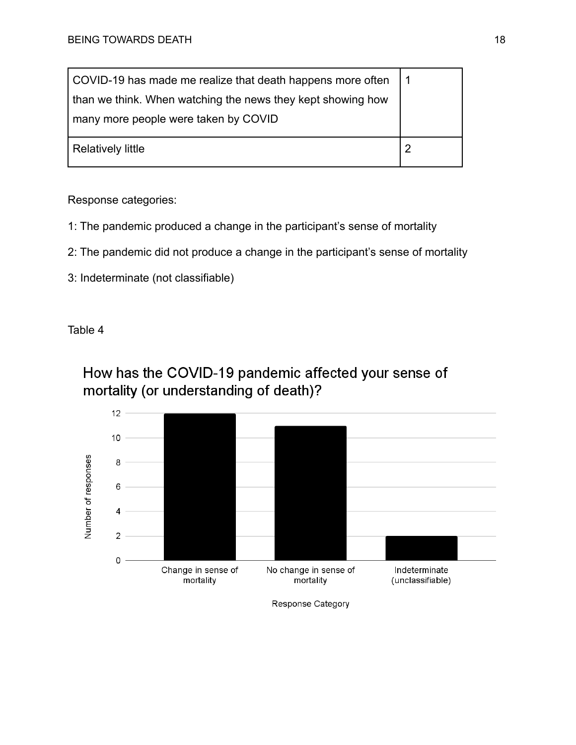| COVID-19 has made me realize that death happens more often than we think. When watching the news they kept showing how many more people were taken by COVID | 1 |
|---|---|
| Relatively little | 2 |

Response categories:

1: The pandemic produced a change in the participant's sense of mortality

2: The pandemic did not produce a change in the participant's sense of mortality

3: Indeterminate (not classifiable)

Table 4

How has the COVID-19 pandemic affected your sense of mortality (or understanding of death)?

| Response Category | Number of responses |
|---|---|
| Change in sense of mortality | 12 |
| No change in sense of mortality | 11 |
| Indeterminate (unclassifiable) | 2 |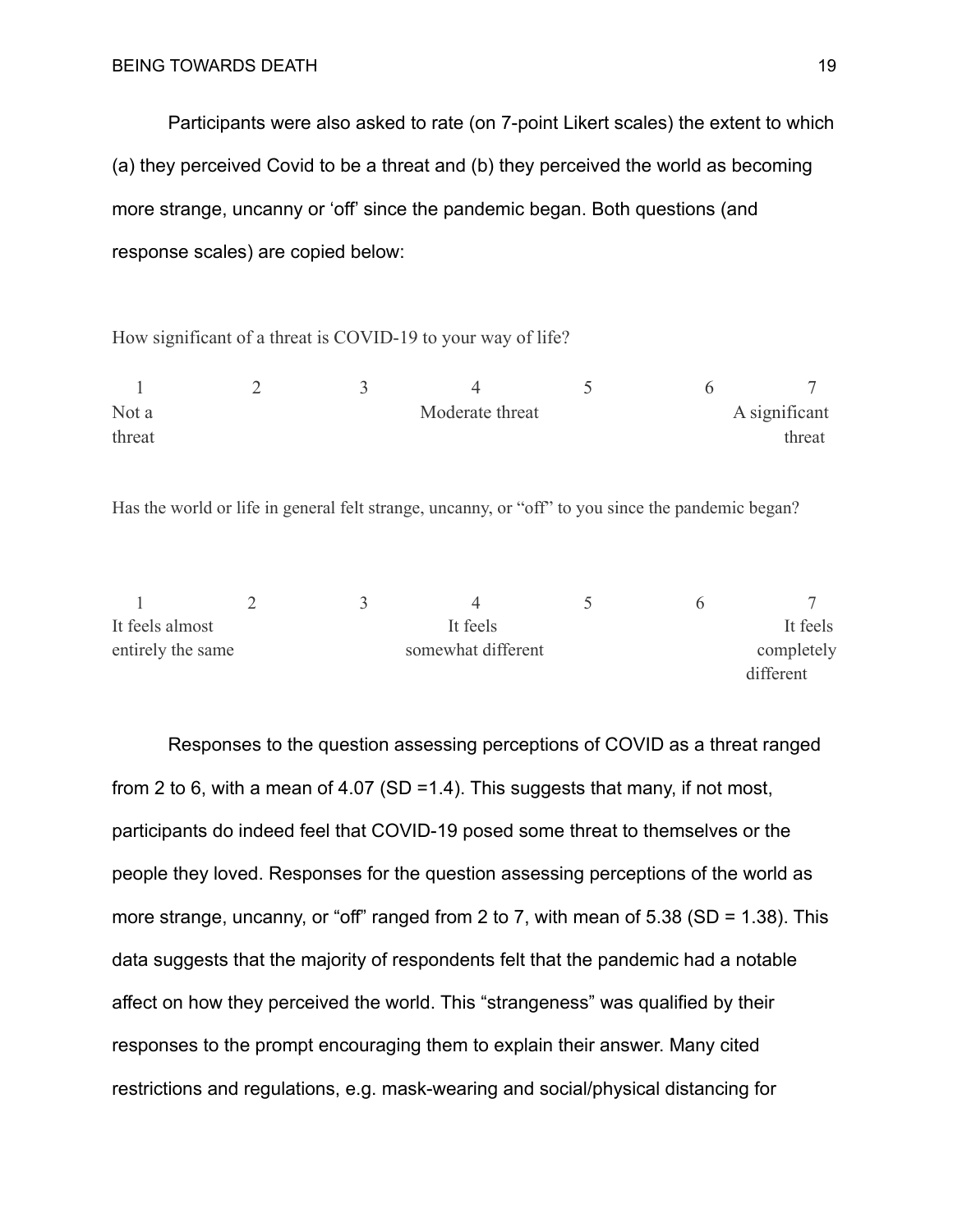Participants were also asked to rate (on 7-point Likert scales) the extent to which (a) they perceived Covid to be a threat and (b) they perceived the world as becoming more strange, uncanny or ‘off’ since the pandemic began. Both questions (and response scales) are copied below:

How significant of a threat is COVID-19 to your way of life?

| 1 | 2 | 3 | 4 | 5 | 6 | 7 |
|---|---|---|---|---|---|---|
| Not a threat | | | Moderate threat | | | A significant threat |

Has the world or life in general felt strange, uncanny, or “off” to you since the pandemic began?

| 1 | 2 | 3 | 4 | 5 | 6 | 7 |
|---|---|---|---|---|---|---|
| It feels almost entirely the same | | | It feels somewhat different | | | It feels completely different |

Responses to the question assessing perceptions of COVID as a threat ranged from 2 to 6, with a mean of 4.07 (SD =1.4). This suggests that many, if not most, participants do indeed feel that COVID-19 posed some threat to themselves or the people they loved. Responses for the question assessing perceptions of the world as more strange, uncanny, or “off” ranged from 2 to 7, with mean of 5.38 (SD = 1.38). This data suggests that the majority of respondents felt that the pandemic had a notable affect on how they perceived the world. This “strangeness” was qualified by their responses to the prompt encouraging them to explain their answer. Many cited restrictions and regulations, e.g. mask-wearing and social/physical distancing for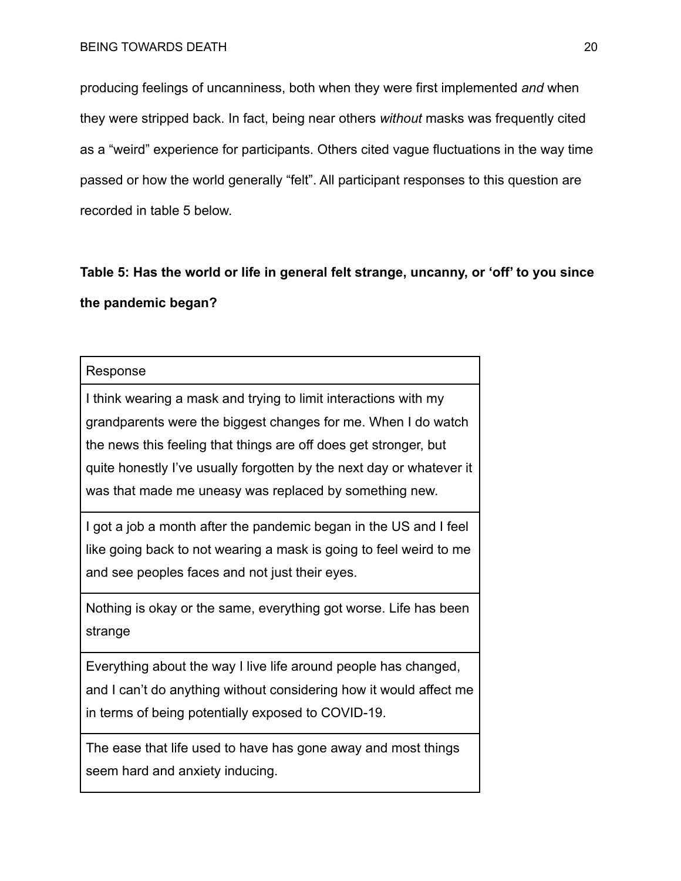producing feelings of uncanniness, both when they were first implemented *and* when they were stripped back. In fact, being near others *without* masks was frequently cited as a "weird" experience for participants. Others cited vague fluctuations in the way time passed or how the world generally "felt". All participant responses to this question are recorded in table 5 below.

**Table 5: Has the world or life in general felt strange, uncanny, or 'off' to you since the pandemic began?**

| Response |
| --- |
| I think wearing a mask and trying to limit interactions with my grandparents were the biggest changes for me. When I do watch the news this feeling that things are off does get stronger, but quite honestly I've usually forgotten by the next day or whatever it was that made me uneasy was replaced by something new. |
| I got a job a month after the pandemic began in the US and I feel like going back to not wearing a mask is going to feel weird to me and see peoples faces and not just their eyes. |
| Nothing is okay or the same, everything got worse. Life has been strange |
| Everything about the way I live life around people has changed, and I can't do anything without considering how it would affect me in terms of being potentially exposed to COVID-19. |
| The ease that life used to have has gone away and most things seem hard and anxiety inducing. |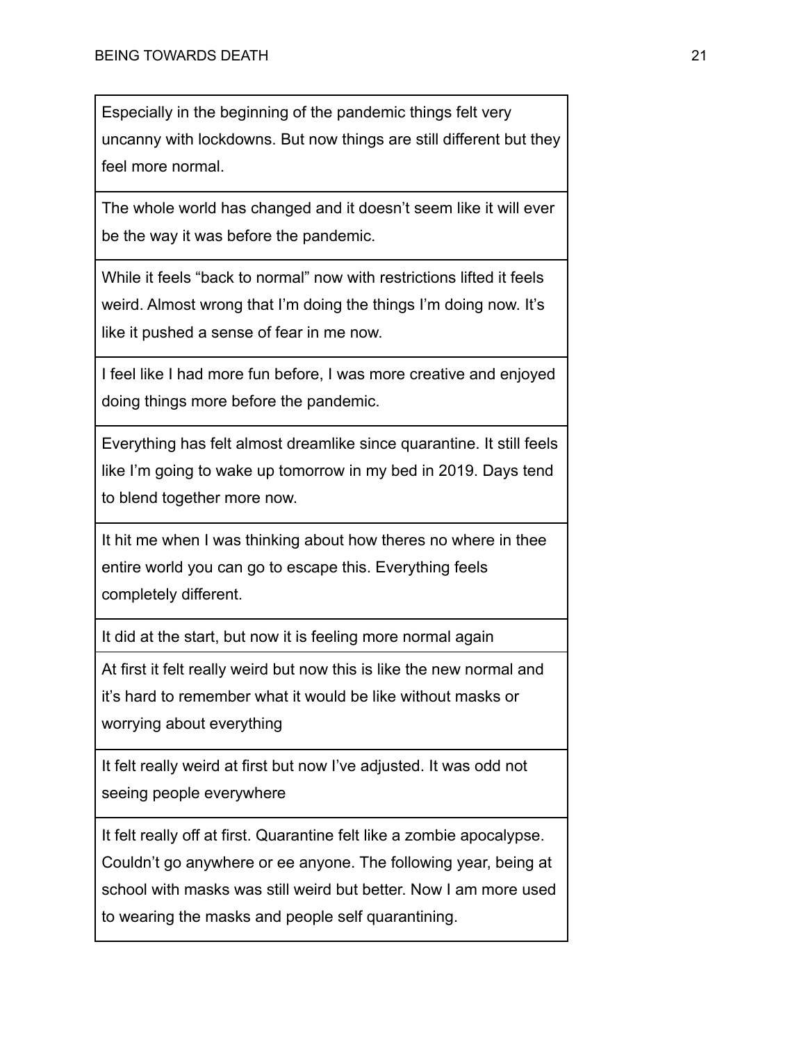| |
|---|
| Especially in the beginning of the pandemic things felt very uncanny with lockdowns. But now things are still different but they feel more normal. |
| The whole world has changed and it doesn't seem like it will ever be the way it was before the pandemic. |
| While it feels "back to normal" now with restrictions lifted it feels weird. Almost wrong that I'm doing the things I'm doing now. It's like it pushed a sense of fear in me now. |
| I feel like I had more fun before, I was more creative and enjoyed doing things more before the pandemic. |
| Everything has felt almost dreamlike since quarantine. It still feels like I'm going to wake up tomorrow in my bed in 2019. Days tend to blend together more now. |
| It hit me when I was thinking about how theres no where in thee entire world you can go to escape this. Everything feels completely different. |
| It did at the start, but now it is feeling more normal again |
| At first it felt really weird but now this is like the new normal and it's hard to remember what it would be like without masks or worrying about everything |
| It felt really weird at first but now I've adjusted. It was odd not seeing people everywhere |
| It felt really off at first. Quarantine felt like a zombie apocalypse. Couldn't go anywhere or ee anyone. The following year, being at school with masks was still weird but better. Now I am more used to wearing the masks and people self quarantining. |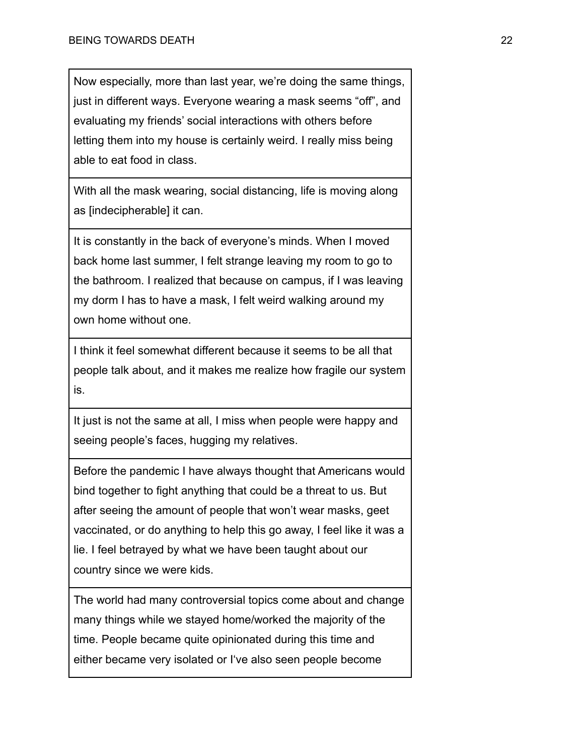| |
|---|
| Now especially, more than last year, we're doing the same things, just in different ways. Everyone wearing a mask seems "off", and evaluating my friends' social interactions with others before letting them into my house is certainly weird. I really miss being able to eat food in class. |
| With all the mask wearing, social distancing, life is moving along as [indecipherable] it can. |
| It is constantly in the back of everyone's minds. When I moved back home last summer, I felt strange leaving my room to go to the bathroom. I realized that because on campus, if I was leaving my dorm I has to have a mask, I felt weird walking around my own home without one. |
| I think it feel somewhat different because it seems to be all that people talk about, and it makes me realize how fragile our system is. |
| It just is not the same at all, I miss when people were happy and seeing people's faces, hugging my relatives. |
| Before the pandemic I have always thought that Americans would bind together to fight anything that could be a threat to us. But after seeing the amount of people that won't wear masks, geet vaccinated, or do anything to help this go away, I feel like it was a lie. I feel betrayed by what we have been taught about our country since we were kids. |
| The world had many controversial topics come about and change many things while we stayed home/worked the majority of the time. People became quite opinionated during this time and either became very isolated or I've also seen people become |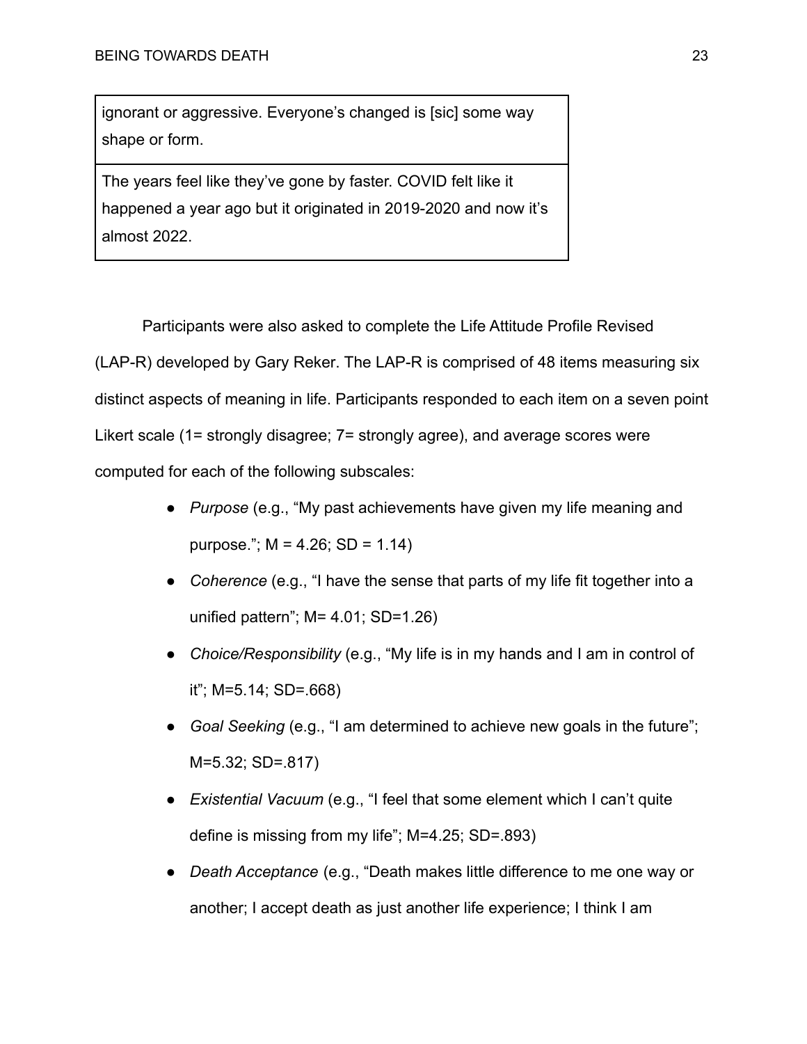| ignorant or aggressive. Everyone's changed is [sic] some way shape or form. |
| --- |
| The years feel like they've gone by faster. COVID felt like it happened a year ago but it originated in 2019-2020 and now it's almost 2022. |

Participants were also asked to complete the Life Attitude Profile Revised (LAP-R) developed by Gary Reker. The LAP-R is comprised of 48 items measuring six distinct aspects of meaning in life. Participants responded to each item on a seven point Likert scale (1= strongly disagree; 7= strongly agree), and average scores were computed for each of the following subscales:

- *Purpose* (e.g., "My past achievements have given my life meaning and purpose."; M = 4.26; SD = 1.14)
- *Coherence* (e.g., "I have the sense that parts of my life fit together into a unified pattern"; M= 4.01; SD=1.26)
- *Choice/Responsibility* (e.g., "My life is in my hands and I am in control of it"; M=5.14; SD=.668)
- *Goal Seeking* (e.g., "I am determined to achieve new goals in the future"; M=5.32; SD=.817)
- *Existential Vacuum* (e.g., "I feel that some element which I can't quite define is missing from my life"; M=4.25; SD=.893)
- *Death Acceptance* (e.g., "Death makes little difference to me one way or another; I accept death as just another life experience; I think I am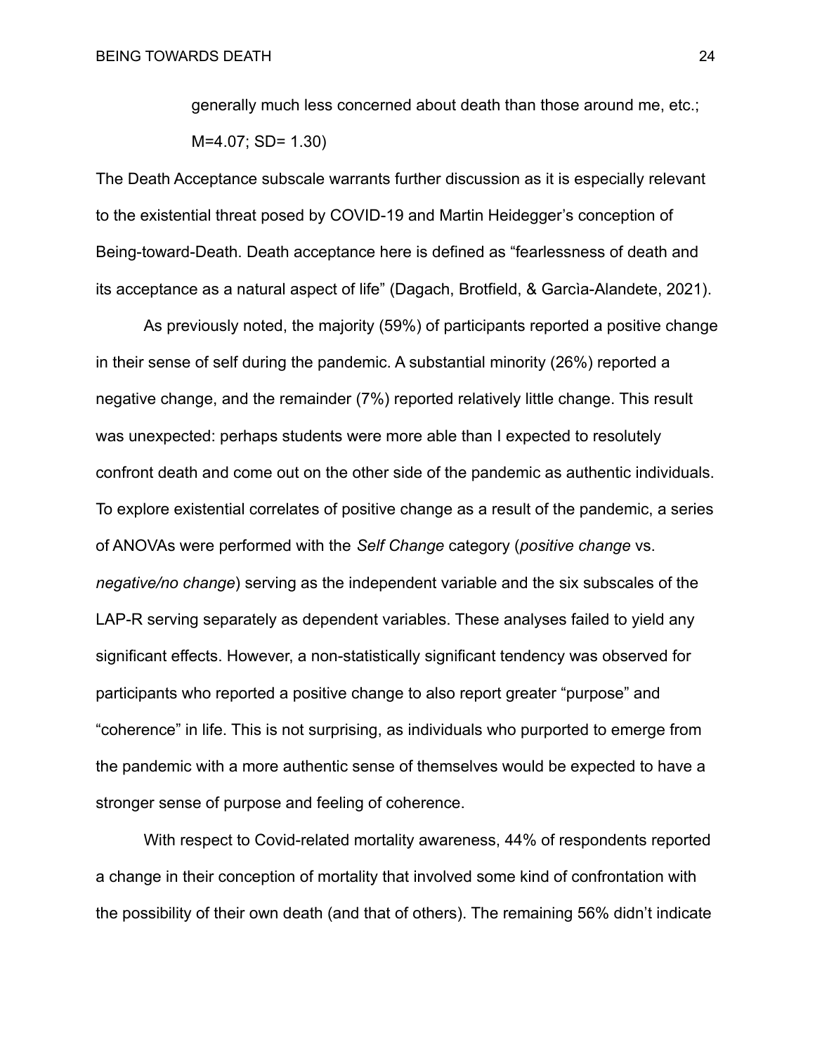generally much less concerned about death than those around me, etc.; $M=4.07$; $SD= 1.30$)

The Death Acceptance subscale warrants further discussion as it is especially relevant to the existential threat posed by COVID-19 and Martin Heidegger's conception of Being-toward-Death. Death acceptance here is defined as "fearlessness of death and its acceptance as a natural aspect of life" (Dagach, Brotfield, & Garcìa-Alandete, 2021).

As previously noted, the majority (59%) of participants reported a positive change in their sense of self during the pandemic. A substantial minority (26%) reported a negative change, and the remainder (7%) reported relatively little change. This result was unexpected: perhaps students were more able than I expected to resolutely confront death and come out on the other side of the pandemic as authentic individuals. To explore existential correlates of positive change as a result of the pandemic, a series of ANOVAs were performed with the *Self Change* category (*positive change* vs. *negative/no change*) serving as the independent variable and the six subscales of the LAP-R serving separately as dependent variables. These analyses failed to yield any significant effects. However, a non-statistically significant tendency was observed for participants who reported a positive change to also report greater "purpose" and "coherence" in life. This is not surprising, as individuals who purported to emerge from the pandemic with a more authentic sense of themselves would be expected to have a stronger sense of purpose and feeling of coherence.

With respect to Covid-related mortality awareness, 44% of respondents reported a change in their conception of mortality that involved some kind of confrontation with the possibility of their own death (and that of others). The remaining 56% didn't indicate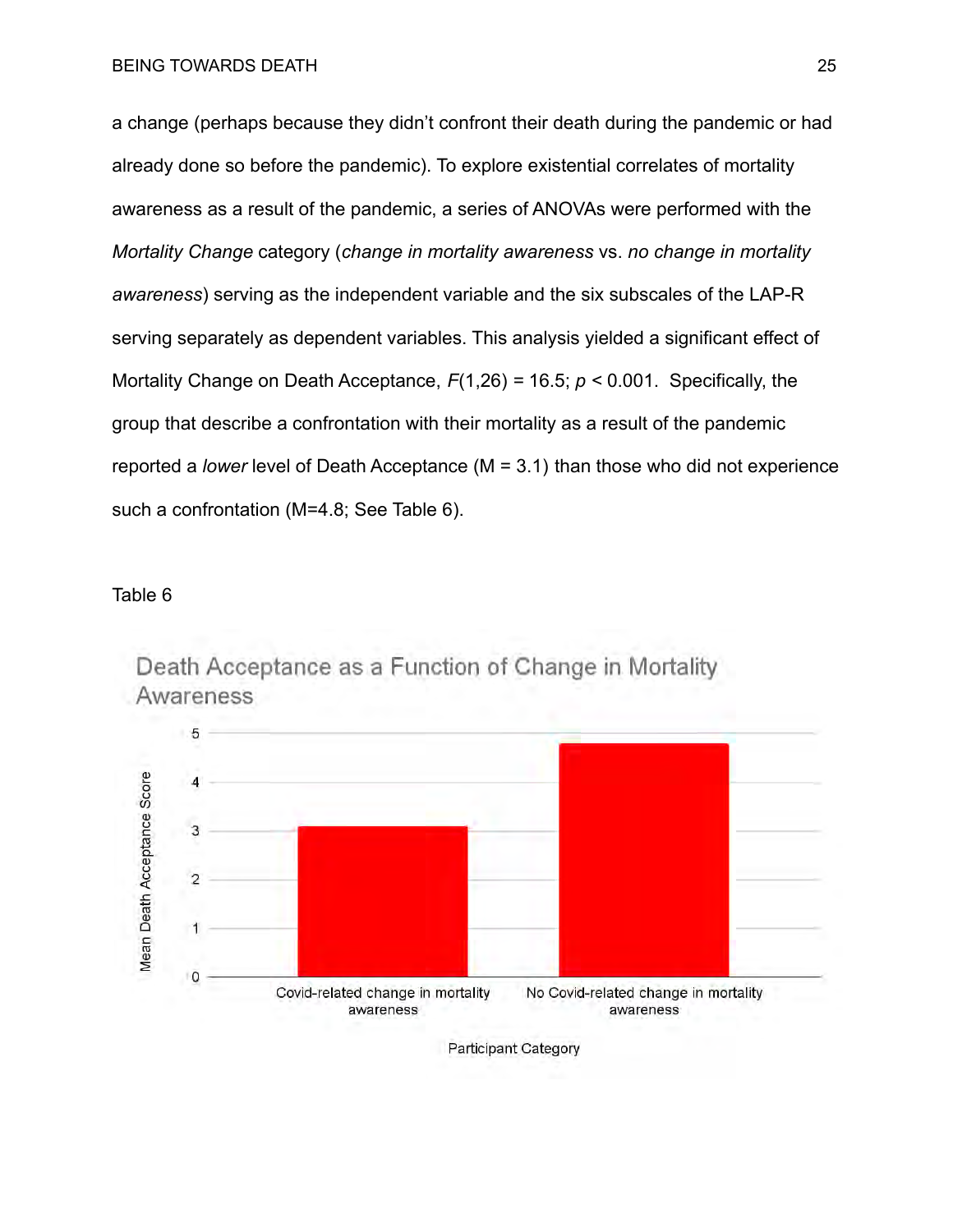a change (perhaps because they didn't confront their death during the pandemic or had already done so before the pandemic). To explore existential correlates of mortality awareness as a result of the pandemic, a series of ANOVAs were performed with the *Mortality Change* category (*change in mortality awareness* vs. *no change in mortality awareness*) serving as the independent variable and the six subscales of the LAP-R serving separately as dependent variables. This analysis yielded a significant effect of Mortality Change on Death Acceptance, $F(1,26) = 16.5$; $p < 0.001$. Specifically, the group that describe a confrontation with their mortality as a result of the pandemic reported a *lower* level of Death Acceptance (M = 3.1) than those who did not experience such a confrontation (M=4.8; See Table 6).

Table 6

Death Acceptance as a Function of Change in Mortality Awareness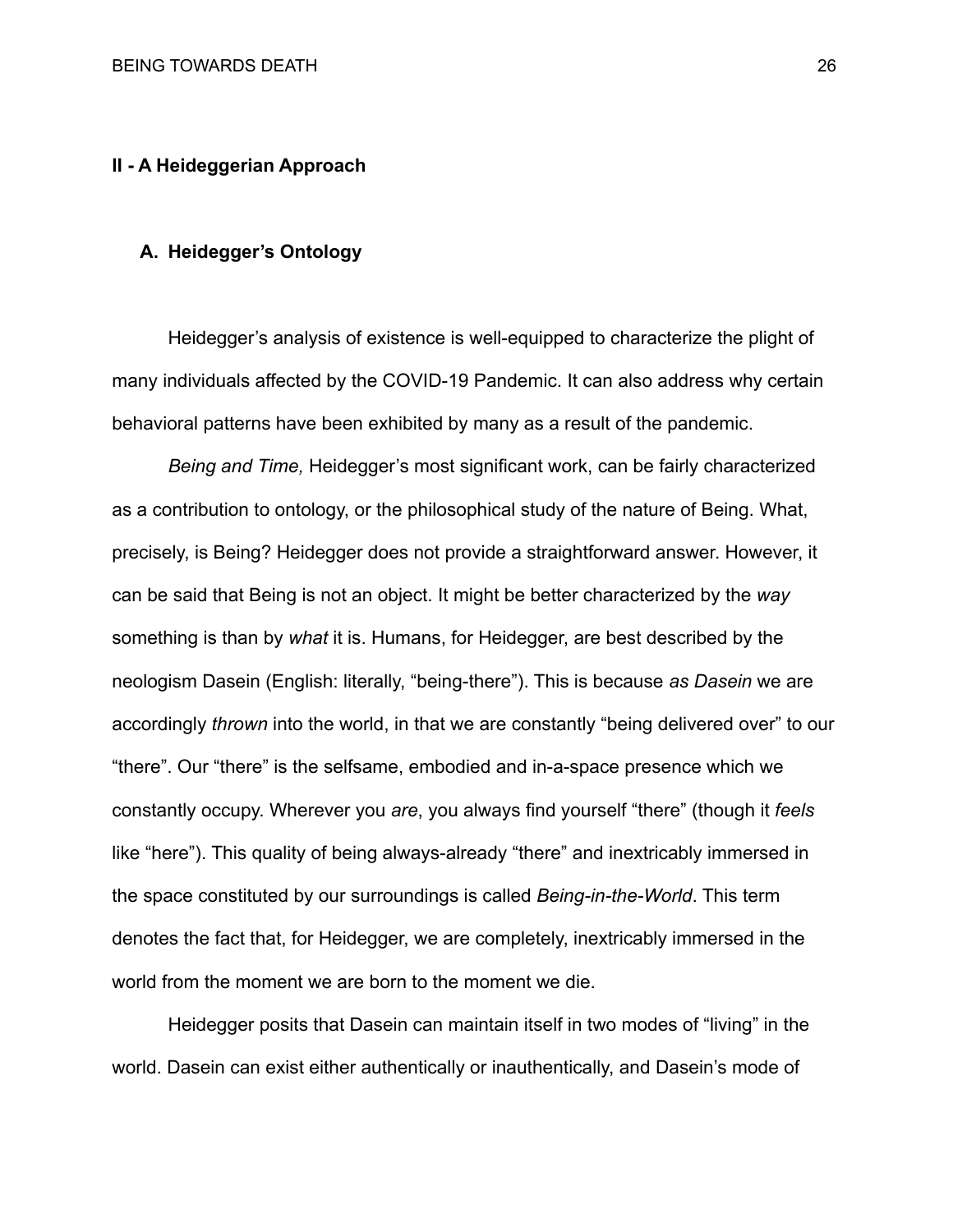## II - A Heideggerian Approach

### A. Heidegger's Ontology

Heidegger's analysis of existence is well-equipped to characterize the plight of many individuals affected by the COVID-19 Pandemic. It can also address why certain behavioral patterns have been exhibited by many as a result of the pandemic.

*Being and Time,* Heidegger's most significant work, can be fairly characterized as a contribution to ontology, or the philosophical study of the nature of Being. What, precisely, is Being? Heidegger does not provide a straightforward answer. However, it can be said that Being is not an object. It might be better characterized by the *way* something is than by *what* it is. Humans, for Heidegger, are best described by the neologism Dasein (English: literally, "being-there"). This is because *as Dasein* we are accordingly *thrown* into the world, in that we are constantly "being delivered over" to our "there". Our "there" is the selfsame, embodied and in-a-space presence which we constantly occupy. Wherever you *are*, you always find yourself "there" (though it *feels* like "here"). This quality of being always-already "there" and inextricably immersed in the space constituted by our surroundings is called *Being-in-the-World*. This term denotes the fact that, for Heidegger, we are completely, inextricably immersed in the world from the moment we are born to the moment we die.

Heidegger posits that Dasein can maintain itself in two modes of "living" in the world. Dasein can exist either authentically or inauthentically, and Dasein's mode of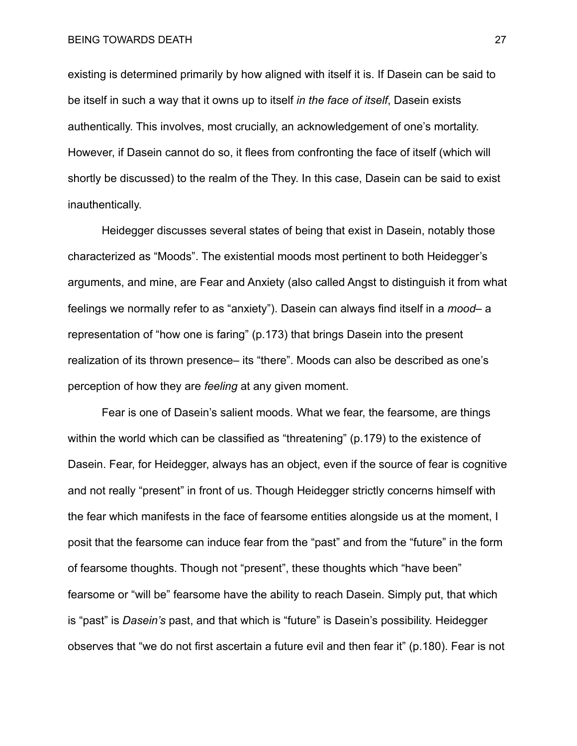existing is determined primarily by how aligned with itself it is. If Dasein can be said to be itself in such a way that it owns up to itself *in the face of itself*, Dasein exists authentically. This involves, most crucially, an acknowledgement of one's mortality. However, if Dasein cannot do so, it flees from confronting the face of itself (which will shortly be discussed) to the realm of the They. In this case, Dasein can be said to exist inauthentically.

Heidegger discusses several states of being that exist in Dasein, notably those characterized as "Moods". The existential moods most pertinent to both Heidegger's arguments, and mine, are Fear and Anxiety (also called Angst to distinguish it from what feelings we normally refer to as "anxiety"). Dasein can always find itself in a *mood*– a representation of "how one is faring" (p.173) that brings Dasein into the present realization of its thrown presence– its "there". Moods can also be described as one's perception of how they are *feeling* at any given moment.

Fear is one of Dasein's salient moods. What we fear, the fearsome, are things within the world which can be classified as "threatening" (p.179) to the existence of Dasein. Fear, for Heidegger, always has an object, even if the source of fear is cognitive and not really "present" in front of us. Though Heidegger strictly concerns himself with the fear which manifests in the face of fearsome entities alongside us at the moment, I posit that the fearsome can induce fear from the "past" and from the "future" in the form of fearsome thoughts. Though not "present", these thoughts which "have been" fearsome or "will be" fearsome have the ability to reach Dasein. Simply put, that which is "past" is *Dasein's* past, and that which is "future" is Dasein's possibility. Heidegger observes that "we do not first ascertain a future evil and then fear it" (p.180). Fear is not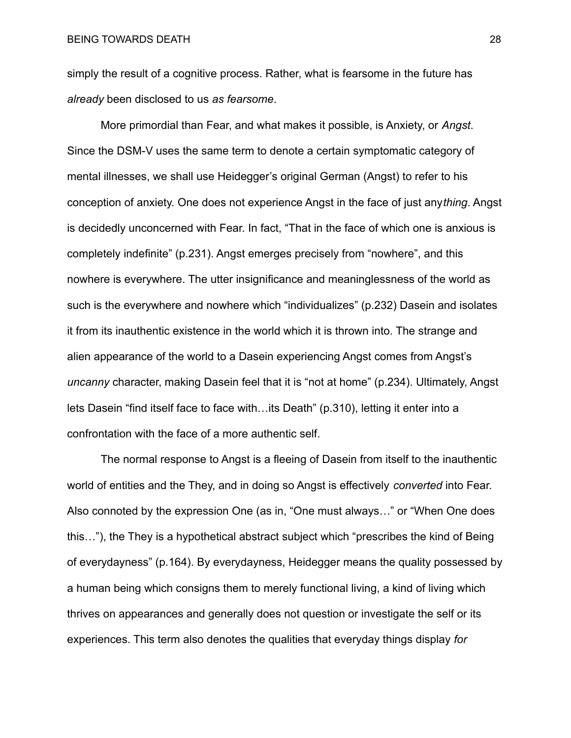simply the result of a cognitive process. Rather, what is fearsome in the future has *already* been disclosed to us *as fearsome*.

More primordial than Fear, and what makes it possible, is Anxiety, or *Angst*. Since the DSM-V uses the same term to denote a certain symptomatic category of mental illnesses, we shall use Heidegger's original German (Angst) to refer to his conception of anxiety. One does not experience Angst in the face of just any*thing*. Angst is decidedly unconcerned with Fear. In fact, "That in the face of which one is anxious is completely indefinite" (p.231). Angst emerges precisely from "nowhere", and this nowhere is everywhere. The utter insignificance and meaninglessness of the world as such is the everywhere and nowhere which "individualizes" (p.232) Dasein and isolates it from its inauthentic existence in the world which it is thrown into. The strange and alien appearance of the world to a Dasein experiencing Angst comes from Angst's *uncanny* character, making Dasein feel that it is "not at home" (p.234). Ultimately, Angst lets Dasein "find itself face to face with…its Death" (p.310), letting it enter into a confrontation with the face of a more authentic self.

The normal response to Angst is a fleeing of Dasein from itself to the inauthentic world of entities and the They, and in doing so Angst is effectively *converted* into Fear. Also connoted by the expression One (as in, "One must always…" or "When One does this…"), the They is a hypothetical abstract subject which "prescribes the kind of Being of everydayness" (p.164). By everydayness, Heidegger means the quality possessed by a human being which consigns them to merely functional living, a kind of living which thrives on appearances and generally does not question or investigate the self or its experiences. This term also denotes the qualities that everyday things display *for*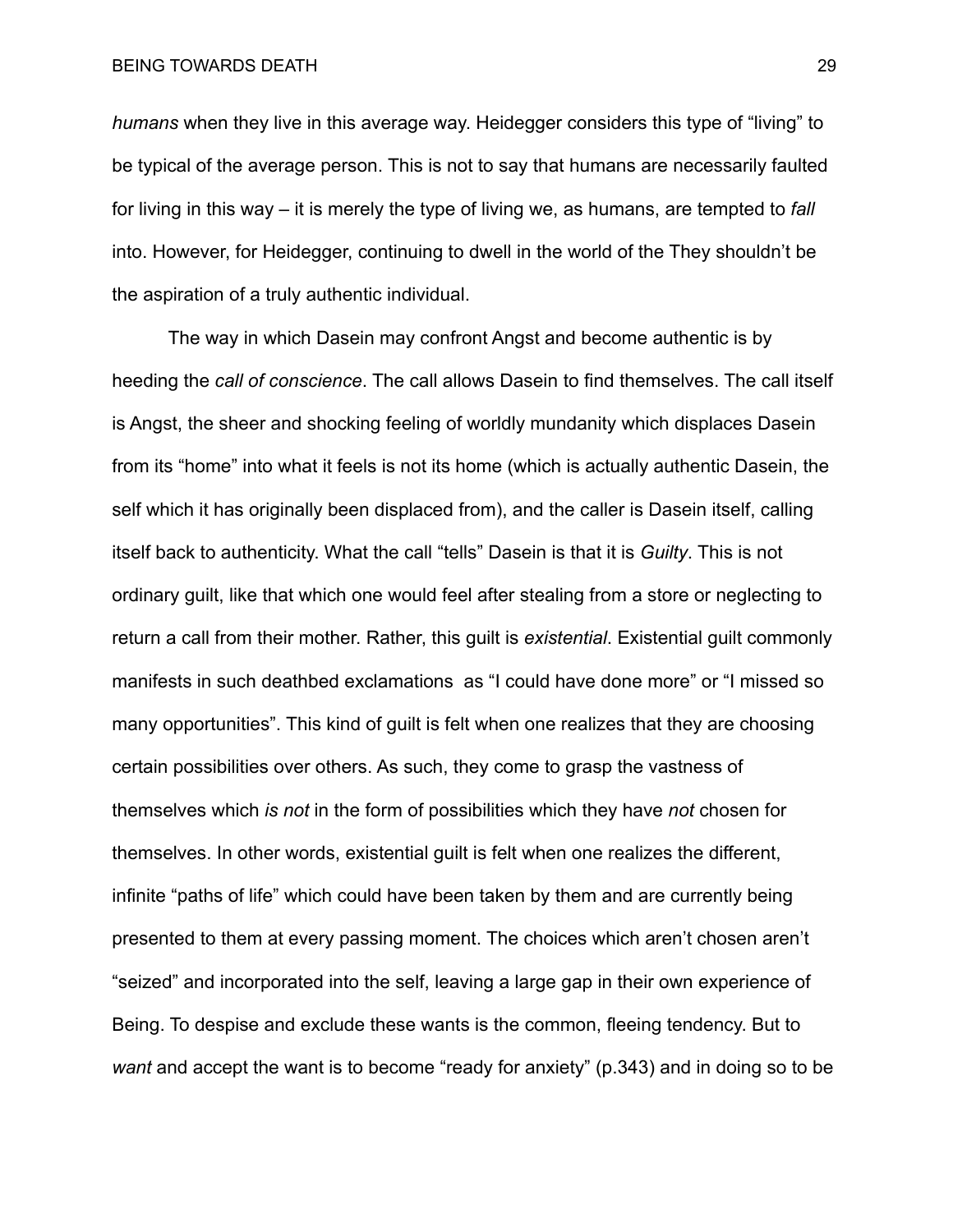*humans* when they live in this average way. Heidegger considers this type of "living" to be typical of the average person. This is not to say that humans are necessarily faulted for living in this way – it is merely the type of living we, as humans, are tempted to *fall* into. However, for Heidegger, continuing to dwell in the world of the They shouldn't be the aspiration of a truly authentic individual.

The way in which Dasein may confront Angst and become authentic is by heeding the *call of conscience*. The call allows Dasein to find themselves. The call itself is Angst, the sheer and shocking feeling of worldly mundanity which displaces Dasein from its "home" into what it feels is not its home (which is actually authentic Dasein, the self which it has originally been displaced from), and the caller is Dasein itself, calling itself back to authenticity. What the call "tells" Dasein is that it is *Guilty*. This is not ordinary guilt, like that which one would feel after stealing from a store or neglecting to return a call from their mother. Rather, this guilt is *existential*. Existential guilt commonly manifests in such deathbed exclamations as "I could have done more" or "I missed so many opportunities". This kind of guilt is felt when one realizes that they are choosing certain possibilities over others. As such, they come to grasp the vastness of themselves which *is not* in the form of possibilities which they have *not* chosen for themselves. In other words, existential guilt is felt when one realizes the different, infinite "paths of life" which could have been taken by them and are currently being presented to them at every passing moment. The choices which aren't chosen aren't "seized" and incorporated into the self, leaving a large gap in their own experience of Being. To despise and exclude these wants is the common, fleeing tendency. But to *want* and accept the want is to become "ready for anxiety" (p.343) and in doing so to be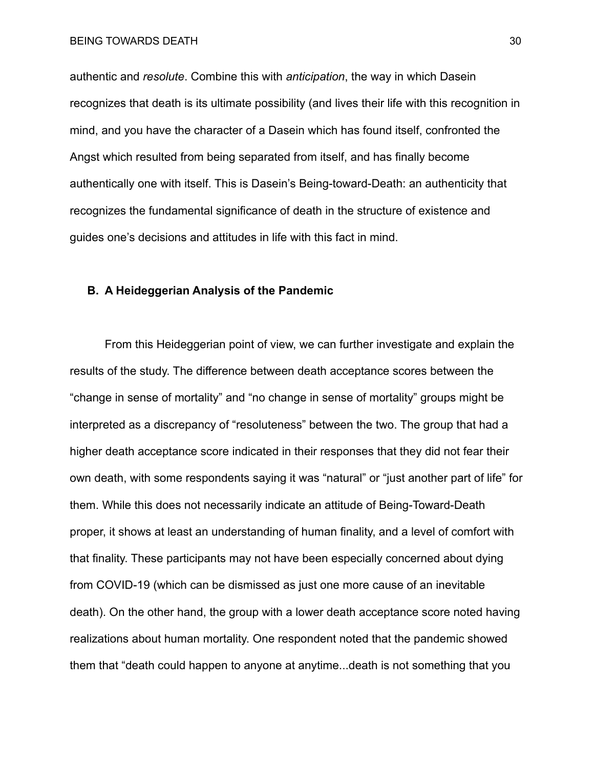authentic and *resolute*. Combine this with *anticipation*, the way in which Dasein recognizes that death is its ultimate possibility (and lives their life with this recognition in mind, and you have the character of a Dasein which has found itself, confronted the Angst which resulted from being separated from itself, and has finally become authentically one with itself. This is Dasein's Being-toward-Death: an authenticity that recognizes the fundamental significance of death in the structure of existence and guides one's decisions and attitudes in life with this fact in mind.

### B. A Heideggerian Analysis of the Pandemic

From this Heideggerian point of view, we can further investigate and explain the results of the study. The difference between death acceptance scores between the "change in sense of mortality" and "no change in sense of mortality" groups might be interpreted as a discrepancy of "resoluteness" between the two. The group that had a higher death acceptance score indicated in their responses that they did not fear their own death, with some respondents saying it was "natural" or "just another part of life" for them. While this does not necessarily indicate an attitude of Being-Toward-Death proper, it shows at least an understanding of human finality, and a level of comfort with that finality. These participants may not have been especially concerned about dying from COVID-19 (which can be dismissed as just one more cause of an inevitable death). On the other hand, the group with a lower death acceptance score noted having realizations about human mortality. One respondent noted that the pandemic showed them that "death could happen to anyone at anytime...death is not something that you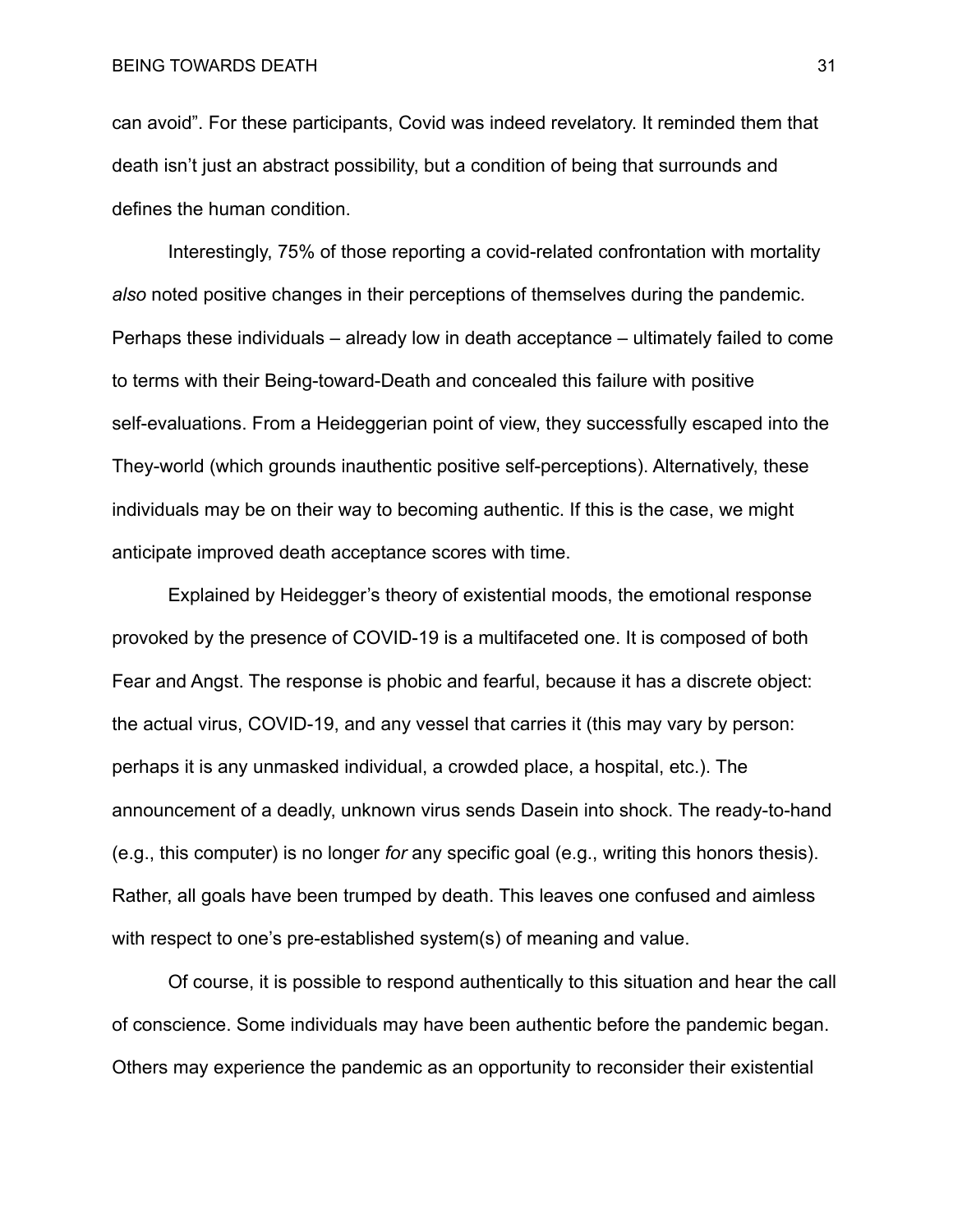can avoid". For these participants, Covid was indeed revelatory. It reminded them that death isn't just an abstract possibility, but a condition of being that surrounds and defines the human condition.

Interestingly, 75% of those reporting a covid-related confrontation with mortality *also* noted positive changes in their perceptions of themselves during the pandemic. Perhaps these individuals – already low in death acceptance – ultimately failed to come to terms with their Being-toward-Death and concealed this failure with positive self-evaluations. From a Heideggerian point of view, they successfully escaped into the They-world (which grounds inauthentic positive self-perceptions). Alternatively, these individuals may be on their way to becoming authentic. If this is the case, we might anticipate improved death acceptance scores with time.

Explained by Heidegger's theory of existential moods, the emotional response provoked by the presence of COVID-19 is a multifaceted one. It is composed of both Fear and Angst. The response is phobic and fearful, because it has a discrete object: the actual virus, COVID-19, and any vessel that carries it (this may vary by person: perhaps it is any unmasked individual, a crowded place, a hospital, etc.). The announcement of a deadly, unknown virus sends Dasein into shock. The ready-to-hand (e.g., this computer) is no longer *for* any specific goal (e.g., writing this honors thesis). Rather, all goals have been trumped by death. This leaves one confused and aimless with respect to one's pre-established system(s) of meaning and value.

Of course, it is possible to respond authentically to this situation and hear the call of conscience. Some individuals may have been authentic before the pandemic began. Others may experience the pandemic as an opportunity to reconsider their existential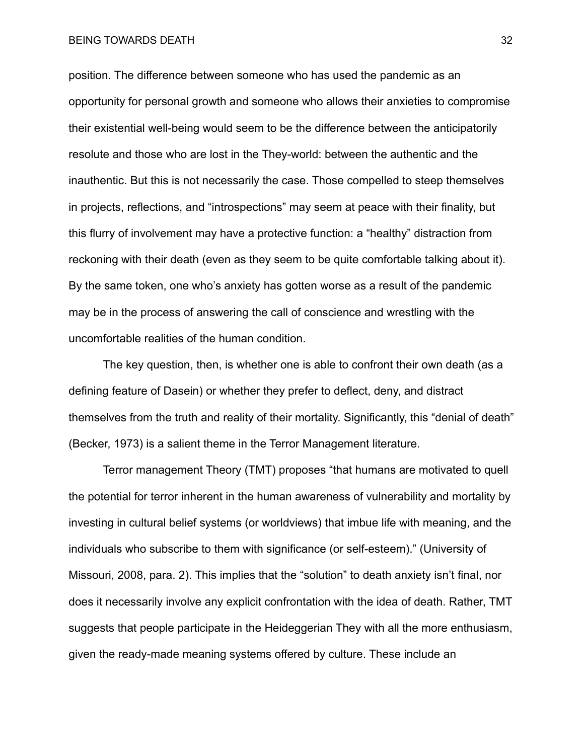position. The difference between someone who has used the pandemic as an opportunity for personal growth and someone who allows their anxieties to compromise their existential well-being would seem to be the difference between the anticipatorily resolute and those who are lost in the They-world: between the authentic and the inauthentic. But this is not necessarily the case. Those compelled to steep themselves in projects, reflections, and “introspections” may seem at peace with their finality, but this flurry of involvement may have a protective function: a “healthy” distraction from reckoning with their death (even as they seem to be quite comfortable talking about it). By the same token, one who’s anxiety has gotten worse as a result of the pandemic may be in the process of answering the call of conscience and wrestling with the uncomfortable realities of the human condition.

The key question, then, is whether one is able to confront their own death (as a defining feature of Dasein) or whether they prefer to deflect, deny, and distract themselves from the truth and reality of their mortality. Significantly, this “denial of death” (Becker, 1973) is a salient theme in the Terror Management literature.

Terror management Theory (TMT) proposes “that humans are motivated to quell the potential for terror inherent in the human awareness of vulnerability and mortality by investing in cultural belief systems (or worldviews) that imbue life with meaning, and the individuals who subscribe to them with significance (or self-esteem).” (University of Missouri, 2008, para. 2). This implies that the “solution” to death anxiety isn’t final, nor does it necessarily involve any explicit confrontation with the idea of death. Rather, TMT suggests that people participate in the Heideggerian They with all the more enthusiasm, given the ready-made meaning systems offered by culture. These include an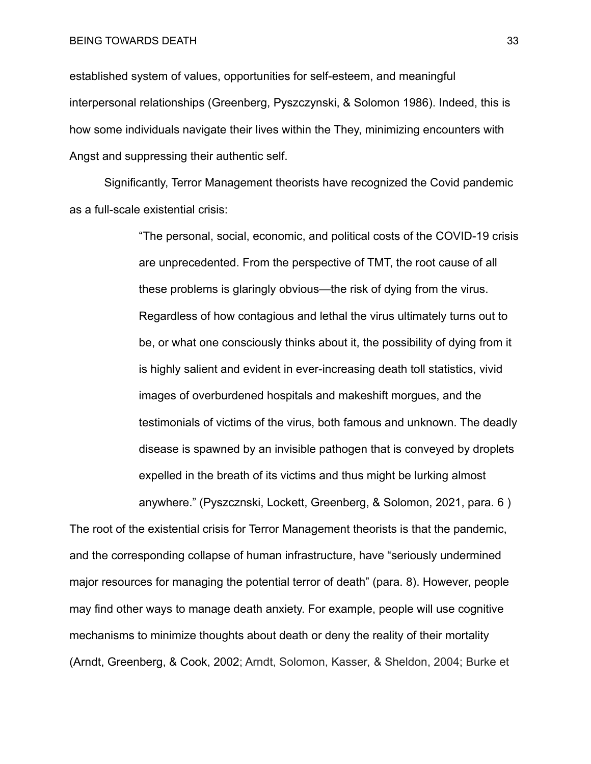established system of values, opportunities for self-esteem, and meaningful interpersonal relationships (Greenberg, Pyszczynski, & Solomon 1986). Indeed, this is how some individuals navigate their lives within the They, minimizing encounters with Angst and suppressing their authentic self.

Significantly, Terror Management theorists have recognized the Covid pandemic as a full-scale existential crisis:

> “The personal, social, economic, and political costs of the COVID-19 crisis are unprecedented. From the perspective of TMT, the root cause of all these problems is glaringly obvious—the risk of dying from the virus. Regardless of how contagious and lethal the virus ultimately turns out to be, or what one consciously thinks about it, the possibility of dying from it is highly salient and evident in ever-increasing death toll statistics, vivid images of overburdened hospitals and makeshift morgues, and the testimonials of victims of the virus, both famous and unknown. The deadly disease is spawned by an invisible pathogen that is conveyed by droplets expelled in the breath of its victims and thus might be lurking almost anywhere.” (Pyszcznski, Lockett, Greenberg, & Solomon, 2021, para. 6 )

The root of the existential crisis for Terror Management theorists is that the pandemic, and the corresponding collapse of human infrastructure, have “seriously undermined major resources for managing the potential terror of death” (para. 8). However, people may find other ways to manage death anxiety. For example, people will use cognitive mechanisms to minimize thoughts about death or deny the reality of their mortality (Arndt, Greenberg, & Cook, 2002; Arndt, Solomon, Kasser, & Sheldon, 2004; Burke et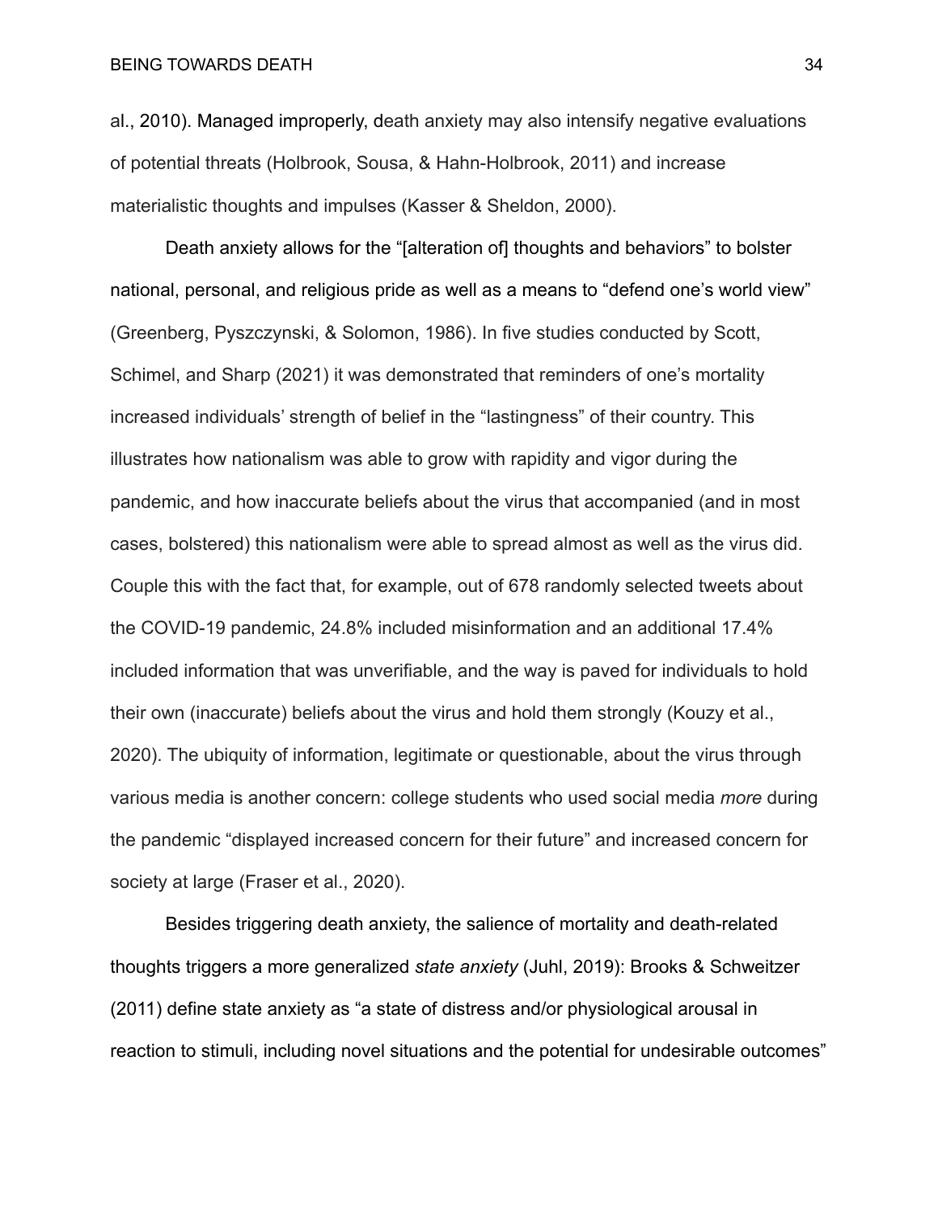al., 2010). Managed improperly, death anxiety may also intensify negative evaluations of potential threats (Holbrook, Sousa, & Hahn-Holbrook, 2011) and increase materialistic thoughts and impulses (Kasser & Sheldon, 2000).

Death anxiety allows for the "[alteration of] thoughts and behaviors" to bolster national, personal, and religious pride as well as a means to "defend one's world view" (Greenberg, Pyszczynski, & Solomon, 1986). In five studies conducted by Scott, Schimel, and Sharp (2021) it was demonstrated that reminders of one's mortality increased individuals' strength of belief in the "lastingness" of their country. This illustrates how nationalism was able to grow with rapidity and vigor during the pandemic, and how inaccurate beliefs about the virus that accompanied (and in most cases, bolstered) this nationalism were able to spread almost as well as the virus did. Couple this with the fact that, for example, out of 678 randomly selected tweets about the COVID-19 pandemic, 24.8% included misinformation and an additional 17.4% included information that was unverifiable, and the way is paved for individuals to hold their own (inaccurate) beliefs about the virus and hold them strongly (Kouzy et al., 2020). The ubiquity of information, legitimate or questionable, about the virus through various media is another concern: college students who used social media *more* during the pandemic "displayed increased concern for their future" and increased concern for society at large (Fraser et al., 2020).

Besides triggering death anxiety, the salience of mortality and death-related thoughts triggers a more generalized *state anxiety* (Juhl, 2019): Brooks & Schweitzer (2011) define state anxiety as "a state of distress and/or physiological arousal in reaction to stimuli, including novel situations and the potential for undesirable outcomes"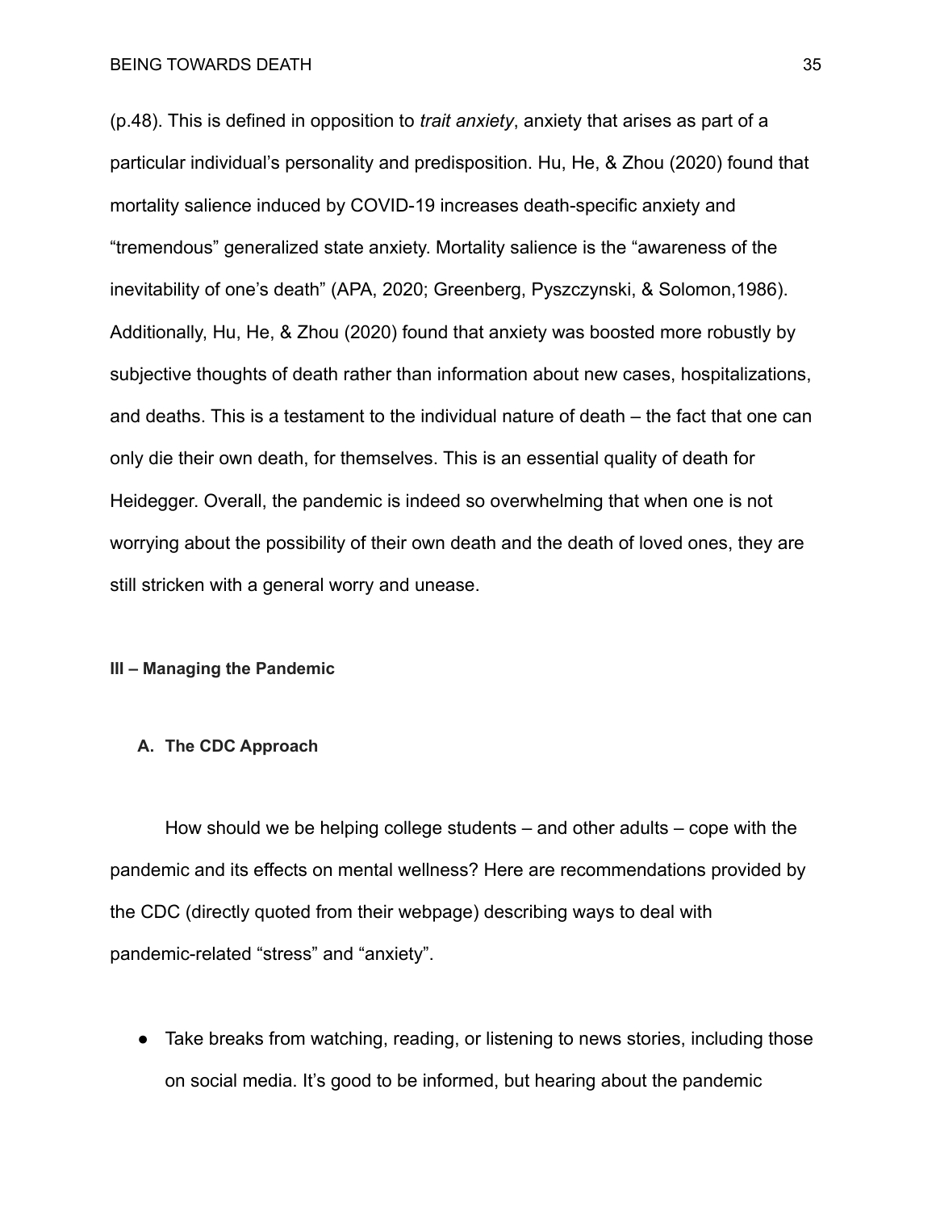(p.48). This is defined in opposition to *trait anxiety*, anxiety that arises as part of a particular individual's personality and predisposition. Hu, He, & Zhou (2020) found that mortality salience induced by COVID-19 increases death-specific anxiety and "tremendous" generalized state anxiety. Mortality salience is the "awareness of the inevitability of one's death" (APA, 2020; Greenberg, Pyszczynski, & Solomon,1986). Additionally, Hu, He, & Zhou (2020) found that anxiety was boosted more robustly by subjective thoughts of death rather than information about new cases, hospitalizations, and deaths. This is a testament to the individual nature of death – the fact that one can only die their own death, for themselves. This is an essential quality of death for Heidegger. Overall, the pandemic is indeed so overwhelming that when one is not worrying about the possibility of their own death and the death of loved ones, they are still stricken with a general worry and unease.

## III – Managing the Pandemic

### A. The CDC Approach

How should we be helping college students – and other adults – cope with the pandemic and its effects on mental wellness? Here are recommendations provided by the CDC (directly quoted from their webpage) describing ways to deal with pandemic-related "stress" and "anxiety".

- Take breaks from watching, reading, or listening to news stories, including those on social media. It's good to be informed, but hearing about the pandemic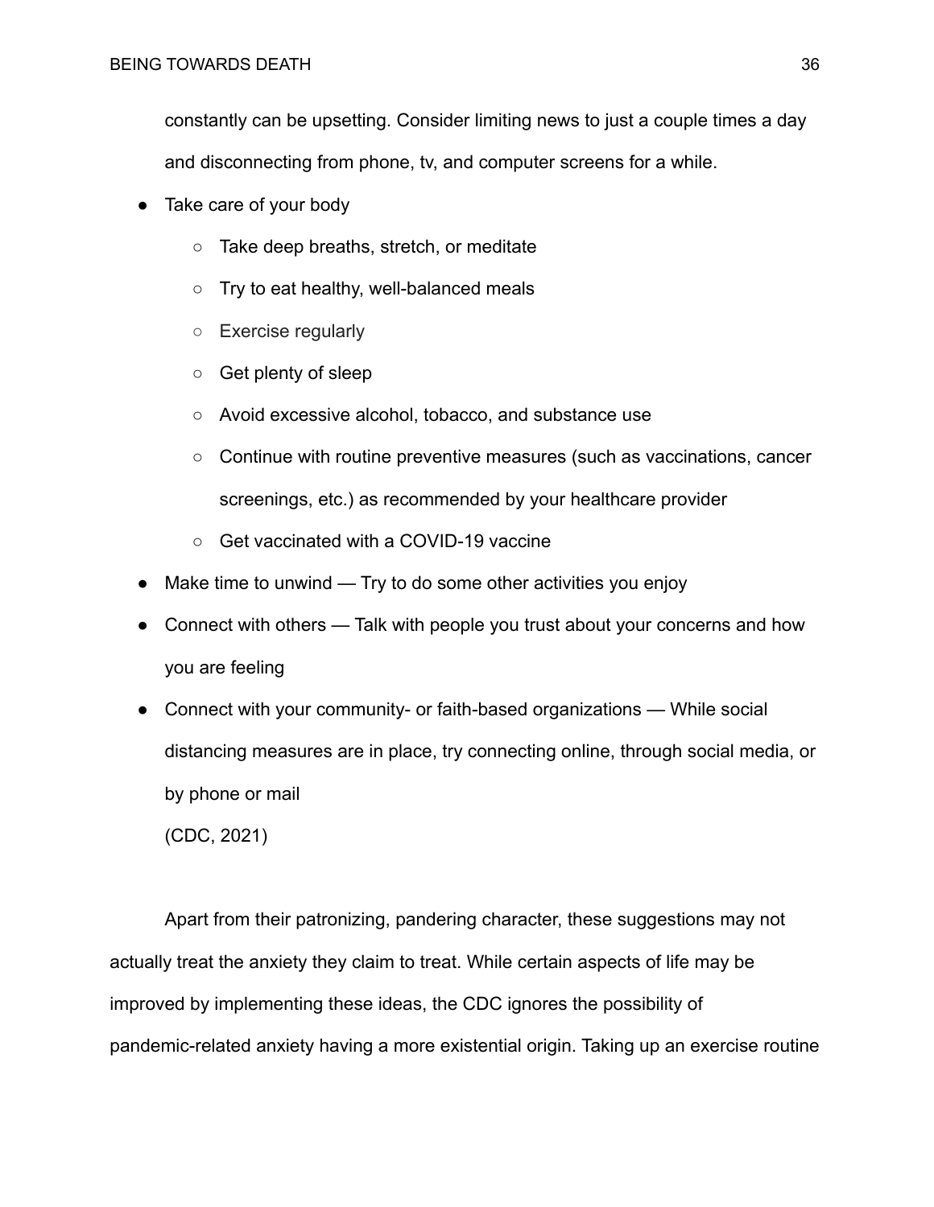constantly can be upsetting. Consider limiting news to just a couple times a day and disconnecting from phone, tv, and computer screens for a while.

- Take care of your body
    - Take deep breaths, stretch, or meditate
    - Try to eat healthy, well-balanced meals
    - Exercise regularly
    - Get plenty of sleep
    - Avoid excessive alcohol, tobacco, and substance use
    - Continue with routine preventive measures (such as vaccinations, cancer screenings, etc.) as recommended by your healthcare provider
    - Get vaccinated with a COVID-19 vaccine
- Make time to unwind — Try to do some other activities you enjoy
- Connect with others — Talk with people you trust about your concerns and how you are feeling
- Connect with your community- or faith-based organizations — While social distancing measures are in place, try connecting online, through social media, or by phone or mail

(CDC, 2021)

Apart from their patronizing, pandering character, these suggestions may not actually treat the anxiety they claim to treat. While certain aspects of life may be improved by implementing these ideas, the CDC ignores the possibility of pandemic-related anxiety having a more existential origin. Taking up an exercise routine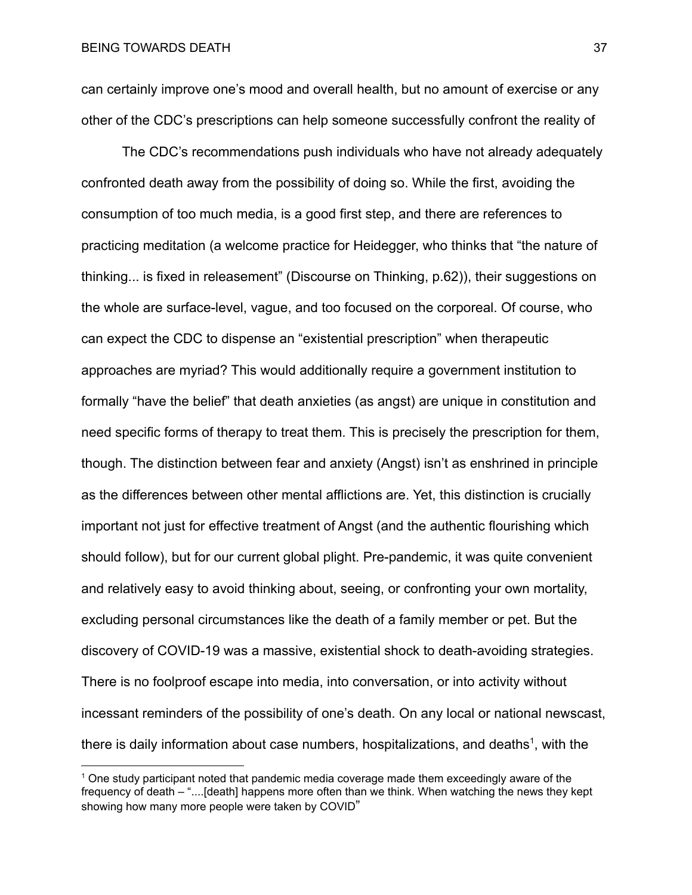can certainly improve one's mood and overall health, but no amount of exercise or any other of the CDC's prescriptions can help someone successfully confront the reality of

The CDC's recommendations push individuals who have not already adequately confronted death away from the possibility of doing so. While the first, avoiding the consumption of too much media, is a good first step, and there are references to practicing meditation (a welcome practice for Heidegger, who thinks that "the nature of thinking... is fixed in releasement" (Discourse on Thinking, p.62)), their suggestions on the whole are surface-level, vague, and too focused on the corporeal. Of course, who can expect the CDC to dispense an "existential prescription" when therapeutic approaches are myriad? This would additionally require a government institution to formally "have the belief" that death anxieties (as angst) are unique in constitution and need specific forms of therapy to treat them. This is precisely the prescription for them, though. The distinction between fear and anxiety (Angst) isn't as enshrined in principle as the differences between other mental afflictions are. Yet, this distinction is crucially important not just for effective treatment of Angst (and the authentic flourishing which should follow), but for our current global plight. Pre-pandemic, it was quite convenient and relatively easy to avoid thinking about, seeing, or confronting your own mortality, excluding personal circumstances like the death of a family member or pet. But the discovery of COVID-19 was a massive, existential shock to death-avoiding strategies. There is no foolproof escape into media, into conversation, or into activity without incessant reminders of the possibility of one's death. On any local or national newscast, there is daily information about case numbers, hospitalizations, and deaths[1], with the

---

[1] One study participant noted that pandemic media coverage made them exceedingly aware of the frequency of death – "....[death] happens more often than we think. When watching the news they kept showing how many more people were taken by COVID"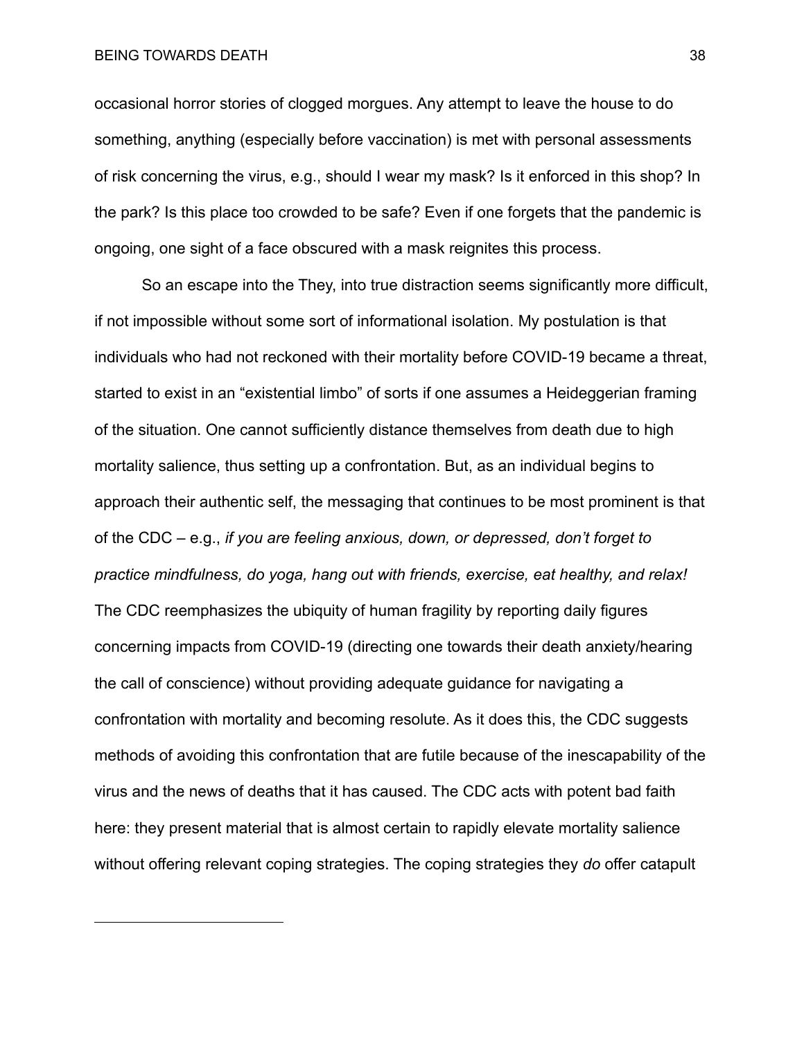occasional horror stories of clogged morgues. Any attempt to leave the house to do something, anything (especially before vaccination) is met with personal assessments of risk concerning the virus, e.g., should I wear my mask? Is it enforced in this shop? In the park? Is this place too crowded to be safe? Even if one forgets that the pandemic is ongoing, one sight of a face obscured with a mask reignites this process.

So an escape into the They, into true distraction seems significantly more difficult, if not impossible without some sort of informational isolation. My postulation is that individuals who had not reckoned with their mortality before COVID-19 became a threat, started to exist in an "existential limbo" of sorts if one assumes a Heideggerian framing of the situation. One cannot sufficiently distance themselves from death due to high mortality salience, thus setting up a confrontation. But, as an individual begins to approach their authentic self, the messaging that continues to be most prominent is that of the CDC – e.g., *if you are feeling anxious, down, or depressed, don't forget to practice mindfulness, do yoga, hang out with friends, exercise, eat healthy, and relax!* The CDC reemphasizes the ubiquity of human fragility by reporting daily figures concerning impacts from COVID-19 (directing one towards their death anxiety/hearing the call of conscience) without providing adequate guidance for navigating a confrontation with mortality and becoming resolute. As it does this, the CDC suggests methods of avoiding this confrontation that are futile because of the inescapability of the virus and the news of deaths that it has caused. The CDC acts with potent bad faith here: they present material that is almost certain to rapidly elevate mortality salience without offering relevant coping strategies. The coping strategies they *do* offer catapult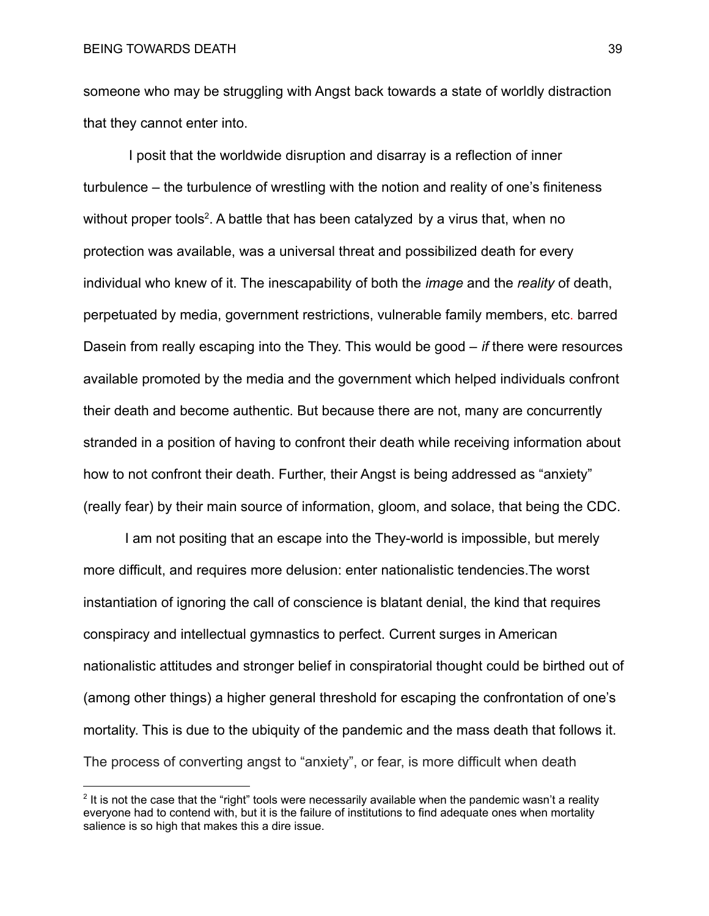someone who may be struggling with Angst back towards a state of worldly distraction that they cannot enter into.

I posit that the worldwide disruption and disarray is a reflection of inner turbulence – the turbulence of wrestling with the notion and reality of one's finiteness without proper tools[2]. A battle that has been catalyzed by a virus that, when no protection was available, was a universal threat and possibilized death for every individual who knew of it. The inescapability of both the *image* and the *reality* of death, perpetuated by media, government restrictions, vulnerable family members, etc. barred Dasein from really escaping into the They. This would be good – *if* there were resources available promoted by the media and the government which helped individuals confront their death and become authentic. But because there are not, many are concurrently stranded in a position of having to confront their death while receiving information about how to not confront their death. Further, their Angst is being addressed as "anxiety" (really fear) by their main source of information, gloom, and solace, that being the CDC.

I am not positing that an escape into the They-world is impossible, but merely more difficult, and requires more delusion: enter nationalistic tendencies.The worst instantiation of ignoring the call of conscience is blatant denial, the kind that requires conspiracy and intellectual gymnastics to perfect. Current surges in American nationalistic attitudes and stronger belief in conspiratorial thought could be birthed out of (among other things) a higher general threshold for escaping the confrontation of one's mortality. This is due to the ubiquity of the pandemic and the mass death that follows it. The process of converting angst to "anxiety", or fear, is more difficult when death

[2] It is not the case that the "right" tools were necessarily available when the pandemic wasn't a reality everyone had to contend with, but it is the failure of institutions to find adequate ones when mortality salience is so high that makes this a dire issue.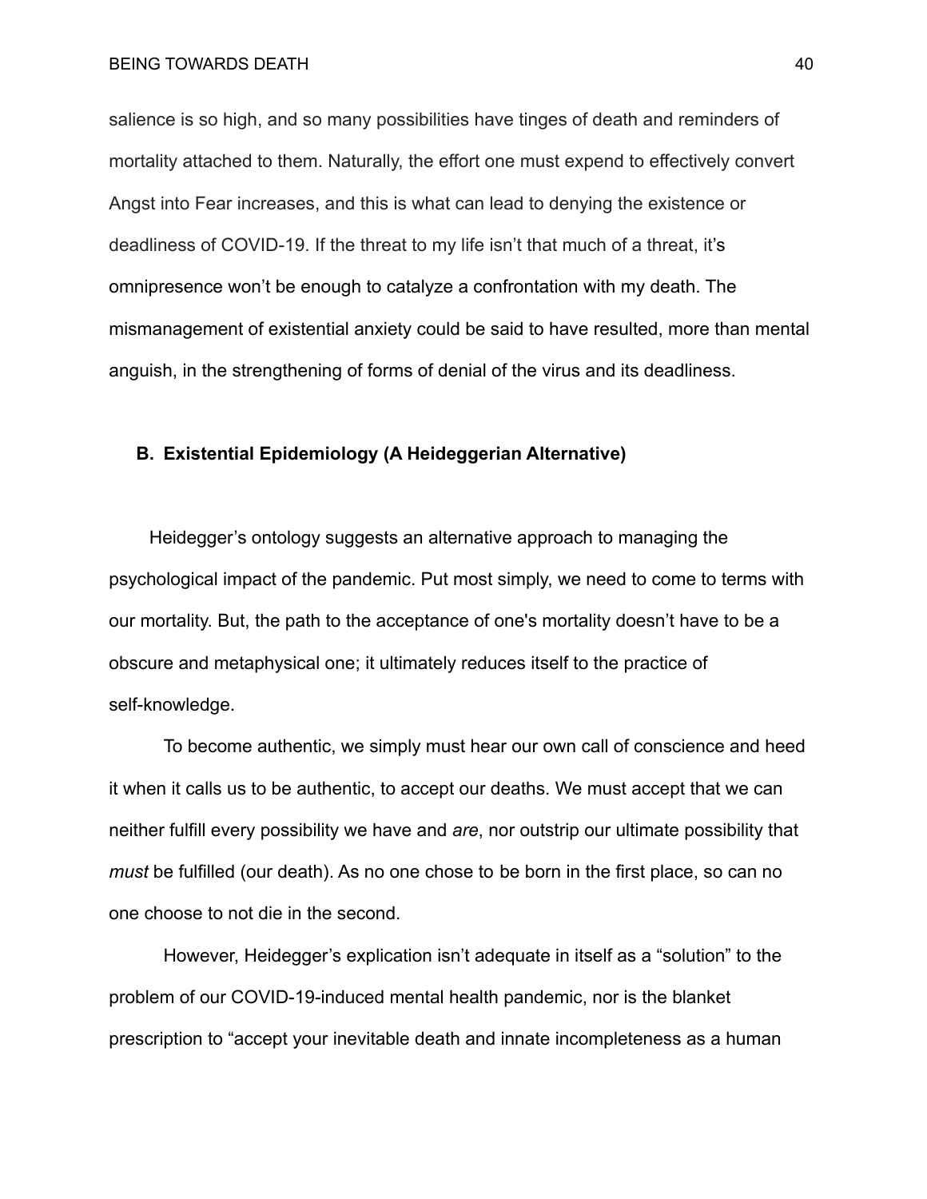salience is so high, and so many possibilities have tinges of death and reminders of mortality attached to them. Naturally, the effort one must expend to effectively convert Angst into Fear increases, and this is what can lead to denying the existence or deadliness of COVID-19. If the threat to my life isn't that much of a threat, it's omnipresence won't be enough to catalyze a confrontation with my death. The mismanagement of existential anxiety could be said to have resulted, more than mental anguish, in the strengthening of forms of denial of the virus and its deadliness.

### B. Existential Epidemiology (A Heideggerian Alternative)

Heidegger's ontology suggests an alternative approach to managing the psychological impact of the pandemic. Put most simply, we need to come to terms with our mortality. But, the path to the acceptance of one's mortality doesn't have to be a obscure and metaphysical one; it ultimately reduces itself to the practice of self-knowledge.

To become authentic, we simply must hear our own call of conscience and heed it when it calls us to be authentic, to accept our deaths. We must accept that we can neither fulfill every possibility we have and *are*, nor outstrip our ultimate possibility that *must* be fulfilled (our death). As no one chose to be born in the first place, so can no one choose to not die in the second.

However, Heidegger's explication isn't adequate in itself as a "solution" to the problem of our COVID-19-induced mental health pandemic, nor is the blanket prescription to "accept your inevitable death and innate incompleteness as a human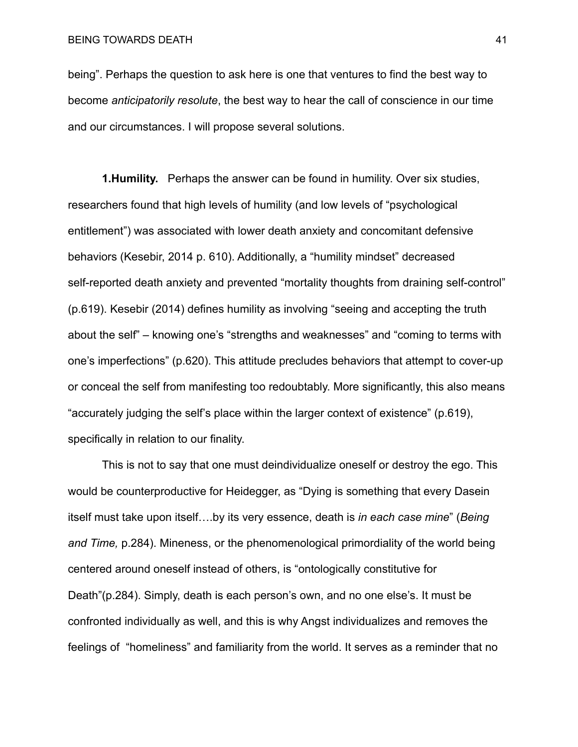being". Perhaps the question to ask here is one that ventures to find the best way to become *anticipatorily resolute*, the best way to hear the call of conscience in our time and our circumstances. I will propose several solutions.

**1.Humility.** Perhaps the answer can be found in humility. Over six studies, researchers found that high levels of humility (and low levels of "psychological entitlement") was associated with lower death anxiety and concomitant defensive behaviors (Kesebir, 2014 p. 610). Additionally, a "humility mindset" decreased self-reported death anxiety and prevented "mortality thoughts from draining self-control" (p.619). Kesebir (2014) defines humility as involving "seeing and accepting the truth about the self" – knowing one's "strengths and weaknesses" and "coming to terms with one's imperfections" (p.620). This attitude precludes behaviors that attempt to cover-up or conceal the self from manifesting too redoubtably. More significantly, this also means "accurately judging the self's place within the larger context of existence" (p.619), specifically in relation to our finality.

This is not to say that one must deindividualize oneself or destroy the ego. This would be counterproductive for Heidegger, as "Dying is something that every Dasein itself must take upon itself….by its very essence, death is *in each case mine*" (*Being and Time,* p.284). Mineness, or the phenomenological primordiality of the world being centered around oneself instead of others, is "ontologically constitutive for Death"(p.284). Simply, death is each person's own, and no one else's. It must be confronted individually as well, and this is why Angst individualizes and removes the feelings of "homeliness" and familiarity from the world. It serves as a reminder that no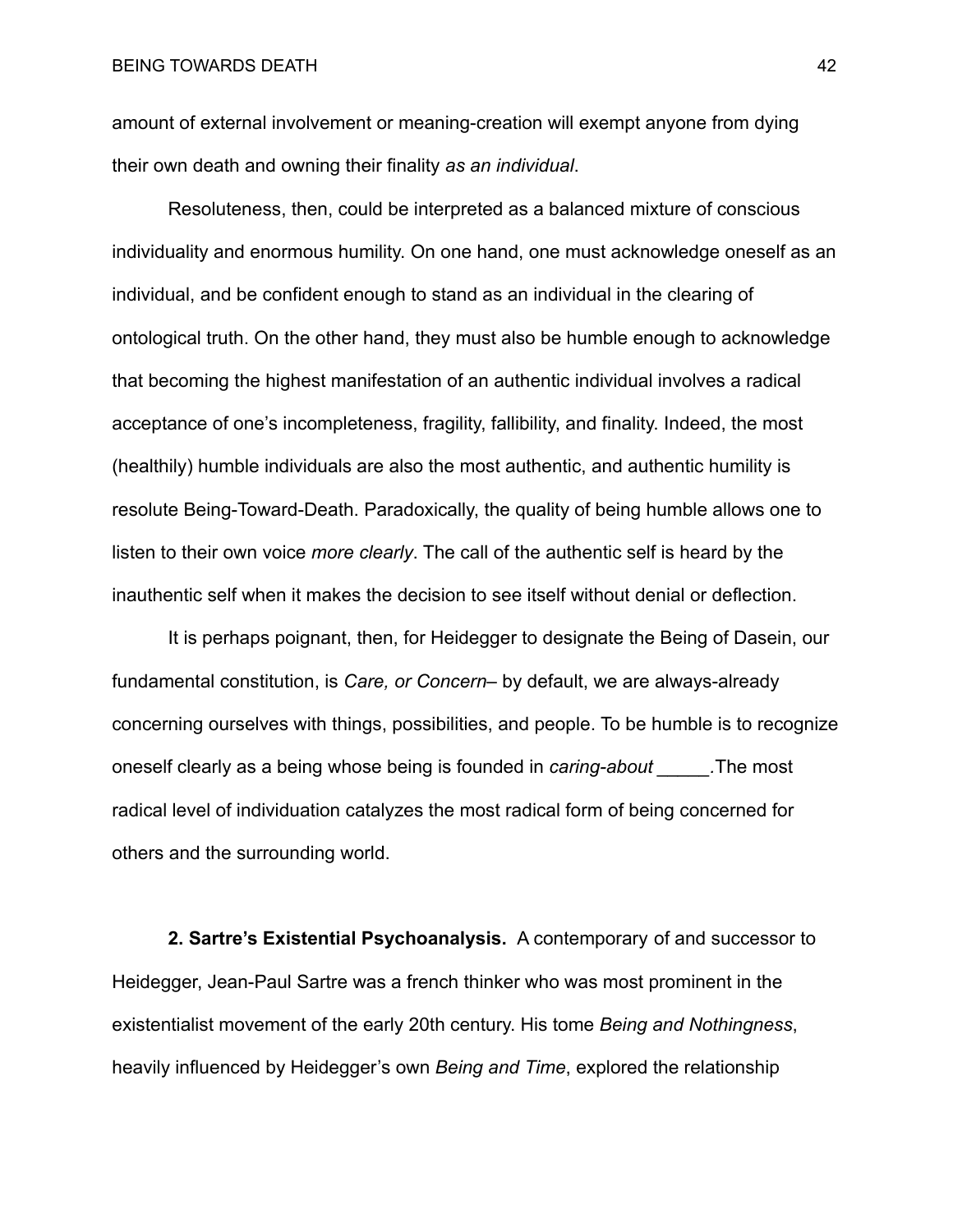amount of external involvement or meaning-creation will exempt anyone from dying their own death and owning their finality *as an individual*.

Resoluteness, then, could be interpreted as a balanced mixture of conscious individuality and enormous humility. On one hand, one must acknowledge oneself as an individual, and be confident enough to stand as an individual in the clearing of ontological truth. On the other hand, they must also be humble enough to acknowledge that becoming the highest manifestation of an authentic individual involves a radical acceptance of one's incompleteness, fragility, fallibility, and finality. Indeed, the most (healthily) humble individuals are also the most authentic, and authentic humility is resolute Being-Toward-Death. Paradoxically, the quality of being humble allows one to listen to their own voice *more clearly*. The call of the authentic self is heard by the inauthentic self when it makes the decision to see itself without denial or deflection.

It is perhaps poignant, then, for Heidegger to designate the Being of Dasein, our fundamental constitution, is *Care, or Concern*– by default, we are always-already concerning ourselves with things, possibilities, and people. To be humble is to recognize oneself clearly as a being whose being is founded in *caring-about* _____.The most radical level of individuation catalyzes the most radical form of being concerned for others and the surrounding world.

**2. Sartre's Existential Psychoanalysis.** A contemporary of and successor to Heidegger, Jean-Paul Sartre was a french thinker who was most prominent in the existentialist movement of the early 20th century. His tome *Being and Nothingness*, heavily influenced by Heidegger's own *Being and Time*, explored the relationship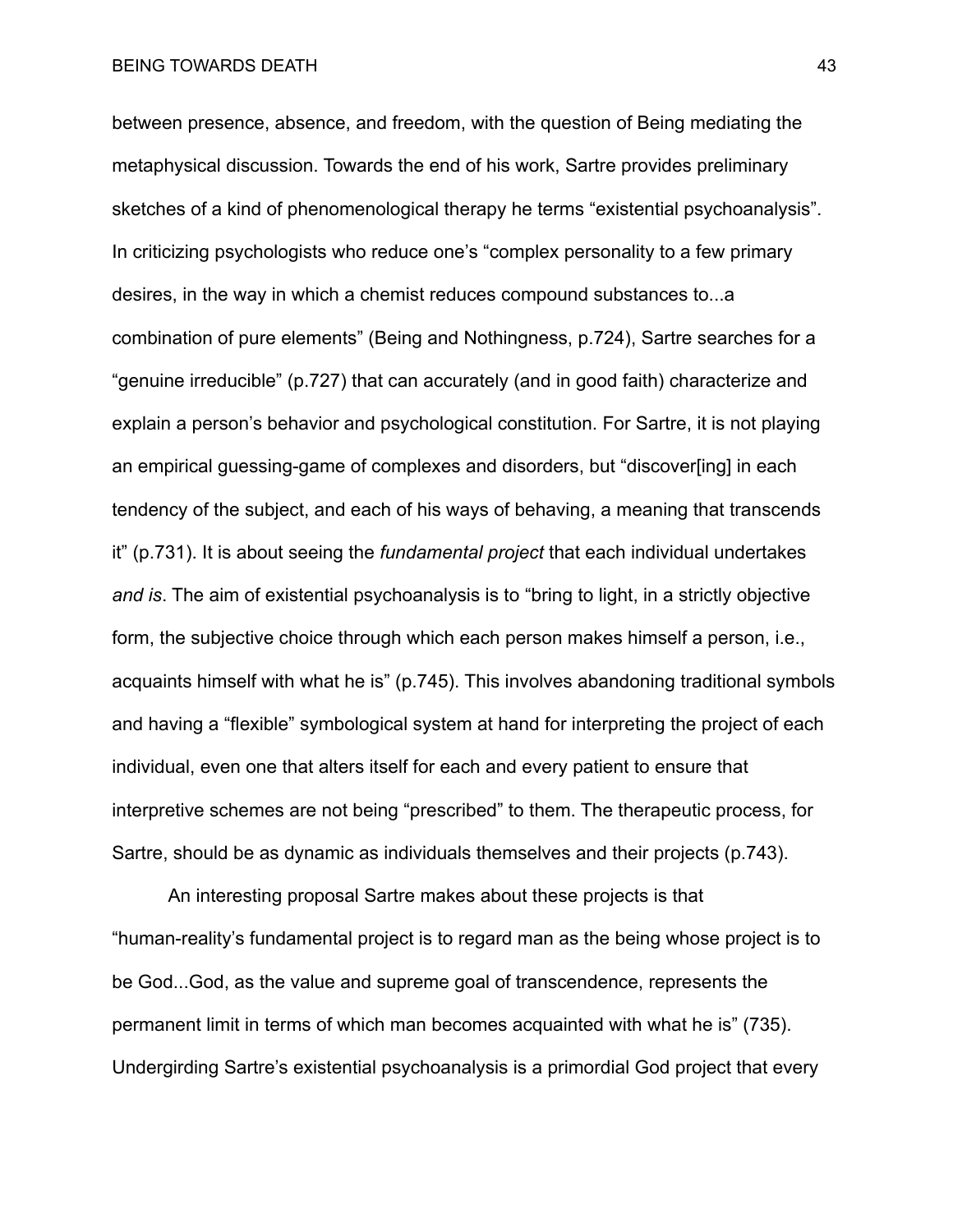between presence, absence, and freedom, with the question of Being mediating the metaphysical discussion. Towards the end of his work, Sartre provides preliminary sketches of a kind of phenomenological therapy he terms “existential psychoanalysis”. In criticizing psychologists who reduce one’s “complex personality to a few primary desires, in the way in which a chemist reduces compound substances to...a combination of pure elements” (Being and Nothingness, p.724), Sartre searches for a “genuine irreducible” (p.727) that can accurately (and in good faith) characterize and explain a person’s behavior and psychological constitution. For Sartre, it is not playing an empirical guessing-game of complexes and disorders, but “discover[ing] in each tendency of the subject, and each of his ways of behaving, a meaning that transcends it” (p.731). It is about seeing the *fundamental project* that each individual undertakes *and is*. The aim of existential psychoanalysis is to “bring to light, in a strictly objective form, the subjective choice through which each person makes himself a person, i.e., acquaints himself with what he is” (p.745). This involves abandoning traditional symbols and having a “flexible” symbological system at hand for interpreting the project of each individual, even one that alters itself for each and every patient to ensure that interpretive schemes are not being “prescribed” to them. The therapeutic process, for Sartre, should be as dynamic as individuals themselves and their projects (p.743).

An interesting proposal Sartre makes about these projects is that “human-reality’s fundamental project is to regard man as the being whose project is to be God...God, as the value and supreme goal of transcendence, represents the permanent limit in terms of which man becomes acquainted with what he is” (735). Undergirding Sartre’s existential psychoanalysis is a primordial God project that every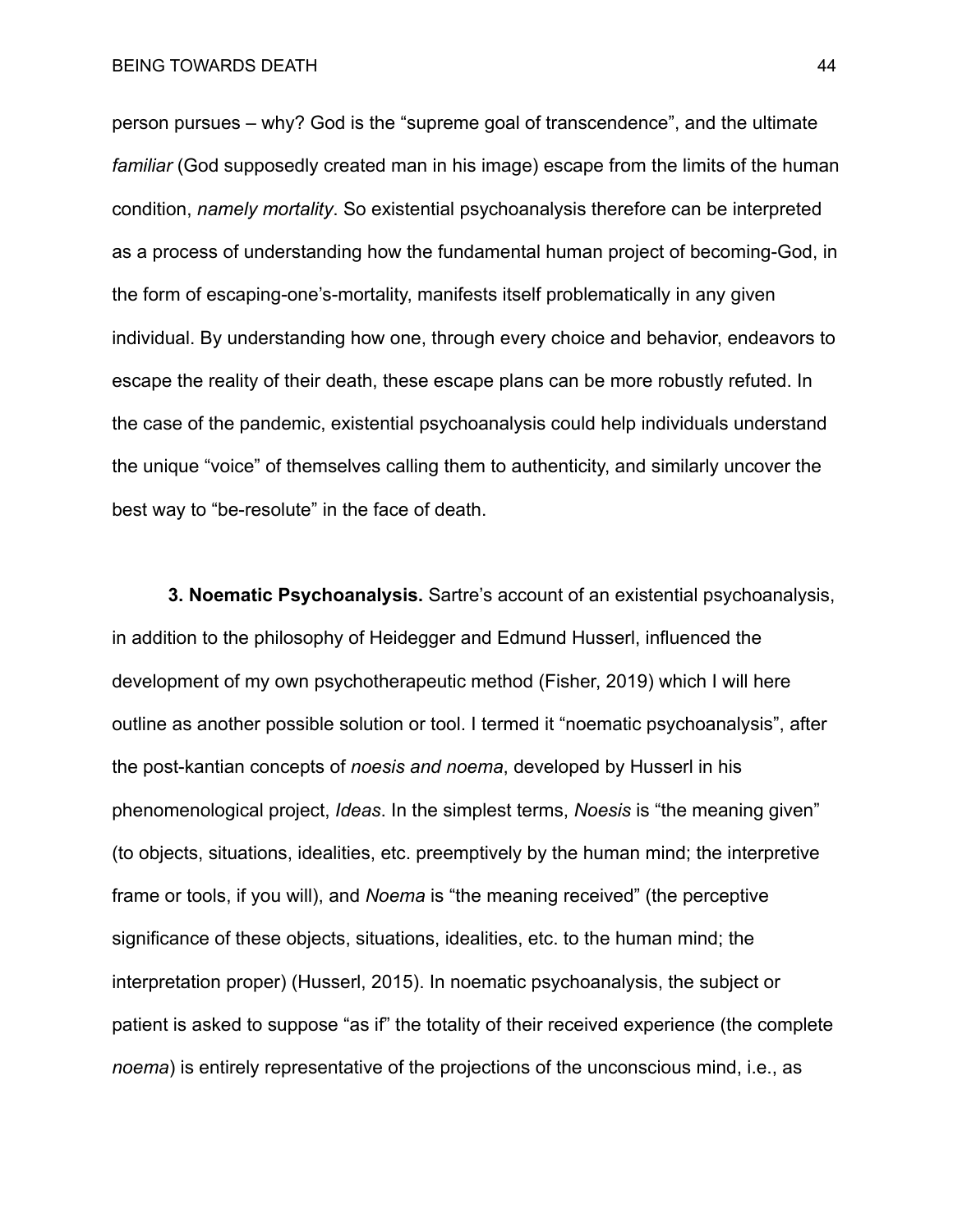person pursues – why? God is the "supreme goal of transcendence", and the ultimate *familiar* (God supposedly created man in his image) escape from the limits of the human condition, *namely mortality*. So existential psychoanalysis therefore can be interpreted as a process of understanding how the fundamental human project of becoming-God, in the form of escaping-one's-mortality, manifests itself problematically in any given individual. By understanding how one, through every choice and behavior, endeavors to escape the reality of their death, these escape plans can be more robustly refuted. In the case of the pandemic, existential psychoanalysis could help individuals understand the unique "voice" of themselves calling them to authenticity, and similarly uncover the best way to "be-resolute" in the face of death.

**3. Noematic Psychoanalysis.** Sartre's account of an existential psychoanalysis, in addition to the philosophy of Heidegger and Edmund Husserl, influenced the development of my own psychotherapeutic method (Fisher, 2019) which I will here outline as another possible solution or tool. I termed it "noematic psychoanalysis", after the post-kantian concepts of *noesis and noema*, developed by Husserl in his phenomenological project, *Ideas*. In the simplest terms, *Noesis* is "the meaning given" (to objects, situations, idealities, etc. preemptively by the human mind; the interpretive frame or tools, if you will), and *Noema* is "the meaning received" (the perceptive significance of these objects, situations, idealities, etc. to the human mind; the interpretation proper) (Husserl, 2015). In noematic psychoanalysis, the subject or patient is asked to suppose "as if" the totality of their received experience (the complete *noema*) is entirely representative of the projections of the unconscious mind, i.e., as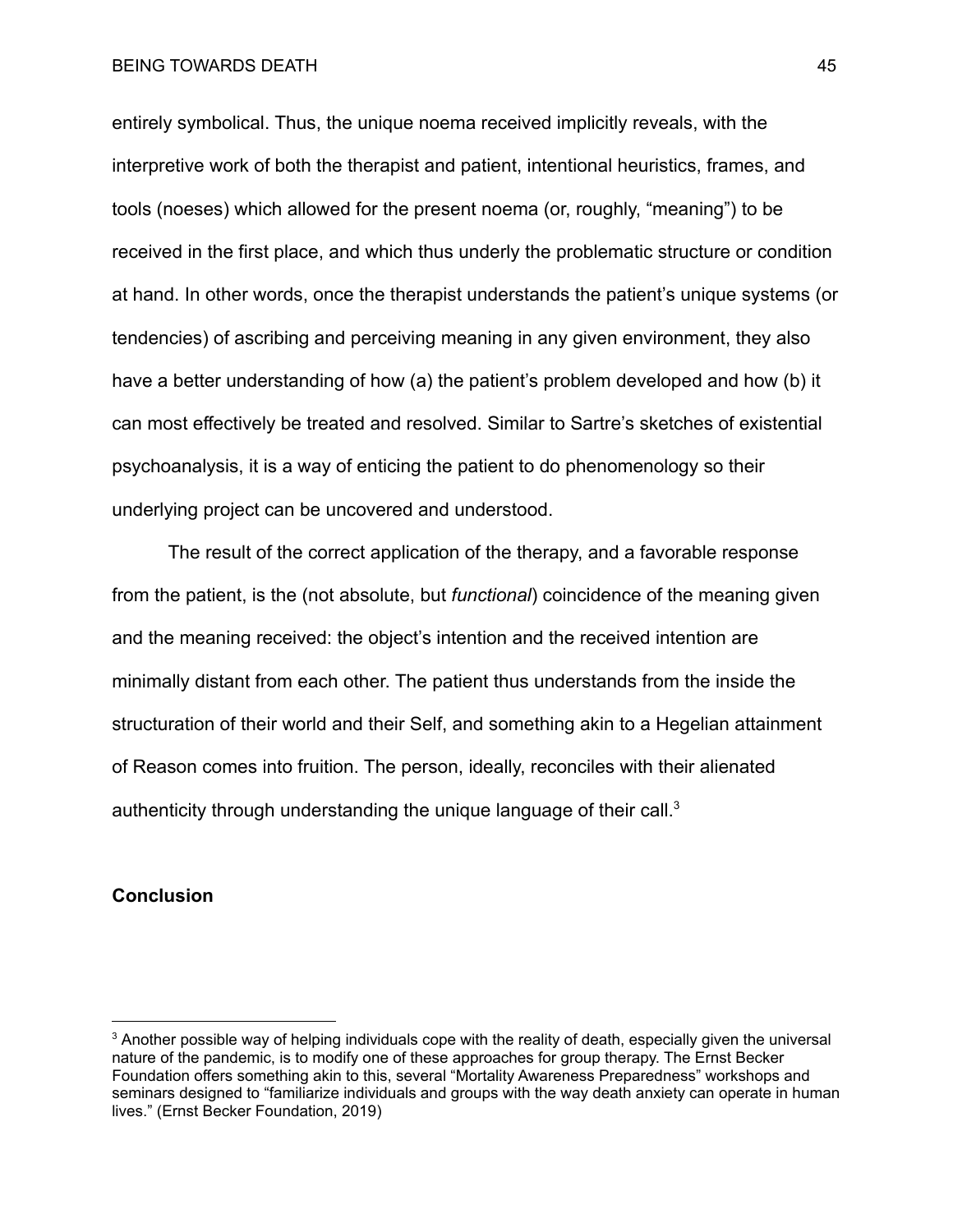entirely symbolical. Thus, the unique noema received implicitly reveals, with the interpretive work of both the therapist and patient, intentional heuristics, frames, and tools (noeses) which allowed for the present noema (or, roughly, “meaning”) to be received in the first place, and which thus underly the problematic structure or condition at hand. In other words, once the therapist understands the patient’s unique systems (or tendencies) of ascribing and perceiving meaning in any given environment, they also have a better understanding of how (a) the patient’s problem developed and how (b) it can most effectively be treated and resolved. Similar to Sartre’s sketches of existential psychoanalysis, it is a way of enticing the patient to do phenomenology so their underlying project can be uncovered and understood.

The result of the correct application of the therapy, and a favorable response from the patient, is the (not absolute, but *functional*) coincidence of the meaning given and the meaning received: the object’s intention and the received intention are minimally distant from each other. The patient thus understands from the inside the structuration of their world and their Self, and something akin to a Hegelian attainment of Reason comes into fruition. The person, ideally, reconciles with their alienated authenticity through understanding the unique language of their call.[3]

## Conclusion

[3] Another possible way of helping individuals cope with the reality of death, especially given the universal nature of the pandemic, is to modify one of these approaches for group therapy. The Ernst Becker Foundation offers something akin to this, several “Mortality Awareness Preparedness” workshops and seminars designed to “familiarize individuals and groups with the way death anxiety can operate in human lives.” (Ernst Becker Foundation, 2019)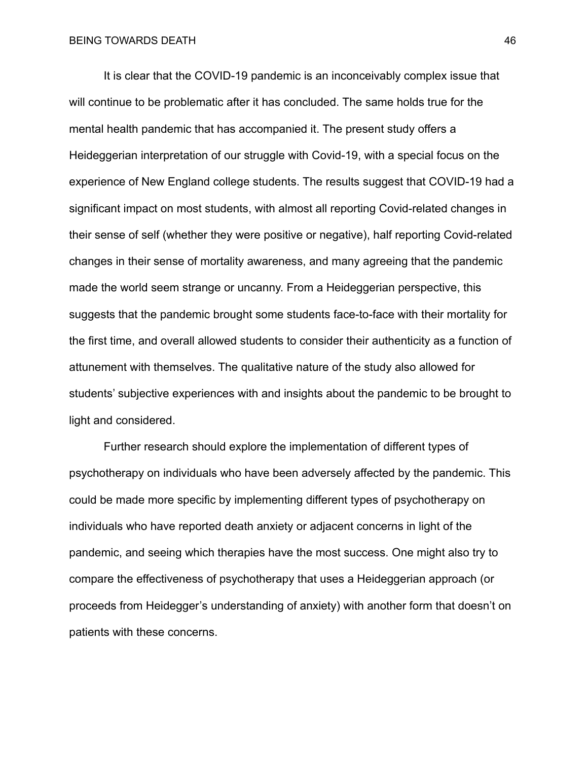It is clear that the COVID-19 pandemic is an inconceivably complex issue that will continue to be problematic after it has concluded. The same holds true for the mental health pandemic that has accompanied it. The present study offers a Heideggerian interpretation of our struggle with Covid-19, with a special focus on the experience of New England college students. The results suggest that COVID-19 had a significant impact on most students, with almost all reporting Covid-related changes in their sense of self (whether they were positive or negative), half reporting Covid-related changes in their sense of mortality awareness, and many agreeing that the pandemic made the world seem strange or uncanny. From a Heideggerian perspective, this suggests that the pandemic brought some students face-to-face with their mortality for the first time, and overall allowed students to consider their authenticity as a function of attunement with themselves. The qualitative nature of the study also allowed for students' subjective experiences with and insights about the pandemic to be brought to light and considered.

Further research should explore the implementation of different types of psychotherapy on individuals who have been adversely affected by the pandemic. This could be made more specific by implementing different types of psychotherapy on individuals who have reported death anxiety or adjacent concerns in light of the pandemic, and seeing which therapies have the most success. One might also try to compare the effectiveness of psychotherapy that uses a Heideggerian approach (or proceeds from Heidegger's understanding of anxiety) with another form that doesn't on patients with these concerns.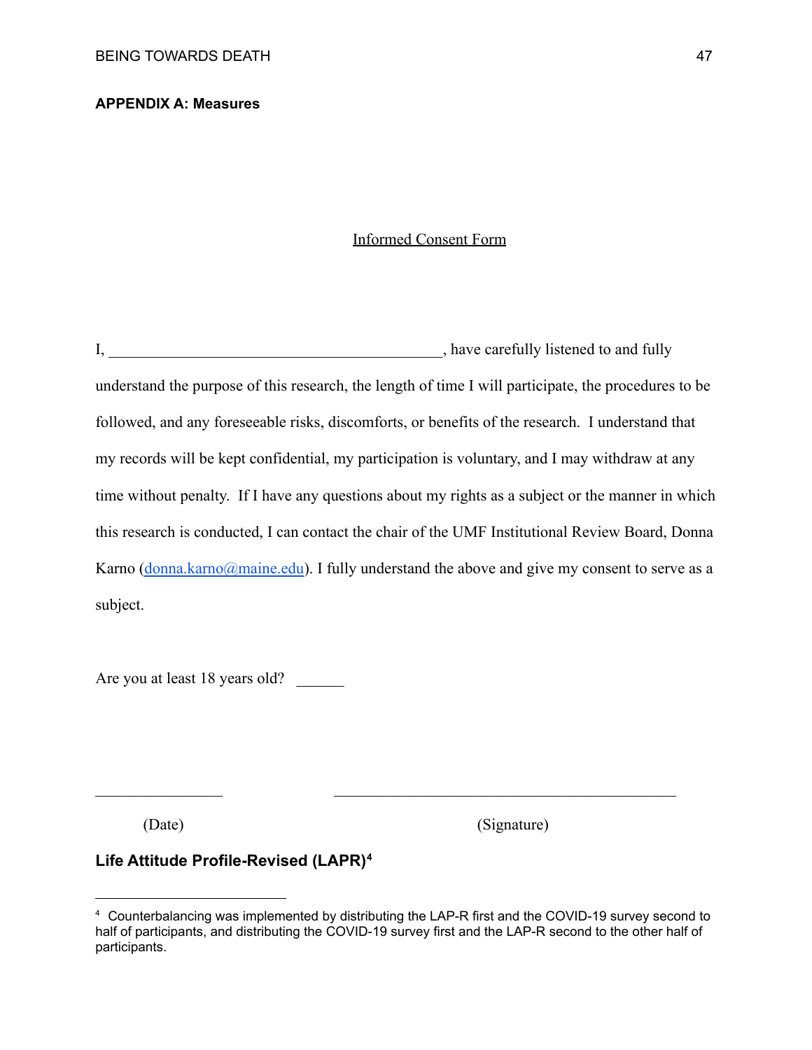**APPENDIX A: Measures**

Informed Consent Form

I, ___________________________________________, have carefully listened to and fully understand the purpose of this research, the length of time I will participate, the procedures to be followed, and any foreseeable risks, discomforts, or benefits of the research. I understand that my records will be kept confidential, my participation is voluntary, and I may withdraw at any time without penalty. If I have any questions about my rights as a subject or the manner in which this research is conducted, I can contact the chair of the UMF Institutional Review Board, Donna Karno (donna.karno@maine.edu). I fully understand the above and give my consent to serve as a subject.

Are you at least 18 years old? ______

________________ ____________________________________________

(Date) (Signature)

**Life Attitude Profile-Revised (LAPR)[4]**

[4] Counterbalancing was implemented by distributing the LAP-R first and the COVID-19 survey second to half of participants, and distributing the COVID-19 survey first and the LAP-R second to the other half of participants.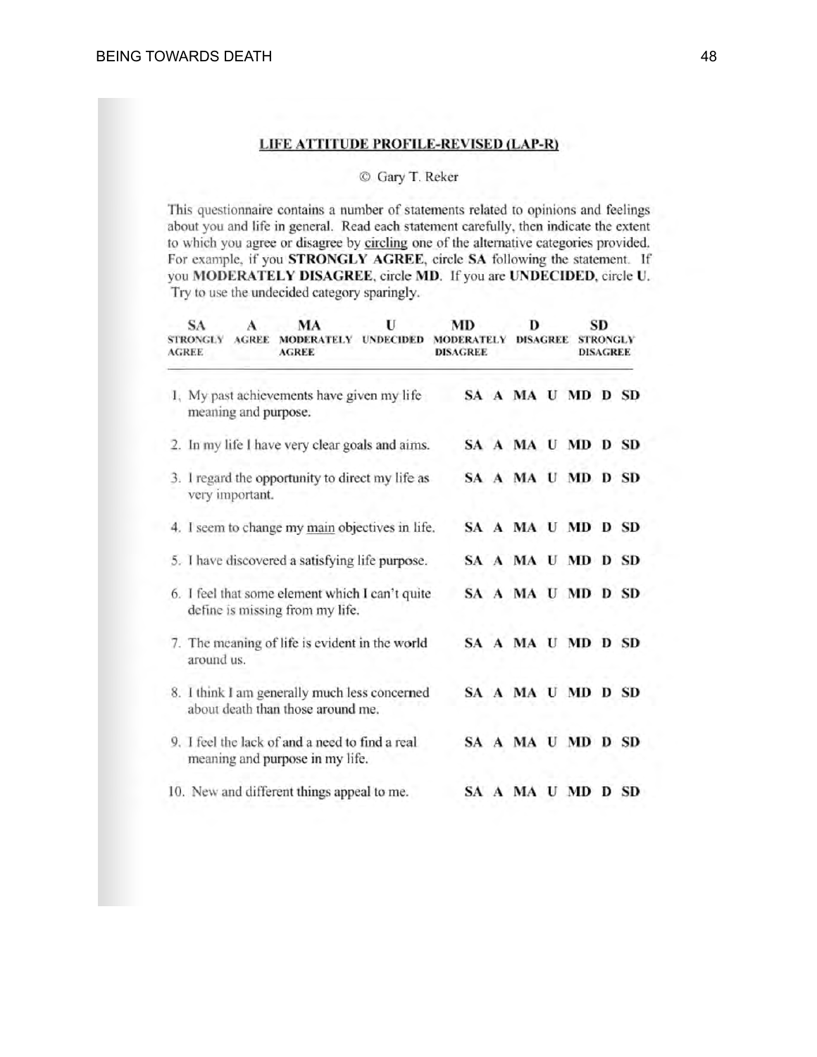## LIFE ATTITUDE PROFILE-REVISED (LAP-R)

© Gary T. Reker

This questionnaire contains a number of statements related to opinions and feelings about you and life in general. Read each statement carefully, then indicate the extent to which you agree or disagree by circling one of the alternative categories provided. For example, if you **STRONGLY AGREE**, circle **SA** following the statement. If you **MODERATELY DISAGREE**, circle **MD**. If you are **UNDECIDED**, circle **U**. Try to use the undecided category sparingly.

| SA | A | MA | U | MD | D | SD |
|---|---|---|---|---|---|---|
| STRONGLY AGREE | AGREE | MODERATELY AGREE | UNDECIDED | MODERATELY DISAGREE | DISAGREE | STRONGLY DISAGREE |

| Statement | |
|---|---|
| 1. My past achievements have given my life meaning and purpose. | SA A MA U MD D SD |
| 2. In my life I have very clear goals and aims. | SA A MA U MD D SD |
| 3. I regard the opportunity to direct my life as very important. | SA A MA U MD D SD |
| 4. I seem to change my main objectives in life. | SA A MA U MD D SD |
| 5. I have discovered a satisfying life purpose. | SA A MA U MD D SD |
| 6. I feel that some element which I can't quite define is missing from my life. | SA A MA U MD D SD |
| 7. The meaning of life is evident in the world around us. | SA A MA U MD D SD |
| 8. I think I am generally much less concerned about death than those around me. | SA A MA U MD D SD |
| 9. I feel the lack of and a need to find a real meaning and purpose in my life. | SA A MA U MD D SD |
| 10. New and different things appeal to me. | SA A MA U MD D SD |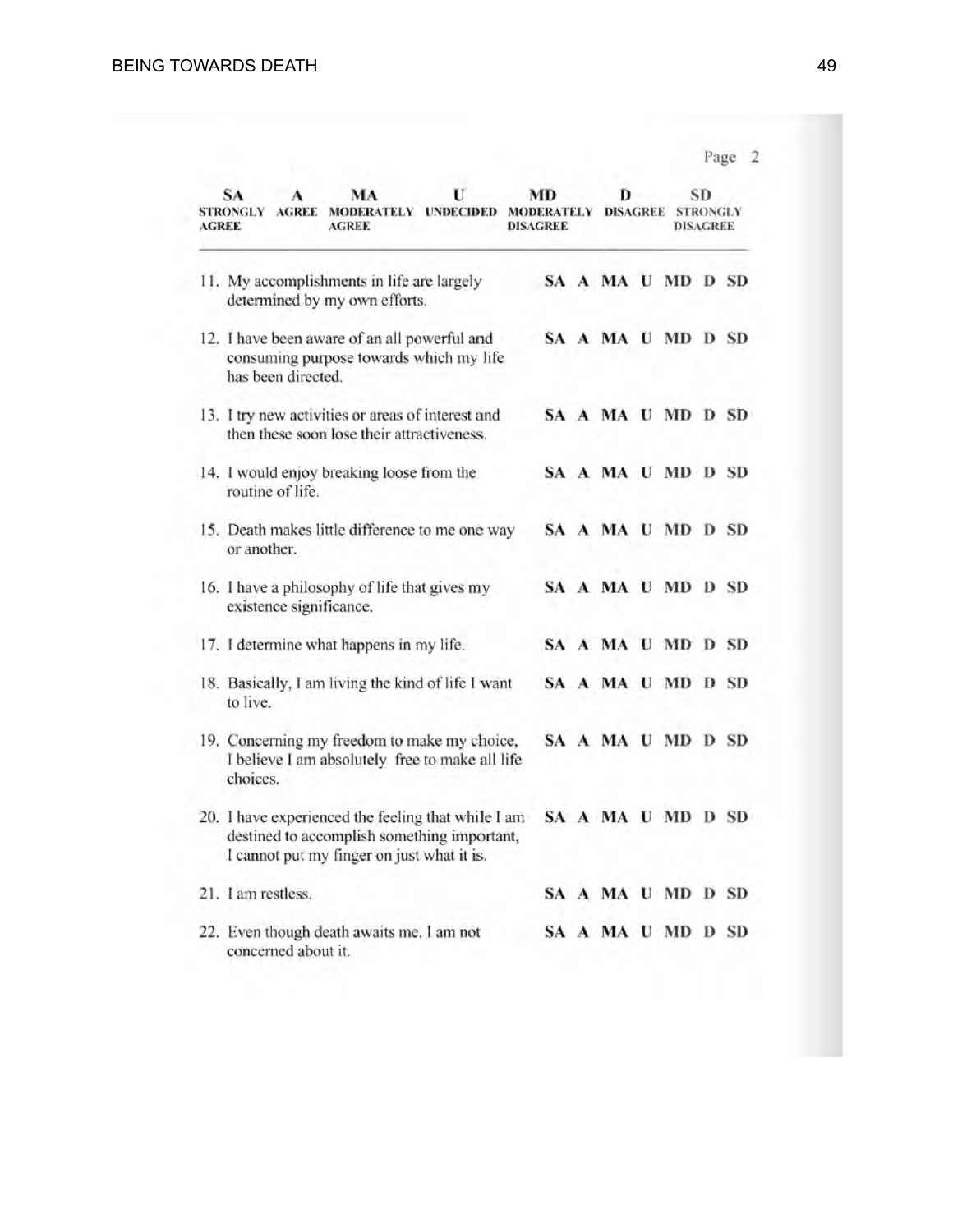Page 2

| SA | A | MA | U | MD | D | SD |
|---|---|---|---|---|---|---|
| STRONGLY AGREE | AGREE | MODERATELY AGREE | UNDECIDED | MODERATELY DISAGREE | DISAGREE | STRONGLY DISAGREE |

| Item | Response |
|---|---|
| 11. My accomplishments in life are largely determined by my own efforts. | SA A MA U MD D SD |
| 12. I have been aware of an all powerful and consuming purpose towards which my life has been directed. | SA A MA U MD D SD |
| 13. I try new activities or areas of interest and then these soon lose their attractiveness. | SA A MA U MD D SD |
| 14. I would enjoy breaking loose from the routine of life. | SA A MA U MD D SD |
| 15. Death makes little difference to me one way or another. | SA A MA U MD D SD |
| 16. I have a philosophy of life that gives my existence significance. | SA A MA U MD D SD |
| 17. I determine what happens in my life. | SA A MA U MD D SD |
| 18. Basically, I am living the kind of life I want to live. | SA A MA U MD D SD |
| 19. Concerning my freedom to make my choice, I believe I am absolutely free to make all life choices. | SA A MA U MD D SD |
| 20. I have experienced the feeling that while I am destined to accomplish something important, I cannot put my finger on just what it is. | SA A MA U MD D SD |
| 21. I am restless. | SA A MA U MD D SD |
| 22. Even though death awaits me, I am not concerned about it. | SA A MA U MD D SD |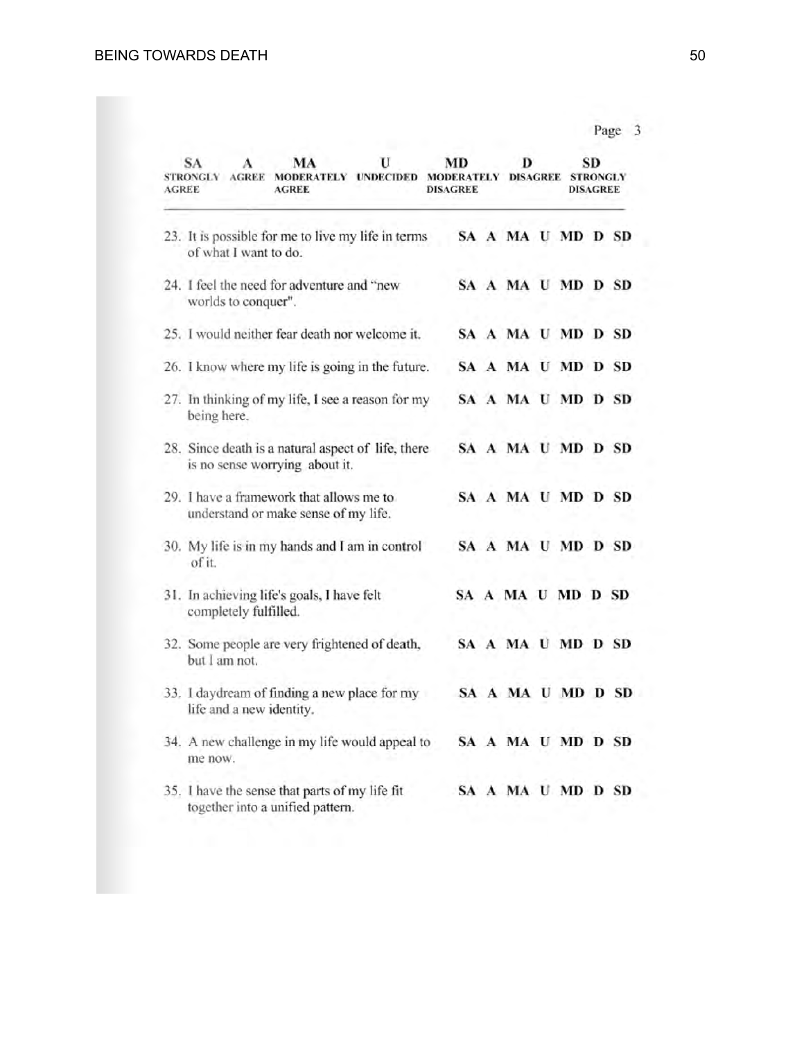Page 3

| SA<br>STRONGLY AGREE | A<br>AGREE | MA<br>MODERATELY AGREE | U<br>UNDECIDED | MD<br>MODERATELY DISAGREE | D<br>DISAGREE | SD<br>STRONGLY DISAGREE |
|---|---|---|---|---|---|---|

23. It is possible for me to live my life in terms of what I want to do. **SA A MA U MD D SD**

24. I feel the need for adventure and "new worlds to conquer". **SA A MA U MD D SD**

25. I would neither fear death nor welcome it. **SA A MA U MD D SD**

26. I know where my life is going in the future. **SA A MA U MD D SD**

27. In thinking of my life, I see a reason for my being here. **SA A MA U MD D SD**

28. Since death is a natural aspect of life, there is no sense worrying about it. **SA A MA U MD D SD**

29. I have a framework that allows me to understand or make sense of my life. **SA A MA U MD D SD**

30. My life is in my hands and I am in control of it. **SA A MA U MD D SD**

31. In achieving life's goals, I have felt completely fulfilled. **SA A MA U MD D SD**

32. Some people are very frightened of death, but I am not. **SA A MA U MD D SD**

33. I daydream of finding a new place for my life and a new identity. **SA A MA U MD D SD**

34. A new challenge in my life would appeal to me now. **SA A MA U MD D SD**

35. I have the sense that parts of my life fit together into a unified pattern. **SA A MA U MD D SD**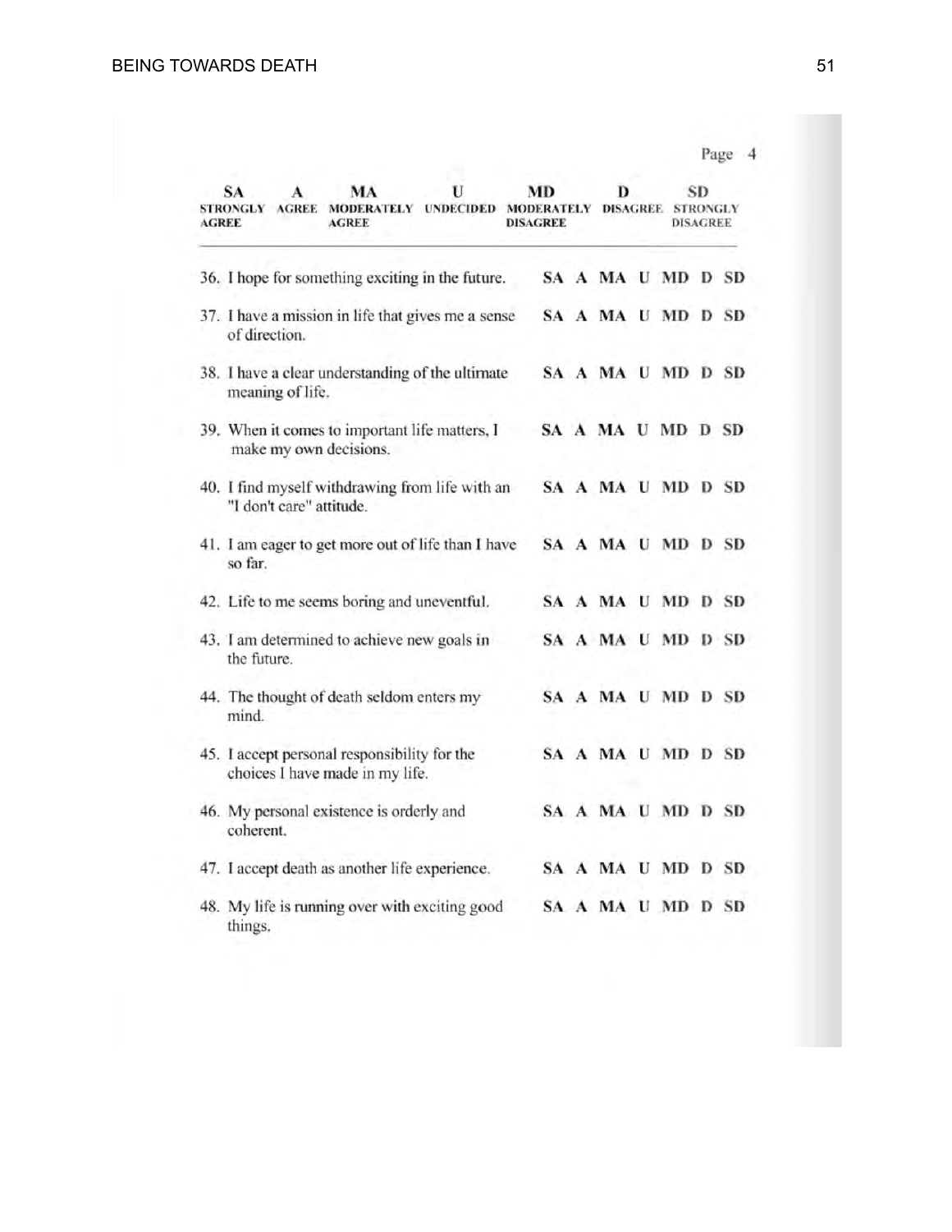Page 4

| SA | A | MA | U | MD | D | SD |
|---|---|---|---|---|---|---|
| STRONGLY AGREE | AGREE | MODERATELY AGREE | UNDECIDED | MODERATELY DISAGREE | DISAGREE | STRONGLY DISAGREE |

36. I hope for something exciting in the future. SA A MA U MD D SD

37. I have a mission in life that gives me a sense of direction. SA A MA U MD D SD

38. I have a clear understanding of the ultimate meaning of life. SA A MA U MD D SD

39. When it comes to important life matters, I make my own decisions. SA A MA U MD D SD

40. I find myself withdrawing from life with an "I don't care" attitude. SA A MA U MD D SD

41. I am eager to get more out of life than I have so far. SA A MA U MD D SD

42. Life to me seems boring and uneventful. SA A MA U MD D SD

43. I am determined to achieve new goals in the future. SA A MA U MD D SD

44. The thought of death seldom enters my mind. SA A MA U MD D SD

45. I accept personal responsibility for the choices I have made in my life. SA A MA U MD D SD

46. My personal existence is orderly and coherent. SA A MA U MD D SD

47. I accept death as another life experience. SA A MA U MD D SD

48. My life is running over with exciting good things. SA A MA U MD D SD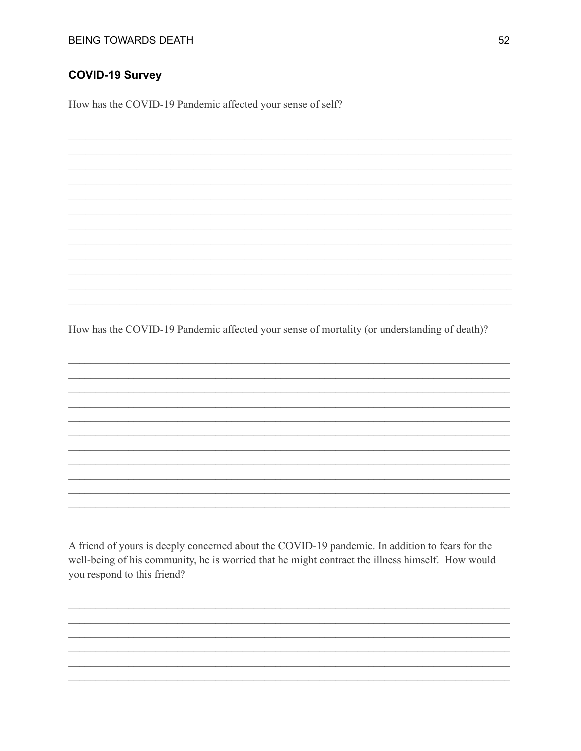### COVID-19 Survey

How has the COVID-19 Pandemic affected your sense of self?

How has the COVID-19 Pandemic affected your sense of mortality (or understanding of death)?

A friend of yours is deeply concerned about the COVID-19 pandemic. In addition to fears for the well-being of his community, he is worried that he might contract the illness himself. How would you respond to this friend?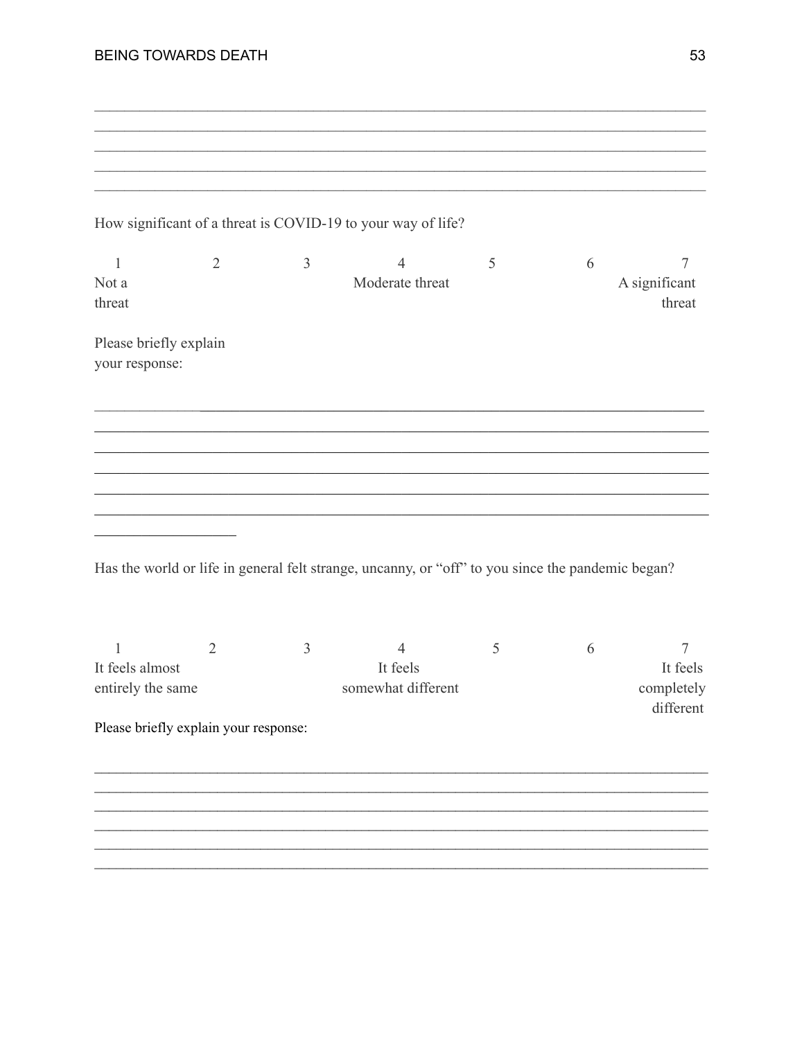How significant of a threat is COVID-19 to your way of life?

| 1 | 2 | 3 | 4 | 5 | 6 | 7 |
|---|---|---|---|---|---|---|
| Not a threat | | | Moderate threat | | | A significant threat |

Please briefly explain your response:

Has the world or life in general felt strange, uncanny, or "off" to you since the pandemic began?

| 1 | 2 | 3 | 4 | 5 | 6 | 7 |
|---|---|---|---|---|---|---|
| It feels almost entirely the same | | | It feels somewhat different | | | It feels completely different |

Please briefly explain your response: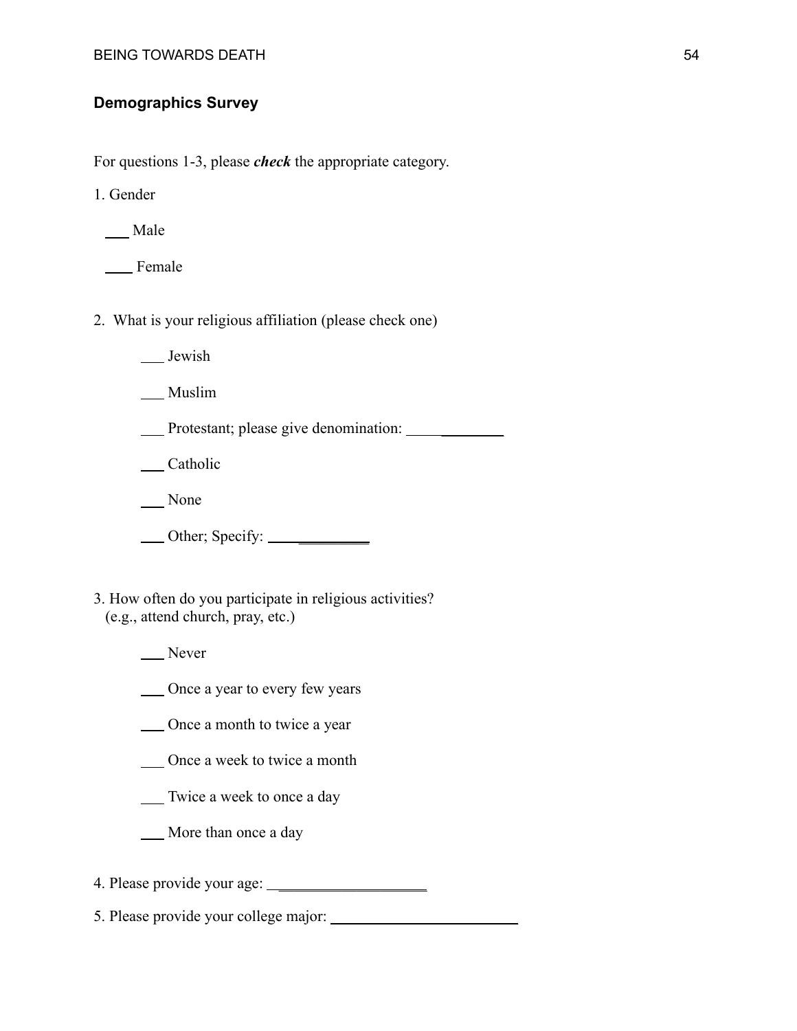## Demographics Survey

For questions 1-3, please ***check*** the appropriate category.

1. Gender

   ___ Male

   ___ Female

2. What is your religious affiliation (please check one)

   ___ Jewish

   ___ Muslim

   ___ Protestant; please give denomination: ______________

   ___ Catholic

   ___ None

   ___ Other; Specify: ______________

3. How often do you participate in religious activities? (e.g., attend church, pray, etc.)

   ___ Never

   ___ Once a year to every few years

   ___ Once a month to twice a year

   ___ Once a week to twice a month

   ___ Twice a week to once a day

   ___ More than once a day

4. Please provide your age: ____________________

5. Please provide your college major: ________________________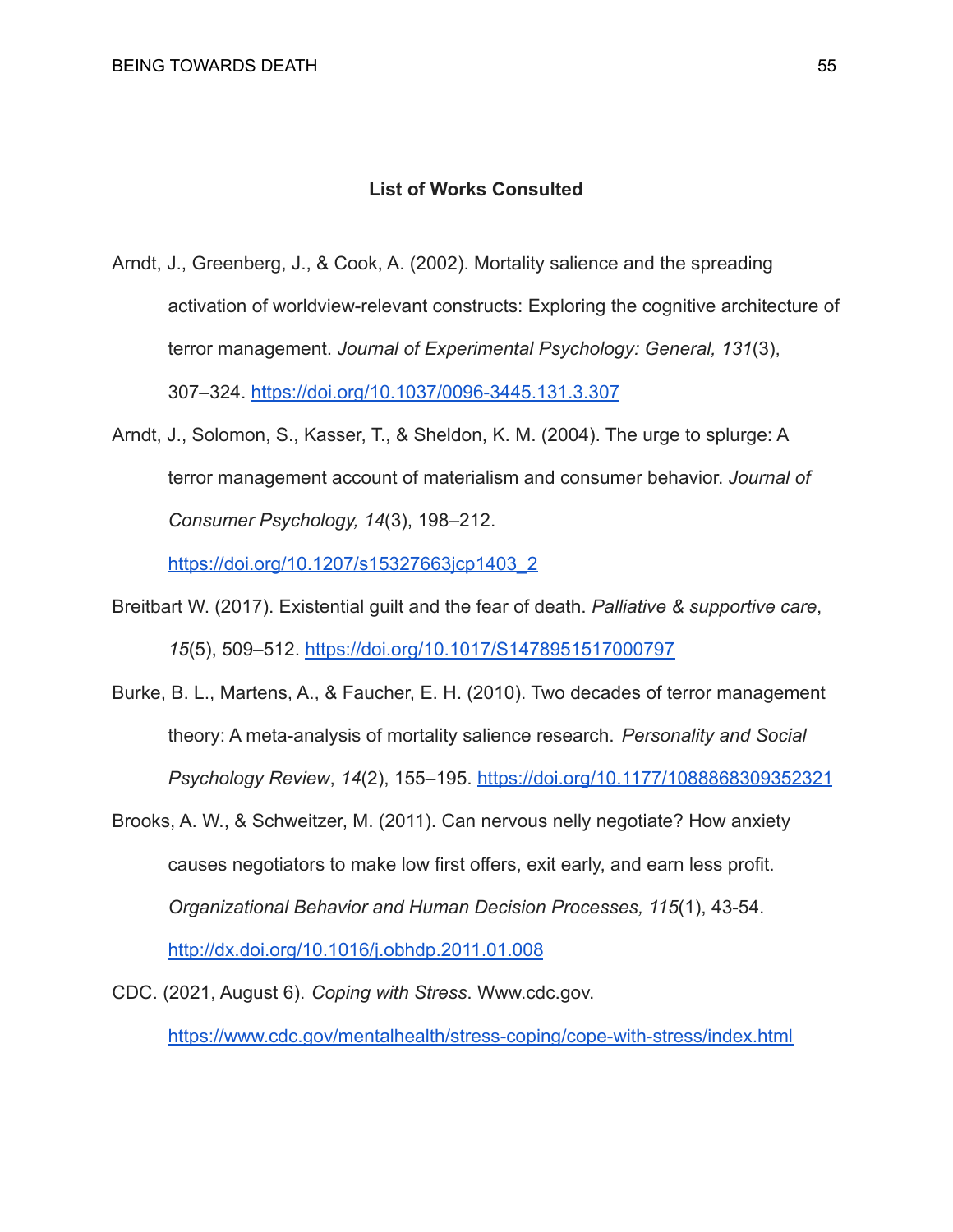**List of Works Consulted**

Arndt, J., Greenberg, J., & Cook, A. (2002). Mortality salience and the spreading activation of worldview-relevant constructs: Exploring the cognitive architecture of terror management. *Journal of Experimental Psychology: General, 131*(3), 307–324. https://doi.org/10.1037/0096-3445.131.3.307

Arndt, J., Solomon, S., Kasser, T., & Sheldon, K. M. (2004). The urge to splurge: A terror management account of materialism and consumer behavior. *Journal of Consumer Psychology, 14*(3), 198–212. https://doi.org/10.1207/s15327663jcp1403_2

Breitbart W. (2017). Existential guilt and the fear of death. *Palliative & supportive care*, *15*(5), 509–512. https://doi.org/10.1017/S1478951517000797

Burke, B. L., Martens, A., & Faucher, E. H. (2010). Two decades of terror management theory: A meta-analysis of mortality salience research. *Personality and Social Psychology Review*, *14*(2), 155–195. https://doi.org/10.1177/1088868309352321

Brooks, A. W., & Schweitzer, M. (2011). Can nervous nelly negotiate? How anxiety causes negotiators to make low first offers, exit early, and earn less profit. *Organizational Behavior and Human Decision Processes, 115*(1), 43-54. http://dx.doi.org/10.1016/j.obhdp.2011.01.008

CDC. (2021, August 6). *Coping with Stress*. Www.cdc.gov. https://www.cdc.gov/mentalhealth/stress-coping/cope-with-stress/index.html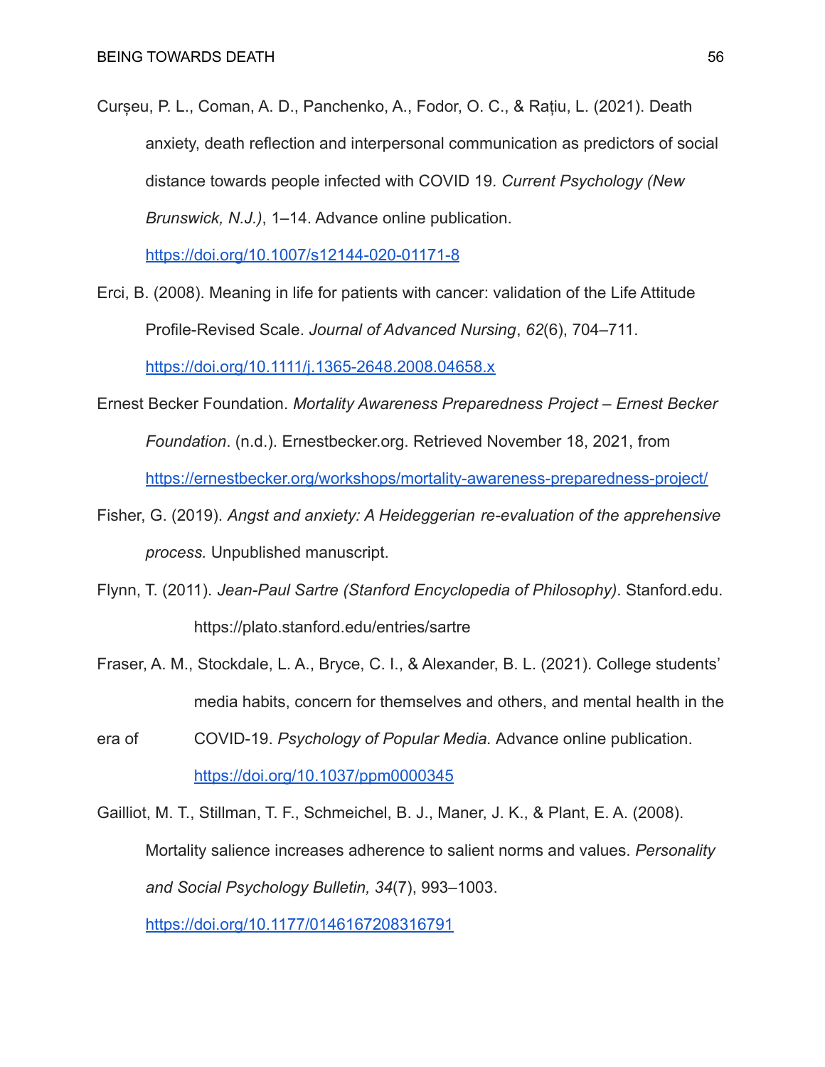Curșeu, P. L., Coman, A. D., Panchenko, A., Fodor, O. C., & Rațiu, L. (2021). Death anxiety, death reflection and interpersonal communication as predictors of social distance towards people infected with COVID 19. *Current Psychology (New Brunswick, N.J.)*, 1–14. Advance online publication. https://doi.org/10.1007/s12144-020-01171-8

Erci, B. (2008). Meaning in life for patients with cancer: validation of the Life Attitude Profile-Revised Scale. *Journal of Advanced Nursing*, *62*(6), 704–711. https://doi.org/10.1111/j.1365-2648.2008.04658.x

Ernest Becker Foundation. *Mortality Awareness Preparedness Project – Ernest Becker Foundation*. (n.d.). Ernestbecker.org. Retrieved November 18, 2021, from https://ernestbecker.org/workshops/mortality-awareness-preparedness-project/

Fisher, G. (2019). *Angst and anxiety: A Heideggerian re-evaluation of the apprehensive process.* Unpublished manuscript.

Flynn, T. (2011). *Jean-Paul Sartre (Stanford Encyclopedia of Philosophy)*. Stanford.edu. https://plato.stanford.edu/entries/sartre

Fraser, A. M., Stockdale, L. A., Bryce, C. I., & Alexander, B. L. (2021). College students' media habits, concern for themselves and others, and mental health in the era of COVID-19. *Psychology of Popular Media.* Advance online publication. https://doi.org/10.1037/ppm0000345

Gailliot, M. T., Stillman, T. F., Schmeichel, B. J., Maner, J. K., & Plant, E. A. (2008). Mortality salience increases adherence to salient norms and values. *Personality and Social Psychology Bulletin, 34*(7), 993–1003. https://doi.org/10.1177/0146167208316791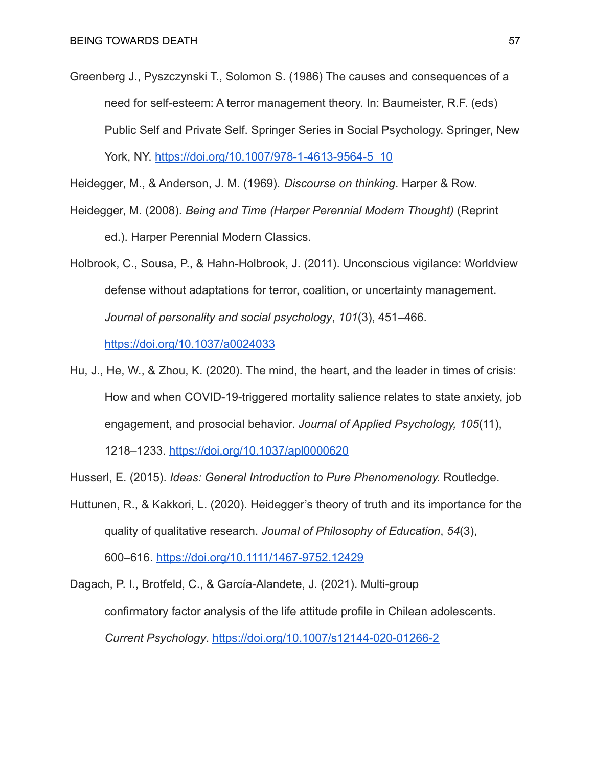Greenberg J., Pyszczynski T., Solomon S. (1986) The causes and consequences of a need for self-esteem: A terror management theory. In: Baumeister, R.F. (eds) Public Self and Private Self. Springer Series in Social Psychology. Springer, New York, NY. https://doi.org/10.1007/978-1-4613-9564-5_10

Heidegger, M., & Anderson, J. M. (1969). *Discourse on thinking*. Harper & Row.

Heidegger, M. (2008). *Being and Time (Harper Perennial Modern Thought)* (Reprint ed.). Harper Perennial Modern Classics.

Holbrook, C., Sousa, P., & Hahn-Holbrook, J. (2011). Unconscious vigilance: Worldview defense without adaptations for terror, coalition, or uncertainty management. *Journal of personality and social psychology*, *101*(3), 451–466. https://doi.org/10.1037/a0024033

Hu, J., He, W., & Zhou, K. (2020). The mind, the heart, and the leader in times of crisis: How and when COVID-19-triggered mortality salience relates to state anxiety, job engagement, and prosocial behavior. *Journal of Applied Psychology, 105*(11), 1218–1233. https://doi.org/10.1037/apl0000620

Husserl, E. (2015). *Ideas: General Introduction to Pure Phenomenology.* Routledge.

Huttunen, R., & Kakkori, L. (2020). Heidegger's theory of truth and its importance for the quality of qualitative research. *Journal of Philosophy of Education*, *54*(3), 600–616. https://doi.org/10.1111/1467-9752.12429

Dagach, P. I., Brotfeld, C., & García-Alandete, J. (2021). Multi-group confirmatory factor analysis of the life attitude profile in Chilean adolescents. *Current Psychology*. https://doi.org/10.1007/s12144-020-01266-2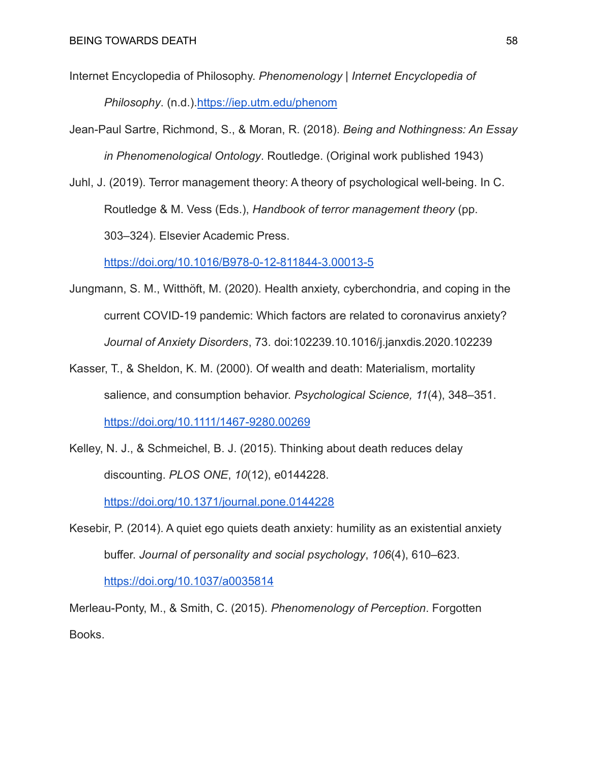Internet Encyclopedia of Philosophy. *Phenomenology | Internet Encyclopedia of Philosophy*. (n.d.).https://iep.utm.edu/phenom

Jean-Paul Sartre, Richmond, S., & Moran, R. (2018). *Being and Nothingness: An Essay in Phenomenological Ontology*. Routledge. (Original work published 1943)

Juhl, J. (2019). Terror management theory: A theory of psychological well-being. In C. Routledge & M. Vess (Eds.), *Handbook of terror management theory* (pp. 303–324). Elsevier Academic Press. https://doi.org/10.1016/B978-0-12-811844-3.00013-5

Jungmann, S. M., Witthöft, M. (2020). Health anxiety, cyberchondria, and coping in the current COVID-19 pandemic: Which factors are related to coronavirus anxiety? *Journal of Anxiety Disorders*, 73. doi:102239.10.1016/j.janxdis.2020.102239

Kasser, T., & Sheldon, K. M. (2000). Of wealth and death: Materialism, mortality salience, and consumption behavior. *Psychological Science, 11*(4), 348–351. https://doi.org/10.1111/1467-9280.00269

Kelley, N. J., & Schmeichel, B. J. (2015). Thinking about death reduces delay discounting. *PLOS ONE*, *10*(12), e0144228. https://doi.org/10.1371/journal.pone.0144228

Kesebir, P. (2014). A quiet ego quiets death anxiety: humility as an existential anxiety buffer. *Journal of personality and social psychology*, *106*(4), 610–623. https://doi.org/10.1037/a0035814

Merleau-Ponty, M., & Smith, C. (2015). *Phenomenology of Perception*. Forgotten Books.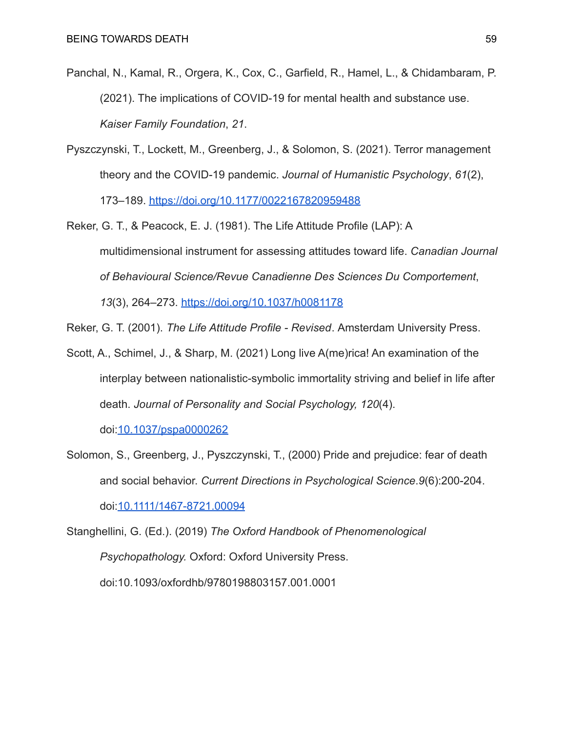Panchal, N., Kamal, R., Orgera, K., Cox, C., Garfield, R., Hamel, L., & Chidambaram, P. (2021). The implications of COVID-19 for mental health and substance use. *Kaiser Family Foundation*, *21*.

Pyszczynski, T., Lockett, M., Greenberg, J., & Solomon, S. (2021). Terror management theory and the COVID-19 pandemic. *Journal of Humanistic Psychology*, *61*(2), 173–189. https://doi.org/10.1177/0022167820959488

Reker, G. T., & Peacock, E. J. (1981). The Life Attitude Profile (LAP): A multidimensional instrument for assessing attitudes toward life. *Canadian Journal of Behavioural Science/Revue Canadienne Des Sciences Du Comportement*, *13*(3), 264–273. https://doi.org/10.1037/h0081178

Reker, G. T. (2001). *The Life Attitude Profile - Revised*. Amsterdam University Press.

Scott, A., Schimel, J., & Sharp, M. (2021) Long live A(me)rica! An examination of the interplay between nationalistic-symbolic immortality striving and belief in life after death. *Journal of Personality and Social Psychology, 120*(4). doi:10.1037/pspa0000262

Solomon, S., Greenberg, J., Pyszczynski, T., (2000) Pride and prejudice: fear of death and social behavior. *Current Directions in Psychological Science*.*9*(6):200-204. doi:10.1111/1467-8721.00094

Stanghellini, G. (Ed.). (2019) *The Oxford Handbook of Phenomenological Psychopathology.* Oxford: Oxford University Press. doi:10.1093/oxfordhb/9780198803157.001.0001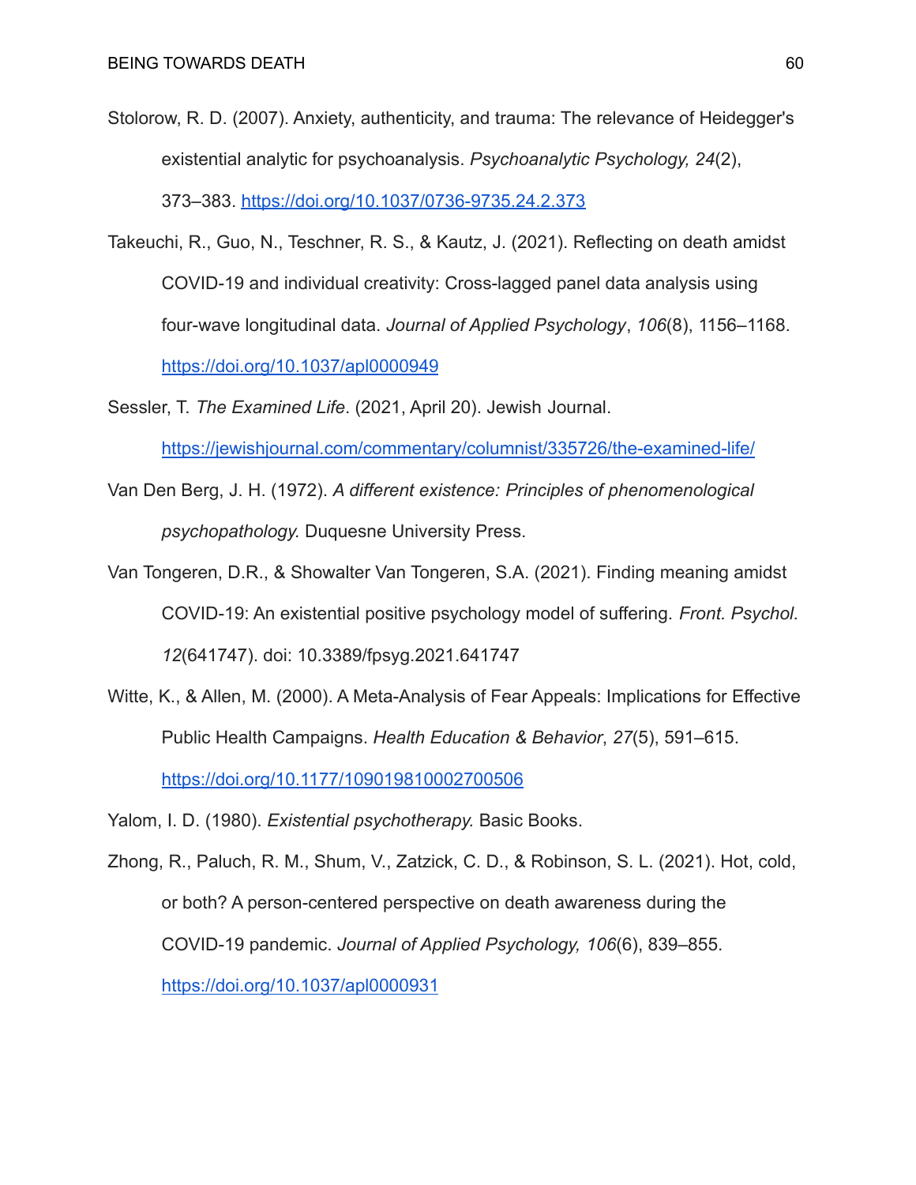Stolorow, R. D. (2007). Anxiety, authenticity, and trauma: The relevance of Heidegger's existential analytic for psychoanalysis. *Psychoanalytic Psychology, 24*(2), 373–383. https://doi.org/10.1037/0736-9735.24.2.373

Takeuchi, R., Guo, N., Teschner, R. S., & Kautz, J. (2021). Reflecting on death amidst COVID-19 and individual creativity: Cross-lagged panel data analysis using four-wave longitudinal data. *Journal of Applied Psychology*, *106*(8), 1156–1168. https://doi.org/10.1037/apl0000949

Sessler, T. *The Examined Life*. (2021, April 20). Jewish Journal. https://jewishjournal.com/commentary/columnist/335726/the-examined-life/

Van Den Berg, J. H. (1972). *A different existence: Principles of phenomenological psychopathology.* Duquesne University Press.

Van Tongeren, D.R., & Showalter Van Tongeren, S.A. (2021). Finding meaning amidst COVID-19: An existential positive psychology model of suffering. *Front. Psychol. 12*(641747). doi: 10.3389/fpsyg.2021.641747

Witte, K., & Allen, M. (2000). A Meta-Analysis of Fear Appeals: Implications for Effective Public Health Campaigns. *Health Education & Behavior*, *27*(5), 591–615. https://doi.org/10.1177/109019810002700506

Yalom, I. D. (1980). *Existential psychotherapy.* Basic Books.

Zhong, R., Paluch, R. M., Shum, V., Zatzick, C. D., & Robinson, S. L. (2021). Hot, cold, or both? A person-centered perspective on death awareness during the COVID-19 pandemic. *Journal of Applied Psychology, 106*(6), 839–855. https://doi.org/10.1037/apl0000931